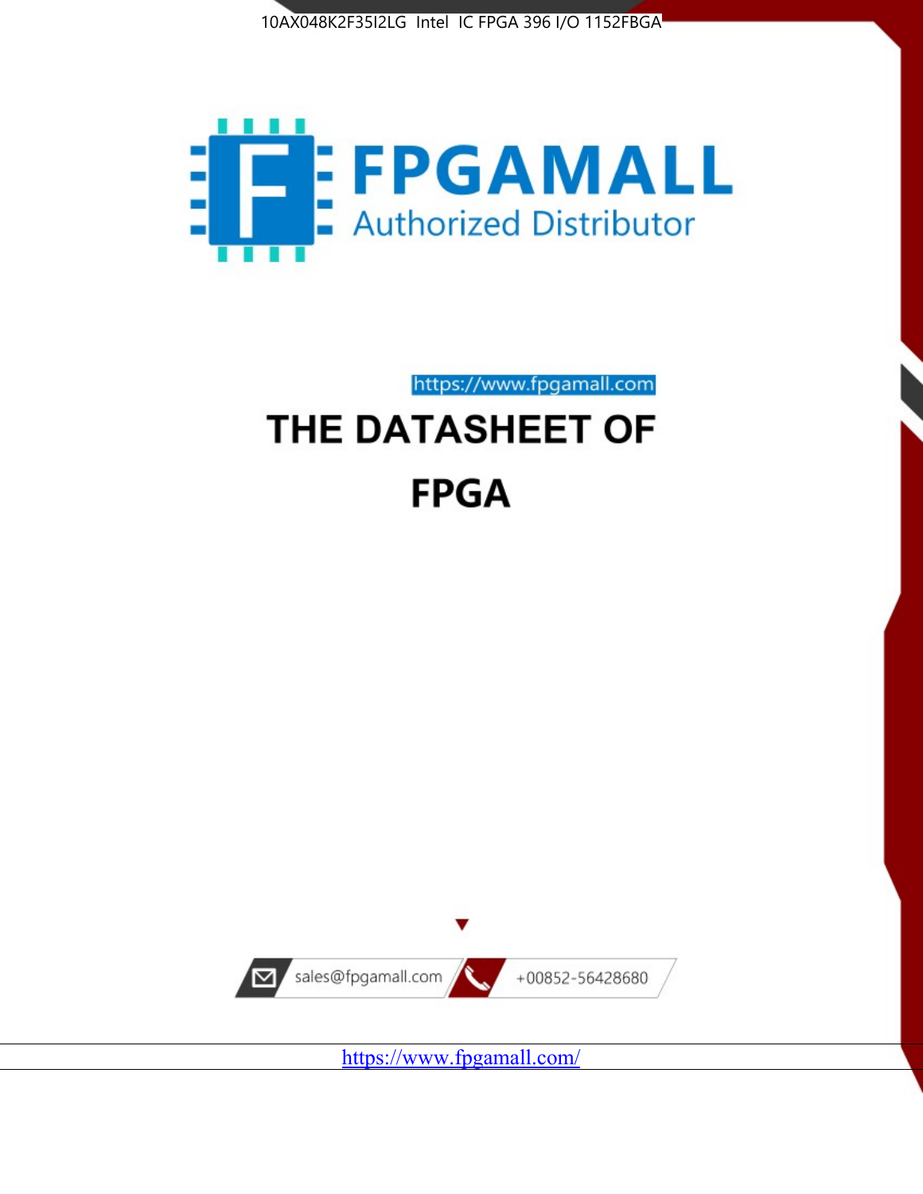10AX048K2F35I2LG Intel IC FPGA 396 I/O 1152FBGA

FPGAMALL

Authorized Distributor

https://www.fpgamall.com

# THE DATASHEET OF

# FPGA

sales@fpgamall.com

+00852-56428680

https://www.fpgamall.com/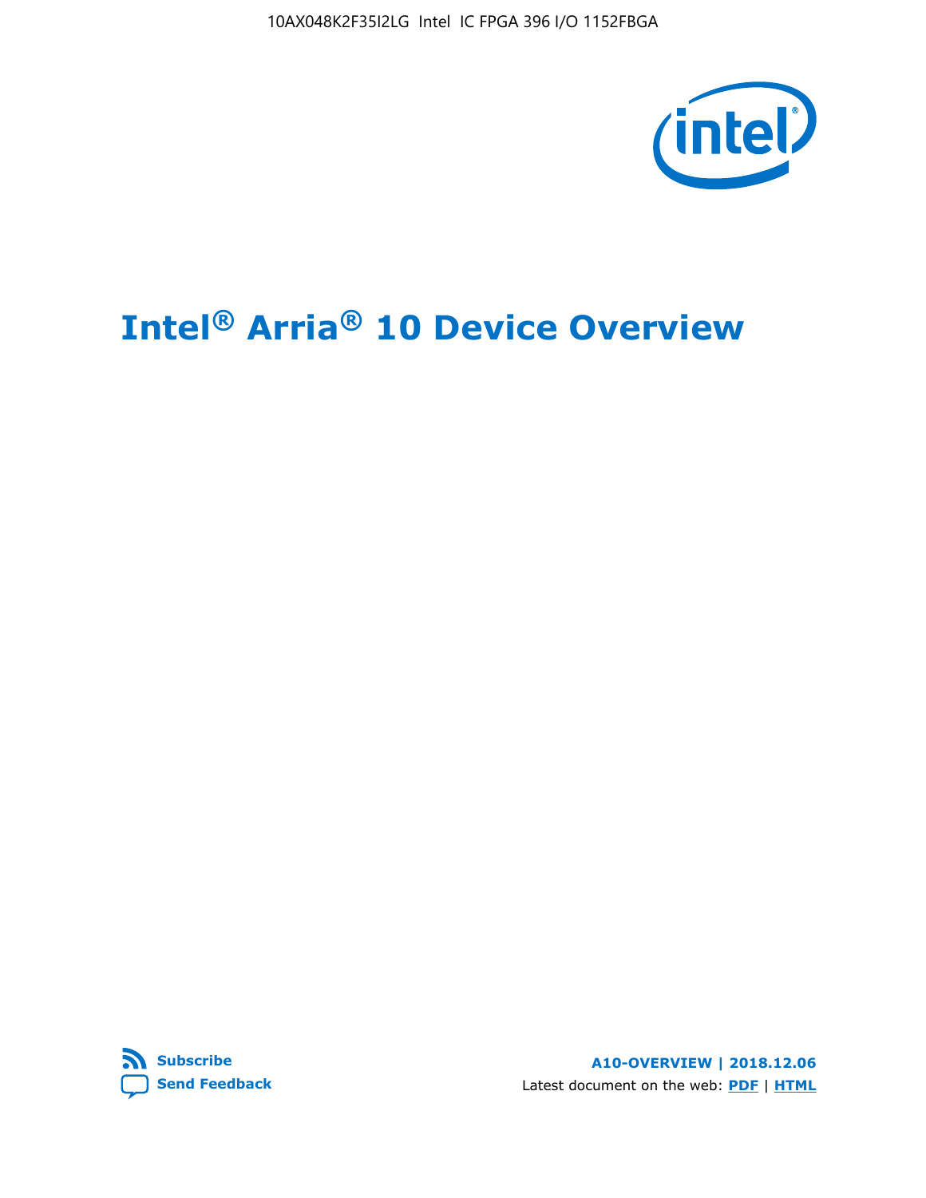10AX048K2F35I2LG Intel IC FPGA 396 I/O 1152FBGA

# Intel® Arria® 10 Device Overview

Subscribe

Send Feedback

**A10-OVERVIEW | 2018.12.06**

Latest document on the web: **PDF** | **HTML**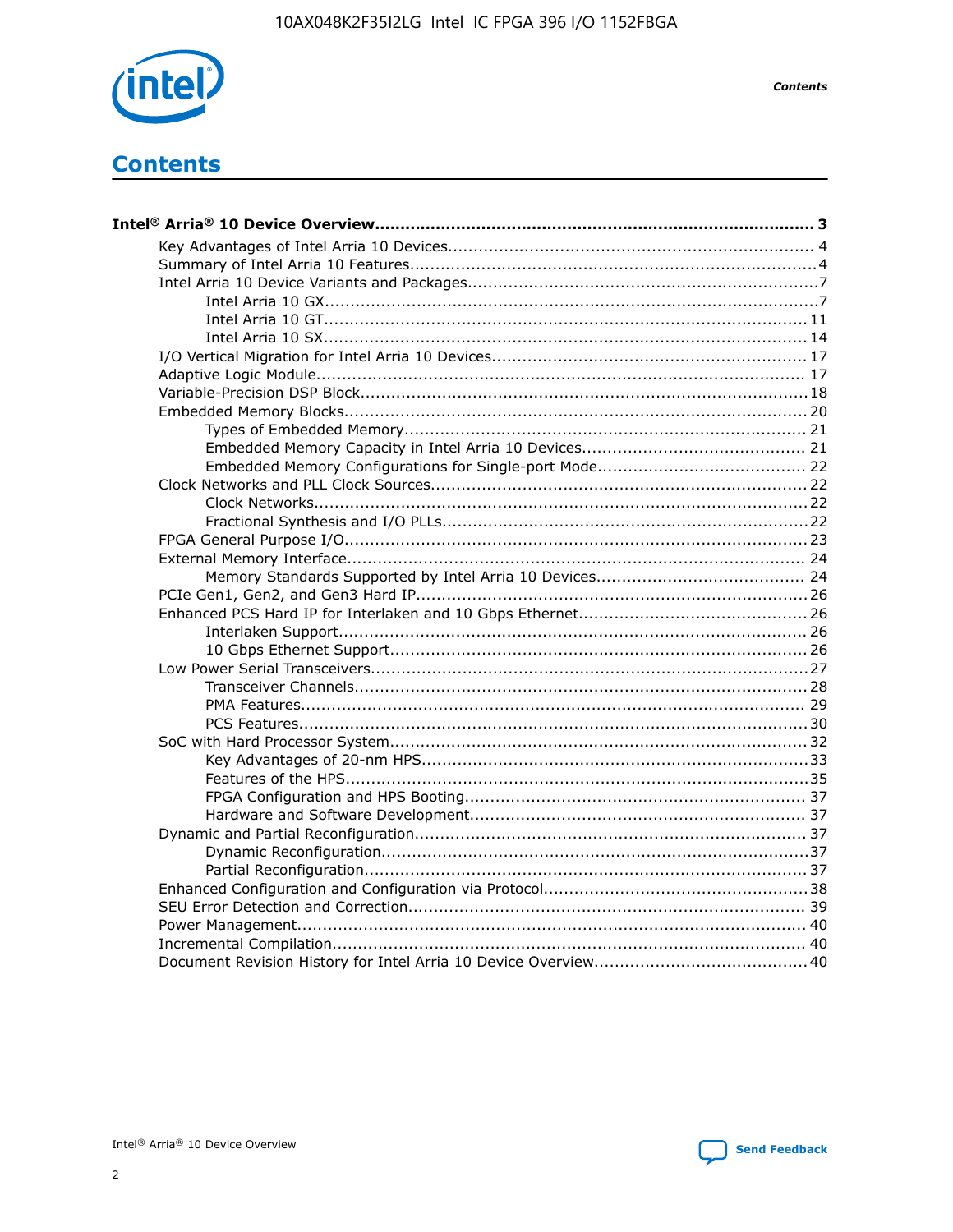# Contents

**Intel® Arria® 10 Device Overview................................................................ 3**

- Key Advantages of Intel Arria 10 Devices................................................................ 4
- Summary of Intel Arria 10 Features................................................................ 4
- Intel Arria 10 Device Variants and Packages................................................................ 7
  - Intel Arria 10 GX................................................................ 7
  - Intel Arria 10 GT................................................................ 11
  - Intel Arria 10 SX................................................................ 14
- I/O Vertical Migration for Intel Arria 10 Devices................................................................ 17
- Adaptive Logic Module................................................................ 17
- Variable-Precision DSP Block................................................................ 18
- Embedded Memory Blocks................................................................ 20
  - Types of Embedded Memory................................................................ 21
  - Embedded Memory Capacity in Intel Arria 10 Devices................................................................ 21
  - Embedded Memory Configurations for Single-port Mode................................................................ 22
- Clock Networks and PLL Clock Sources................................................................ 22
  - Clock Networks................................................................ 22
  - Fractional Synthesis and I/O PLLs................................................................ 22
- FPGA General Purpose I/O................................................................ 23
- External Memory Interface................................................................ 24
  - Memory Standards Supported by Intel Arria 10 Devices................................................................ 24
- PCIe Gen1, Gen2, and Gen3 Hard IP................................................................ 26
- Enhanced PCS Hard IP for Interlaken and 10 Gbps Ethernet................................................................ 26
  - Interlaken Support................................................................ 26
  - 10 Gbps Ethernet Support................................................................ 26
- Low Power Serial Transceivers................................................................ 27
  - Transceiver Channels................................................................ 28
  - PMA Features................................................................ 29
  - PCS Features................................................................ 30
- SoC with Hard Processor System................................................................ 32
  - Key Advantages of 20-nm HPS................................................................ 33
  - Features of the HPS................................................................ 35
  - FPGA Configuration and HPS Booting................................................................ 37
  - Hardware and Software Development................................................................ 37
- Dynamic and Partial Reconfiguration................................................................ 37
  - Dynamic Reconfiguration................................................................ 37
  - Partial Reconfiguration................................................................ 37
- Enhanced Configuration and Configuration via Protocol................................................................ 38
- SEU Error Detection and Correction................................................................ 39
- Power Management................................................................ 40
- Incremental Compilation................................................................ 40
- Document Revision History for Intel Arria 10 Device Overview................................................................ 40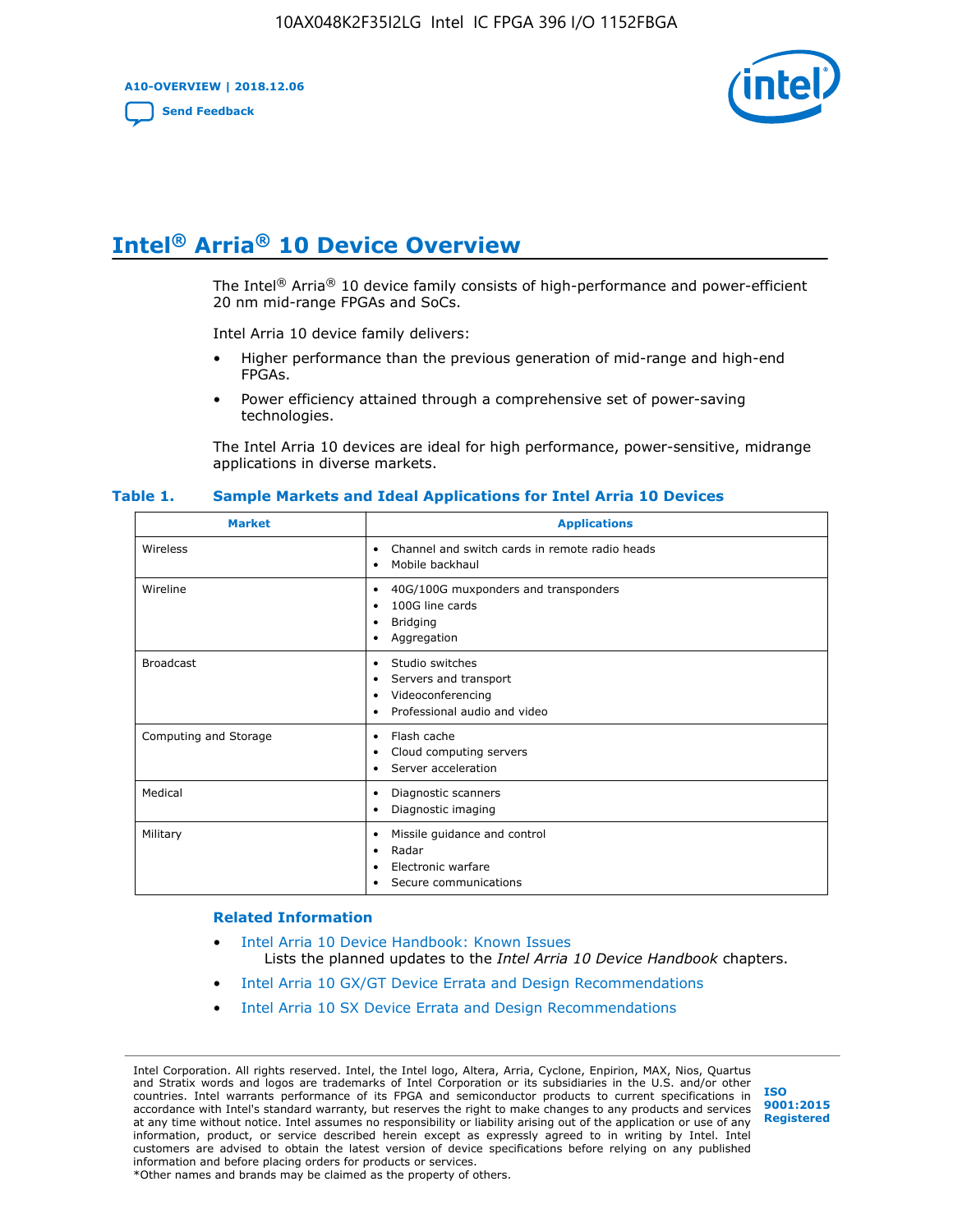# Intel® Arria® 10 Device Overview

The Intel® Arria® 10 device family consists of high-performance and power-efficient 20 nm mid-range FPGAs and SoCs.

Intel Arria 10 device family delivers:

- Higher performance than the previous generation of mid-range and high-end FPGAs.
- Power efficiency attained through a comprehensive set of power-saving technologies.

The Intel Arria 10 devices are ideal for high performance, power-sensitive, midrange applications in diverse markets.

**Table 1. Sample Markets and Ideal Applications for Intel Arria 10 Devices**

| Market | Applications |
|---|---|
| Wireless | • Channel and switch cards in remote radio heads<br>• Mobile backhaul |
| Wireline | • 40G/100G muxponders and transponders<br>• 100G line cards<br>• Bridging<br>• Aggregation |
| Broadcast | • Studio switches<br>• Servers and transport<br>• Videoconferencing<br>• Professional audio and video |
| Computing and Storage | • Flash cache<br>• Cloud computing servers<br>• Server acceleration |
| Medical | • Diagnostic scanners<br>• Diagnostic imaging |
| Military | • Missile guidance and control<br>• Radar<br>• Electronic warfare<br>• Secure communications |

### Related Information

- Intel Arria 10 Device Handbook: Known Issues
  Lists the planned updates to the *Intel Arria 10 Device Handbook* chapters.
- Intel Arria 10 GX/GT Device Errata and Design Recommendations
- Intel Arria 10 SX Device Errata and Design Recommendations

Intel Corporation. All rights reserved. Intel, the Intel logo, Altera, Arria, Cyclone, Enpirion, MAX, Nios, Quartus and Stratix words and logos are trademarks of Intel Corporation or its subsidiaries in the U.S. and/or other countries. Intel warrants performance of its FPGA and semiconductor products to current specifications in accordance with Intel's standard warranty, but reserves the right to make changes to any products and services at any time without notice. Intel assumes no responsibility or liability arising out of the application or use of any information, product, or service described herein except as expressly agreed to in writing by Intel. Intel customers are advised to obtain the latest version of device specifications before relying on any published information and before placing orders for products or services.
*Other names and brands may be claimed as the property of others.

ISO 9001:2015 Registered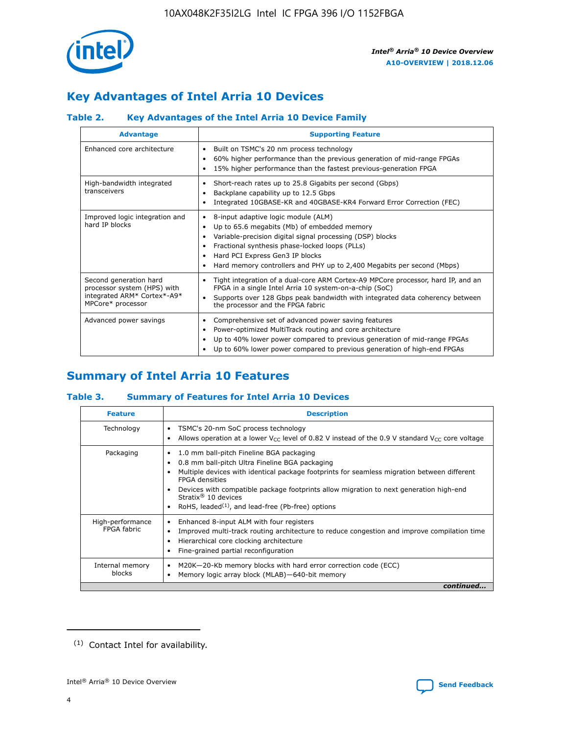## Key Advantages of Intel Arria 10 Devices

### Table 2. Key Advantages of the Intel Arria 10 Device Family

| Advantage | Supporting Feature |
| --- | --- |
| Enhanced core architecture | • Built on TSMC's 20 nm process technology<br>• 60% higher performance than the previous generation of mid-range FPGAs<br>• 15% higher performance than the fastest previous-generation FPGA |
| High-bandwidth integrated transceivers | • Short-reach rates up to 25.8 Gigabits per second (Gbps)<br>• Backplane capability up to 12.5 Gbps<br>• Integrated 10GBASE-KR and 40GBASE-KR4 Forward Error Correction (FEC) |
| Improved logic integration and hard IP blocks | • 8-input adaptive logic module (ALM)<br>• Up to 65.6 megabits (Mb) of embedded memory<br>• Variable-precision digital signal processing (DSP) blocks<br>• Fractional synthesis phase-locked loops (PLLs)<br>• Hard PCI Express Gen3 IP blocks<br>• Hard memory controllers and PHY up to 2,400 Megabits per second (Mbps) |
| Second generation hard processor system (HPS) with integrated ARM* Cortex*-A9* MPCore* processor | • Tight integration of a dual-core ARM Cortex-A9 MPCore processor, hard IP, and an FPGA in a single Intel Arria 10 system-on-a-chip (SoC)<br>• Supports over 128 Gbps peak bandwidth with integrated data coherency between the processor and the FPGA fabric |
| Advanced power savings | • Comprehensive set of advanced power saving features<br>• Power-optimized MultiTrack routing and core architecture<br>• Up to 40% lower power compared to previous generation of mid-range FPGAs<br>• Up to 60% lower power compared to previous generation of high-end FPGAs |

## Summary of Intel Arria 10 Features

### Table 3. Summary of Features for Intel Arria 10 Devices

| Feature | Description |
| --- | --- |
| Technology | • TSMC's 20-nm SoC process technology<br>• Allows operation at a lower $V_{CC}$ level of 0.82 V instead of the 0.9 V standard $V_{CC}$ core voltage |
| Packaging | • 1.0 mm ball-pitch Fineline BGA packaging<br>• 0.8 mm ball-pitch Ultra Fineline BGA packaging<br>• Multiple devices with identical package footprints for seamless migration between different FPGA densities<br>• Devices with compatible package footprints allow migration to next generation high-end Stratix® 10 devices<br>• RoHS, leaded[(1)], and lead-free (Pb-free) options |
| High-performance FPGA fabric | • Enhanced 8-input ALM with four registers<br>• Improved multi-track routing architecture to reduce congestion and improve compilation time<br>• Hierarchical core clocking architecture<br>• Fine-grained partial reconfiguration |
| Internal memory blocks | • M20K—20-Kb memory blocks with hard error correction code (ECC)<br>• Memory logic array block (MLAB)—640-bit memory |

*continued...*

(1) Contact Intel for availability.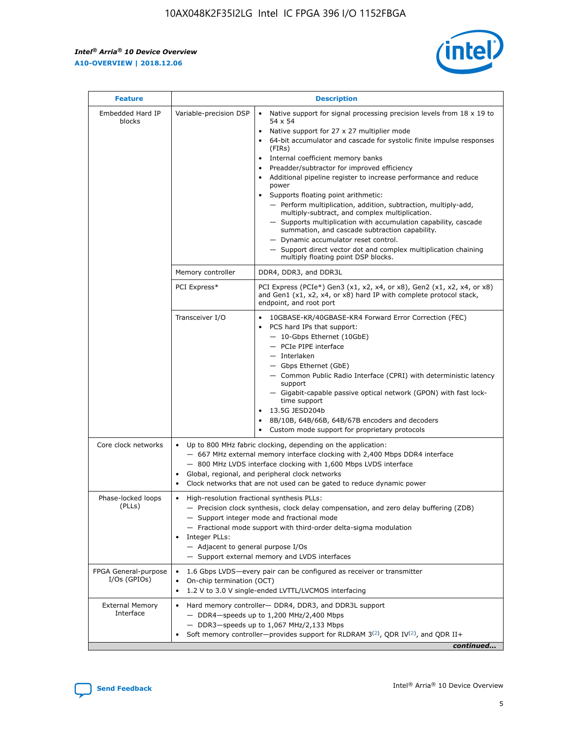| Feature | Description | |
|---|---|---|
| Embedded Hard IP blocks | Variable-precision DSP | • Native support for signal processing precision levels from 18 x 19 to 54 x 54<br>• Native support for 27 x 27 multiplier mode<br>• 64-bit accumulator and cascade for systolic finite impulse responses (FIRs)<br>• Internal coefficient memory banks<br>• Preadder/subtractor for improved efficiency<br>• Additional pipeline register to increase performance and reduce power<br>• Supports floating point arithmetic:<br>— Perform multiplication, addition, subtraction, multiply-add, multiply-subtract, and complex multiplication.<br>— Supports multiplication with accumulation capability, cascade summation, and cascade subtraction capability.<br>— Dynamic accumulator reset control.<br>— Support direct vector dot and complex multiplication chaining multiply floating point DSP blocks. |
| | Memory controller | DDR4, DDR3, and DDR3L |
| | PCI Express* | PCI Express (PCIe*) Gen3 (x1, x2, x4, or x8), Gen2 (x1, x2, x4, or x8) and Gen1 (x1, x2, x4, or x8) hard IP with complete protocol stack, endpoint, and root port |
| | Transceiver I/O | • 10GBASE-KR/40GBASE-KR4 Forward Error Correction (FEC)<br>• PCS hard IPs that support:<br>— 10-Gbps Ethernet (10GbE)<br>— PCIe PIPE interface<br>— Interlaken<br>— Gbps Ethernet (GbE)<br>— Common Public Radio Interface (CPRI) with deterministic latency support<br>— Gigabit-capable passive optical network (GPON) with fast lock-time support<br>• 13.5G JESD204b<br>• 8B/10B, 64B/66B, 64B/67B encoders and decoders<br>• Custom mode support for proprietary protocols |
| Core clock networks | • Up to 800 MHz fabric clocking, depending on the application:<br>— 667 MHz external memory interface clocking with 2,400 Mbps DDR4 interface<br>— 800 MHz LVDS interface clocking with 1,600 Mbps LVDS interface<br>• Global, regional, and peripheral clock networks<br>• Clock networks that are not used can be gated to reduce dynamic power | |
| Phase-locked loops (PLLs) | • High-resolution fractional synthesis PLLs:<br>— Precision clock synthesis, clock delay compensation, and zero delay buffering (ZDB)<br>— Support integer mode and fractional mode<br>— Fractional mode support with third-order delta-sigma modulation<br>• Integer PLLs:<br>— Adjacent to general purpose I/Os<br>— Support external memory and LVDS interfaces | |
| FPGA General-purpose I/Os (GPIOs) | • 1.6 Gbps LVDS—every pair can be configured as receiver or transmitter<br>• On-chip termination (OCT)<br>• 1.2 V to 3.0 V single-ended LVTTL/LVCMOS interfacing | |
| External Memory Interface | • Hard memory controller— DDR4, DDR3, and DDR3L support<br>— DDR4—speeds up to 1,200 MHz/2,400 Mbps<br>— DDR3—speeds up to 1,067 MHz/2,133 Mbps<br>• Soft memory controller—provides support for RLDRAM 3[(2)], QDR IV[(2)], and QDR II+ | |

*continued...*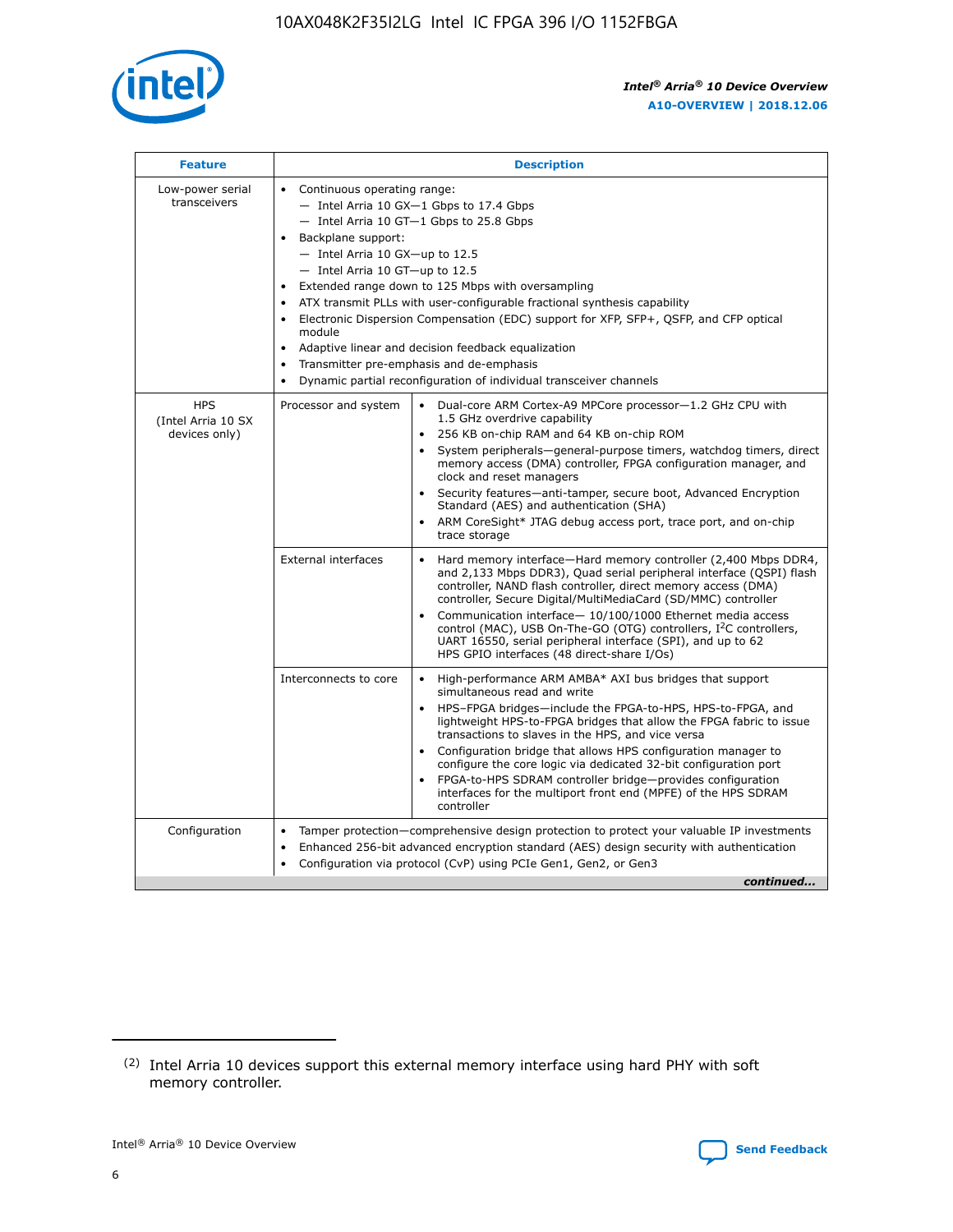| Feature | Description | |
|---|---|---|
| Low-power serial transceivers | • Continuous operating range:<br>— Intel Arria 10 GX—1 Gbps to 17.4 Gbps<br>— Intel Arria 10 GT—1 Gbps to 25.8 Gbps<br>• Backplane support:<br>— Intel Arria 10 GX—up to 12.5<br>— Intel Arria 10 GT—up to 12.5<br>• Extended range down to 125 Mbps with oversampling<br>• ATX transmit PLLs with user-configurable fractional synthesis capability<br>• Electronic Dispersion Compensation (EDC) support for XFP, SFP+, QSFP, and CFP optical module<br>• Adaptive linear and decision feedback equalization<br>• Transmitter pre-emphasis and de-emphasis<br>• Dynamic partial reconfiguration of individual transceiver channels | |
| HPS (Intel Arria 10 SX devices only) | Processor and system | • Dual-core ARM Cortex-A9 MPCore processor—1.2 GHz CPU with 1.5 GHz overdrive capability<br>• 256 KB on-chip RAM and 64 KB on-chip ROM<br>• System peripherals—general-purpose timers, watchdog timers, direct memory access (DMA) controller, FPGA configuration manager, and clock and reset managers<br>• Security features—anti-tamper, secure boot, Advanced Encryption Standard (AES) and authentication (SHA)<br>• ARM CoreSight* JTAG debug access port, trace port, and on-chip trace storage |
| | External interfaces | • Hard memory interface—Hard memory controller (2,400 Mbps DDR4, and 2,133 Mbps DDR3), Quad serial peripheral interface (QSPI) flash controller, NAND flash controller, direct memory access (DMA) controller, Secure Digital/MultiMediaCard (SD/MMC) controller<br>• Communication interface— 10/100/1000 Ethernet media access control (MAC), USB On-The-GO (OTG) controllers, I$^2$C controllers, UART 16550, serial peripheral interface (SPI), and up to 62 HPS GPIO interfaces (48 direct-share I/Os) |
| | Interconnects to core | • High-performance ARM AMBA* AXI bus bridges that support simultaneous read and write<br>• HPS–FPGA bridges—include the FPGA-to-HPS, HPS-to-FPGA, and lightweight HPS-to-FPGA bridges that allow the FPGA fabric to issue transactions to slaves in the HPS, and vice versa<br>• Configuration bridge that allows HPS configuration manager to configure the core logic via dedicated 32-bit configuration port<br>• FPGA-to-HPS SDRAM controller bridge—provides configuration interfaces for the multiport front end (MPFE) of the HPS SDRAM controller |
| Configuration | • Tamper protection—comprehensive design protection to protect your valuable IP investments<br>• Enhanced 256-bit advanced encryption standard (AES) design security with authentication<br>• Configuration via protocol (CvP) using PCIe Gen1, Gen2, or Gen3 | |

*continued...*

(2) Intel Arria 10 devices support this external memory interface using hard PHY with soft memory controller.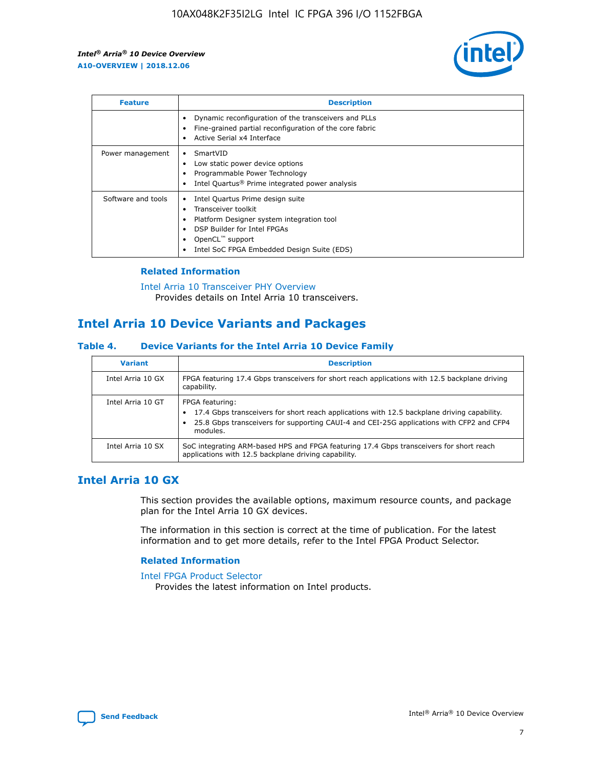| Feature | Description |
| --- | --- |
| | • Dynamic reconfiguration of the transceivers and PLLs<br>• Fine-grained partial reconfiguration of the core fabric<br>• Active Serial x4 Interface |
| Power management | • SmartVID<br>• Low static power device options<br>• Programmable Power Technology<br>• Intel Quartus® Prime integrated power analysis |
| Software and tools | • Intel Quartus Prime design suite<br>• Transceiver toolkit<br>• Platform Designer system integration tool<br>• DSP Builder for Intel FPGAs<br>• OpenCL™ support<br>• Intel SoC FPGA Embedded Design Suite (EDS) |

### Related Information

Intel Arria 10 Transceiver PHY Overview
Provides details on Intel Arria 10 transceivers.

## Intel Arria 10 Device Variants and Packages

#### Table 4. Device Variants for the Intel Arria 10 Device Family

| Variant | Description |
| --- | --- |
| Intel Arria 10 GX | FPGA featuring 17.4 Gbps transceivers for short reach applications with 12.5 backplane driving capability. |
| Intel Arria 10 GT | FPGA featuring:<br>• 17.4 Gbps transceivers for short reach applications with 12.5 backplane driving capability.<br>• 25.8 Gbps transceivers for supporting CAUI-4 and CEI-25G applications with CFP2 and CFP4 modules. |
| Intel Arria 10 SX | SoC integrating ARM-based HPS and FPGA featuring 17.4 Gbps transceivers for short reach applications with 12.5 backplane driving capability. |

## Intel Arria 10 GX

This section provides the available options, maximum resource counts, and package plan for the Intel Arria 10 GX devices.

The information in this section is correct at the time of publication. For the latest information and to get more details, refer to the Intel FPGA Product Selector.

### Related Information

Intel FPGA Product Selector
Provides the latest information on Intel products.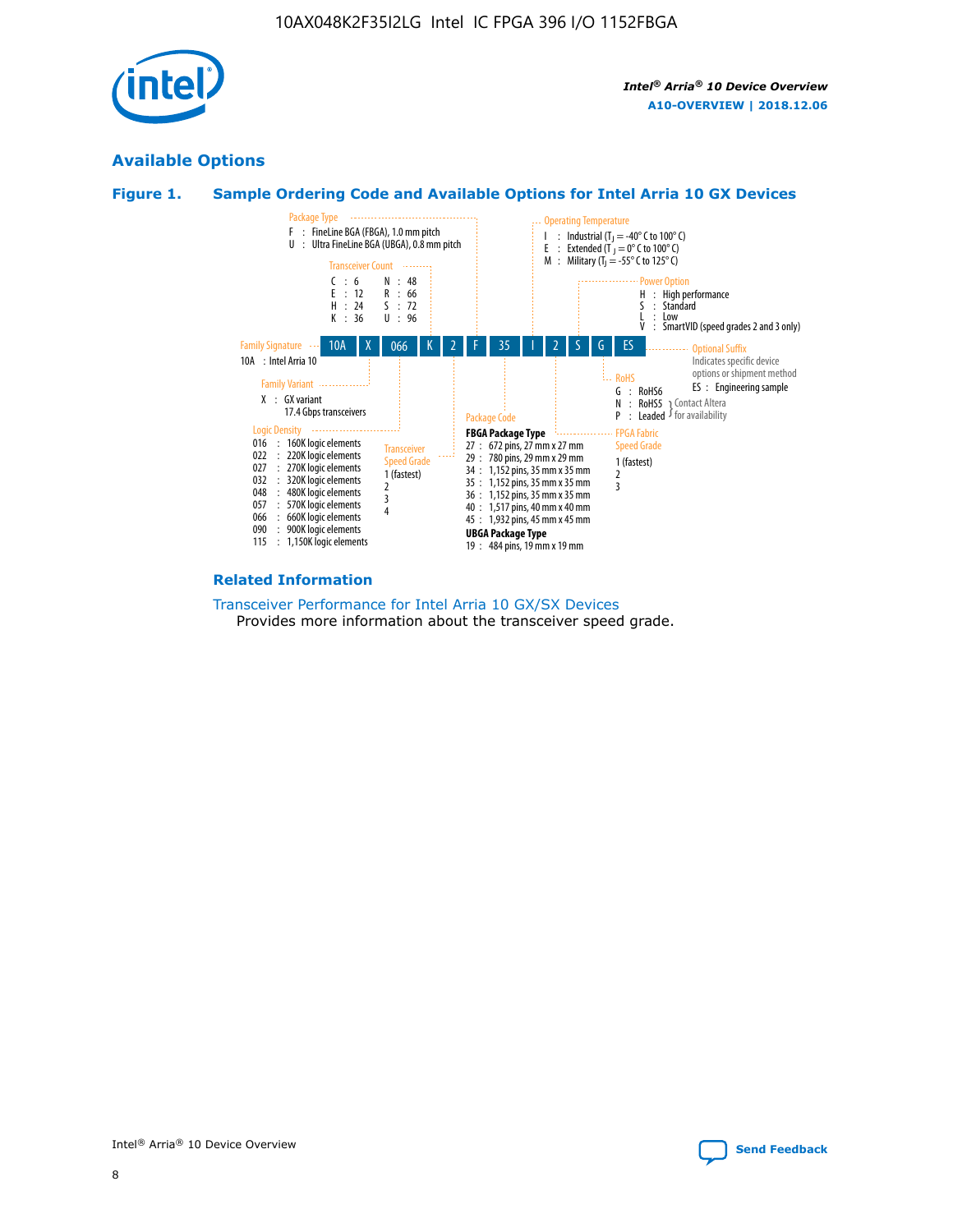## Available Options

### Figure 1. Sample Ordering Code and Available Options for Intel Arria 10 GX Devices

**Sample ordering code:** 10A X 066 K 2 F 35 I 2 S G ES

**Family Signature**
- 10A : Intel Arria 10

**Family Variant**
- X : GX variant, 17.4 Gbps transceivers

**Logic Density**
- 016 : 160K logic elements
- 022 : 220K logic elements
- 027 : 270K logic elements
- 032 : 320K logic elements
- 048 : 480K logic elements
- 057 : 570K logic elements
- 066 : 660K logic elements
- 090 : 900K logic elements
- 115 : 1,150K logic elements

**Transceiver Count**
- C : 6
- E : 12
- H : 24
- K : 36
- N : 48
- R : 66
- S : 72
- U : 96

**Transceiver Speed Grade**
- 1 (fastest)
- 2
- 3
- 4

**Package Type**
- F : FineLine BGA (FBGA), 1.0 mm pitch
- U : Ultra FineLine BGA (UBGA), 0.8 mm pitch

**Package Code**

FBGA Package Type
- 27 : 672 pins, 27 mm x 27 mm
- 29 : 780 pins, 29 mm x 29 mm
- 34 : 1,152 pins, 35 mm x 35 mm
- 35 : 1,152 pins, 35 mm x 35 mm
- 36 : 1,152 pins, 35 mm x 35 mm
- 40 : 1,517 pins, 40 mm x 40 mm
- 45 : 1,932 pins, 45 mm x 45 mm

UBGA Package Type
- 19 : 484 pins, 19 mm x 19 mm

**Operating Temperature**
- I : Industrial ($T_J$ = -40° C to 100° C)
- E : Extended ($T_J$ = 0° C to 100° C)
- M : Military ($T_J$ = -55° C to 125° C)

**FPGA Fabric Speed Grade**
- 1 (fastest)
- 2
- 3

**Power Option**
- H : High performance
- S : Standard
- L : Low
- V : SmartVID (speed grades 2 and 3 only)

**RoHS**
- G : RoHS6
- N : RoHS5 (Contact Altera for availability)
- P : Leaded (Contact Altera for availability)

**Optional Suffix**

Indicates specific device options or shipment method
- ES : Engineering sample

### Related Information

Transceiver Performance for Intel Arria 10 GX/SX Devices

Provides more information about the transceiver speed grade.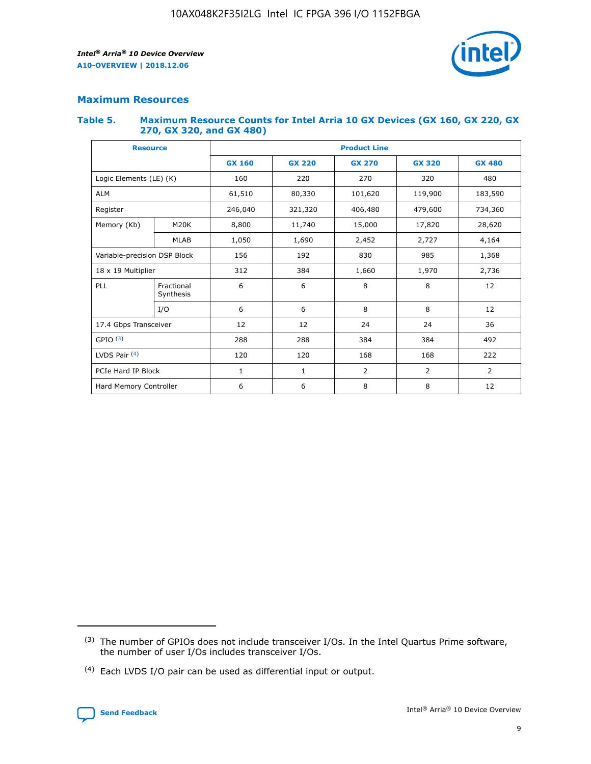## Maximum Resources

### Table 5. Maximum Resource Counts for Intel Arria 10 GX Devices (GX 160, GX 220, GX 270, GX 320, and GX 480)

| Resource | | Product Line | | | | |
|---|---|---|---|---|---|---|
| | | GX 160 | GX 220 | GX 270 | GX 320 | GX 480 |
| Logic Elements (LE) (K) | | 160 | 220 | 270 | 320 | 480 |
| ALM | | 61,510 | 80,330 | 101,620 | 119,900 | 183,590 |
| Register | | 246,040 | 321,320 | 406,480 | 479,600 | 734,360 |
| Memory (Kb) | M20K | 8,800 | 11,740 | 15,000 | 17,820 | 28,620 |
| | MLAB | 1,050 | 1,690 | 2,452 | 2,727 | 4,164 |
| Variable-precision DSP Block | | 156 | 192 | 830 | 985 | 1,368 |
| 18 x 19 Multiplier | | 312 | 384 | 1,660 | 1,970 | 2,736 |
| PLL | Fractional Synthesis | 6 | 6 | 8 | 8 | 12 |
| | I/O | 6 | 6 | 8 | 8 | 12 |
| 17.4 Gbps Transceiver | | 12 | 12 | 24 | 24 | 36 |
| GPIO [(3)] | | 288 | 288 | 384 | 384 | 492 |
| LVDS Pair [(4)] | | 120 | 120 | 168 | 168 | 222 |
| PCIe Hard IP Block | | 1 | 1 | 2 | 2 | 2 |
| Hard Memory Controller | | 6 | 6 | 8 | 8 | 12 |

(3) The number of GPIOs does not include transceiver I/Os. In the Intel Quartus Prime software, the number of user I/Os includes transceiver I/Os.

(4) Each LVDS I/O pair can be used as differential input or output.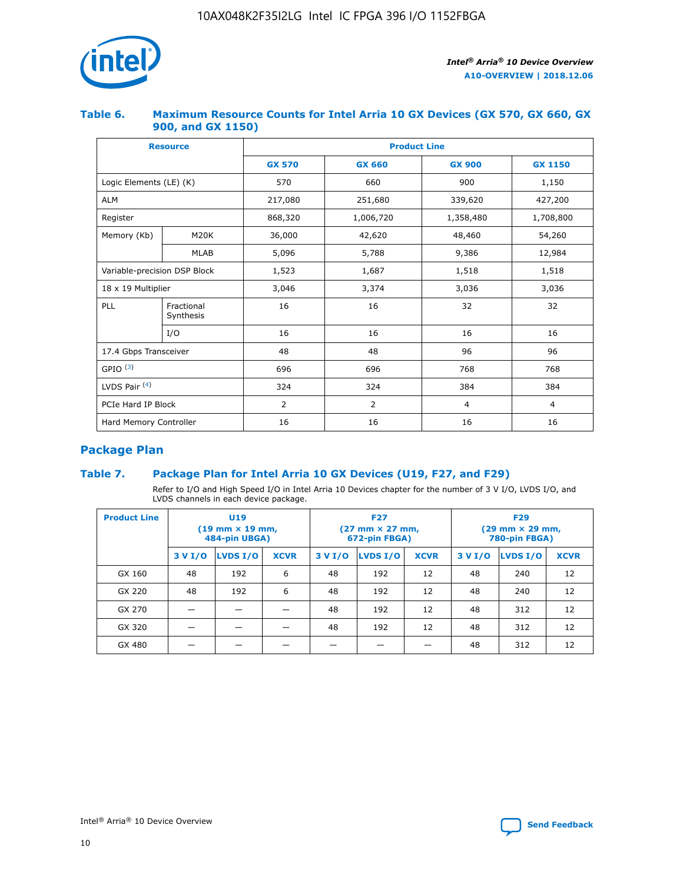### Table 6. Maximum Resource Counts for Intel Arria 10 GX Devices (GX 570, GX 660, GX 900, and GX 1150)

| Resource | | Product Line | | | |
|---|---|---|---|---|---|
| | | GX 570 | GX 660 | GX 900 | GX 1150 |
| Logic Elements (LE) (K) | | 570 | 660 | 900 | 1,150 |
| ALM | | 217,080 | 251,680 | 339,620 | 427,200 |
| Register | | 868,320 | 1,006,720 | 1,358,480 | 1,708,800 |
| Memory (Kb) | M20K | 36,000 | 42,620 | 48,460 | 54,260 |
| | MLAB | 5,096 | 5,788 | 9,386 | 12,984 |
| Variable-precision DSP Block | | 1,523 | 1,687 | 1,518 | 1,518 |
| 18 x 19 Multiplier | | 3,046 | 3,374 | 3,036 | 3,036 |
| PLL | Fractional Synthesis | 16 | 16 | 32 | 32 |
| | I/O | 16 | 16 | 16 | 16 |
| 17.4 Gbps Transceiver | | 48 | 48 | 96 | 96 |
| GPIO [(3)] | | 696 | 696 | 768 | 768 |
| LVDS Pair [(4)] | | 324 | 324 | 384 | 384 |
| PCIe Hard IP Block | | 2 | 2 | 4 | 4 |
| Hard Memory Controller | | 16 | 16 | 16 | 16 |

## Package Plan

### Table 7. Package Plan for Intel Arria 10 GX Devices (U19, F27, and F29)

Refer to I/O and High Speed I/O in Intel Arria 10 Devices chapter for the number of 3 V I/O, LVDS I/O, and LVDS channels in each device package.

| Product Line | U19 (19 mm × 19 mm, 484-pin UBGA) | | | F27 (27 mm × 27 mm, 672-pin FBGA) | | | F29 (29 mm × 29 mm, 780-pin FBGA) | | |
|---|---|---|---|---|---|---|---|---|---|
| | 3 V I/O | LVDS I/O | XCVR | 3 V I/O | LVDS I/O | XCVR | 3 V I/O | LVDS I/O | XCVR |
| GX 160 | 48 | 192 | 6 | 48 | 192 | 12 | 48 | 240 | 12 |
| GX 220 | 48 | 192 | 6 | 48 | 192 | 12 | 48 | 240 | 12 |
| GX 270 | — | — | — | 48 | 192 | 12 | 48 | 312 | 12 |
| GX 320 | — | — | — | 48 | 192 | 12 | 48 | 312 | 12 |
| GX 480 | — | — | — | — | — | — | 48 | 312 | 12 |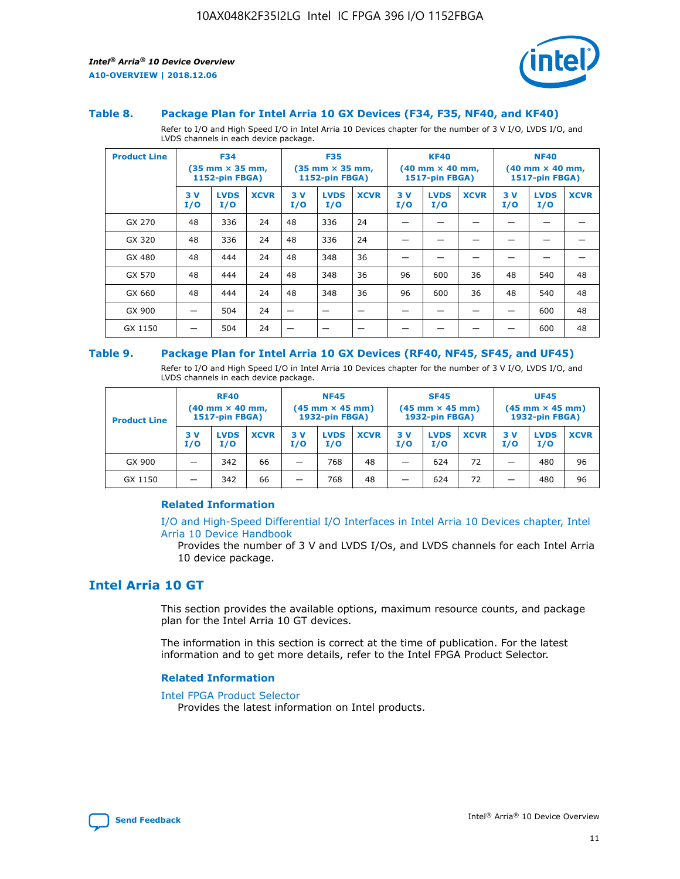### Table 8. Package Plan for Intel Arria 10 GX Devices (F34, F35, NF40, and KF40)

Refer to I/O and High Speed I/O in Intel Arria 10 Devices chapter for the number of 3 V I/O, LVDS I/O, and LVDS channels in each device package.

| Product Line | F34 (35 mm × 35 mm, 1152-pin FBGA) | | | F35 (35 mm × 35 mm, 1152-pin FBGA) | | | KF40 (40 mm × 40 mm, 1517-pin FBGA) | | | NF40 (40 mm × 40 mm, 1517-pin FBGA) | | |
|---|---|---|---|---|---|---|---|---|---|---|---|---|
| | 3 V I/O | LVDS I/O | XCVR | 3 V I/O | LVDS I/O | XCVR | 3 V I/O | LVDS I/O | XCVR | 3 V I/O | LVDS I/O | XCVR |
| GX 270 | 48 | 336 | 24 | 48 | 336 | 24 | — | — | — | — | — | — |
| GX 320 | 48 | 336 | 24 | 48 | 336 | 24 | — | — | — | — | — | — |
| GX 480 | 48 | 444 | 24 | 48 | 348 | 36 | — | — | — | — | — | — |
| GX 570 | 48 | 444 | 24 | 48 | 348 | 36 | 96 | 600 | 36 | 48 | 540 | 48 |
| GX 660 | 48 | 444 | 24 | 48 | 348 | 36 | 96 | 600 | 36 | 48 | 540 | 48 |
| GX 900 | — | 504 | 24 | — | — | — | — | — | — | — | 600 | 48 |
| GX 1150 | — | 504 | 24 | — | — | — | — | — | — | — | 600 | 48 |

### Table 9. Package Plan for Intel Arria 10 GX Devices (RF40, NF45, SF45, and UF45)

Refer to I/O and High Speed I/O in Intel Arria 10 Devices chapter for the number of 3 V I/O, LVDS I/O, and LVDS channels in each device package.

| Product Line | RF40 (40 mm × 40 mm, 1517-pin FBGA) | | | NF45 (45 mm × 45 mm) 1932-pin FBGA) | | | SF45 (45 mm × 45 mm) 1932-pin FBGA) | | | UF45 (45 mm × 45 mm) 1932-pin FBGA) | | |
|---|---|---|---|---|---|---|---|---|---|---|---|---|
| | 3 V I/O | LVDS I/O | XCVR | 3 V I/O | LVDS I/O | XCVR | 3 V I/O | LVDS I/O | XCVR | 3 V I/O | LVDS I/O | XCVR |
| GX 900 | — | 342 | 66 | — | 768 | 48 | — | 624 | 72 | — | 480 | 96 |
| GX 1150 | — | 342 | 66 | — | 768 | 48 | — | 624 | 72 | — | 480 | 96 |

#### Related Information

I/O and High-Speed Differential I/O Interfaces in Intel Arria 10 Devices chapter, Intel Arria 10 Device Handbook

Provides the number of 3 V and LVDS I/Os, and LVDS channels for each Intel Arria 10 device package.

## Intel Arria 10 GT

This section provides the available options, maximum resource counts, and package plan for the Intel Arria 10 GT devices.

The information in this section is correct at the time of publication. For the latest information and to get more details, refer to the Intel FPGA Product Selector.

#### Related Information

Intel FPGA Product Selector

Provides the latest information on Intel products.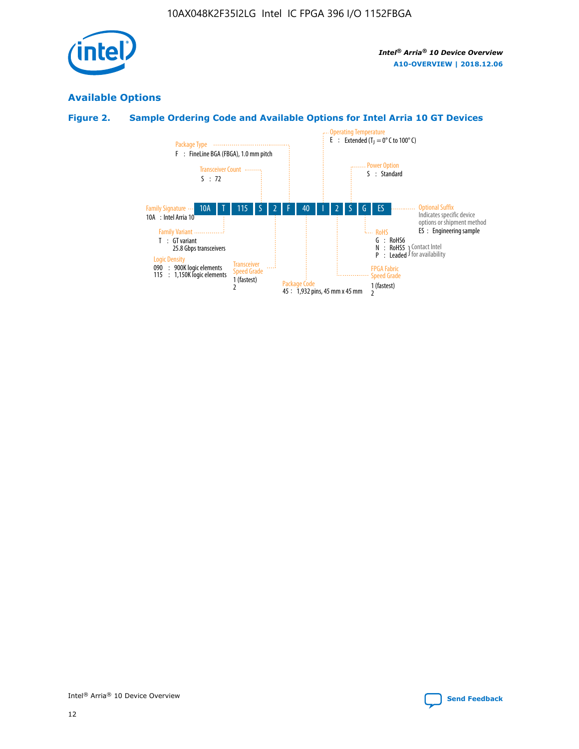## Available Options

### Figure 2. Sample Ordering Code and Available Options for Intel Arria 10 GT Devices

| 10A | T | 115 | S | 2 | F | 40 | I | 2 | S | G | ES |
|---|---|---|---|---|---|---|---|---|---|---|---|

**Family Signature**
10A : Intel Arria 10

**Family Variant**
T : GT variant
25.8 Gbps transceivers

**Logic Density**
090 : 900K logic elements
115 : 1,150K logic elements

**Transceiver Count**
S : 72

**Transceiver Speed Grade**
1 (fastest)
2

**Package Type**
F : FineLine BGA (FBGA), 1.0 mm pitch

**Package Code**
45 : 1,932 pins, 45 mm x 45 mm

**Operating Temperature**
E : Extended ($T_J$ = 0° C to 100° C)

**FPGA Fabric Speed Grade**
1 (fastest)
2

**Power Option**
S : Standard

**RoHS**
G : RoHS6
N : RoHS5 } Contact Intel for availability
P : Leaded } Contact Intel for availability

**Optional Suffix**
Indicates specific device options or shipment method
ES : Engineering sample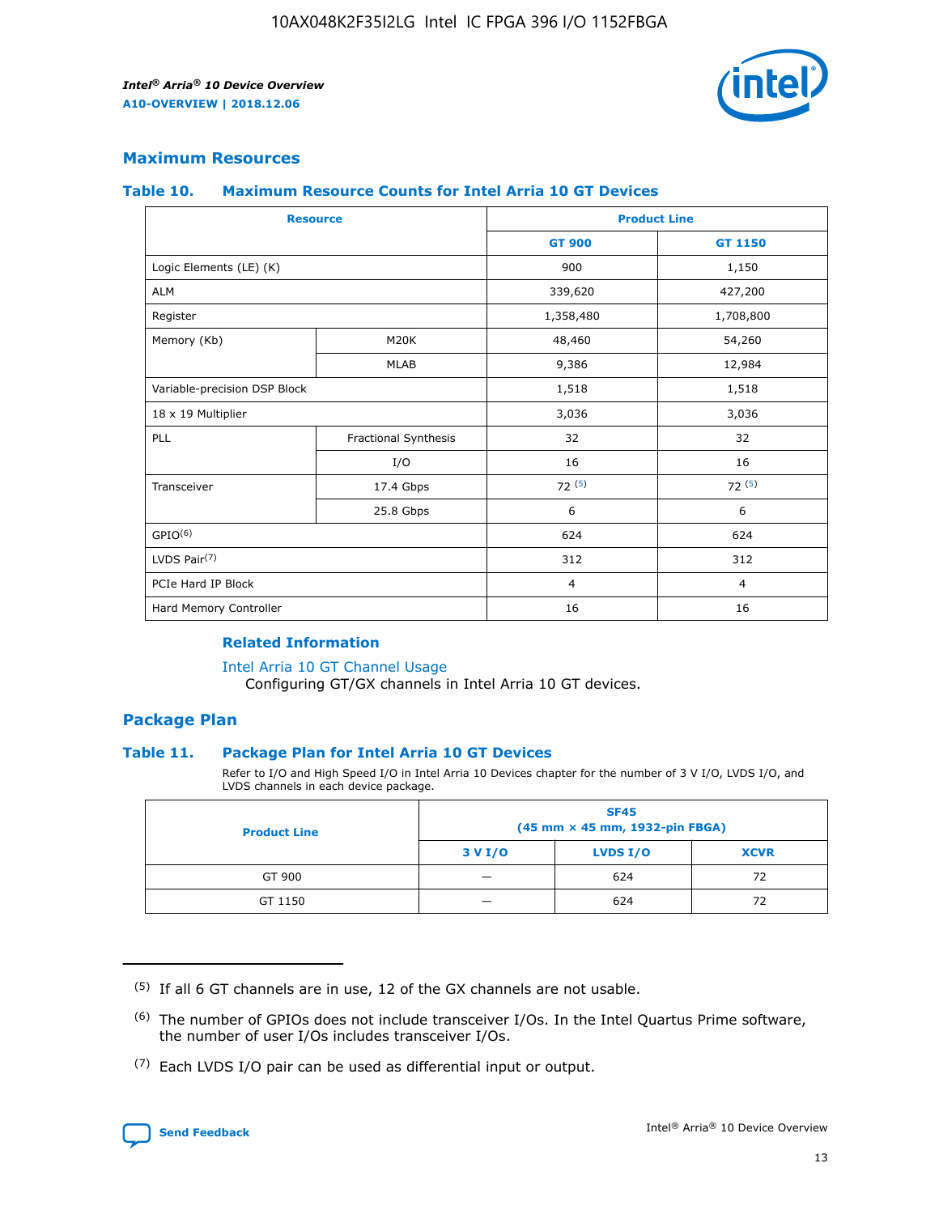## Maximum Resources

### Table 10. Maximum Resource Counts for Intel Arria 10 GT Devices

| Resource | | Product Line | |
|---|---|---|---|
| | | GT 900 | GT 1150 |
| Logic Elements (LE) (K) | | 900 | 1,150 |
| ALM | | 339,620 | 427,200 |
| Register | | 1,358,480 | 1,708,800 |
| Memory (Kb) | M20K | 48,460 | 54,260 |
| | MLAB | 9,386 | 12,984 |
| Variable-precision DSP Block | | 1,518 | 1,518 |
| 18 x 19 Multiplier | | 3,036 | 3,036 |
| PLL | Fractional Synthesis | 32 | 32 |
| | I/O | 16 | 16 |
| Transceiver | 17.4 Gbps | 72 (5) | 72 (5) |
| | 25.8 Gbps | 6 | 6 |
| GPIO(6) | | 624 | 624 |
| LVDS Pair(7) | | 312 | 312 |
| PCIe Hard IP Block | | 4 | 4 |
| Hard Memory Controller | | 16 | 16 |

#### Related Information

Intel Arria 10 GT Channel Usage

Configuring GT/GX channels in Intel Arria 10 GT devices.

## Package Plan

### Table 11. Package Plan for Intel Arria 10 GT Devices

Refer to I/O and High Speed I/O in Intel Arria 10 Devices chapter for the number of 3 V I/O, LVDS I/O, and LVDS channels in each device package.

| Product Line | SF45 (45 mm × 45 mm, 1932-pin FBGA) | | |
|---|---|---|---|
| | 3 V I/O | LVDS I/O | XCVR |
| GT 900 | — | 624 | 72 |
| GT 1150 | — | 624 | 72 |

(5) If all 6 GT channels are in use, 12 of the GX channels are not usable.

(6) The number of GPIOs does not include transceiver I/Os. In the Intel Quartus Prime software, the number of user I/Os includes transceiver I/Os.

(7) Each LVDS I/O pair can be used as differential input or output.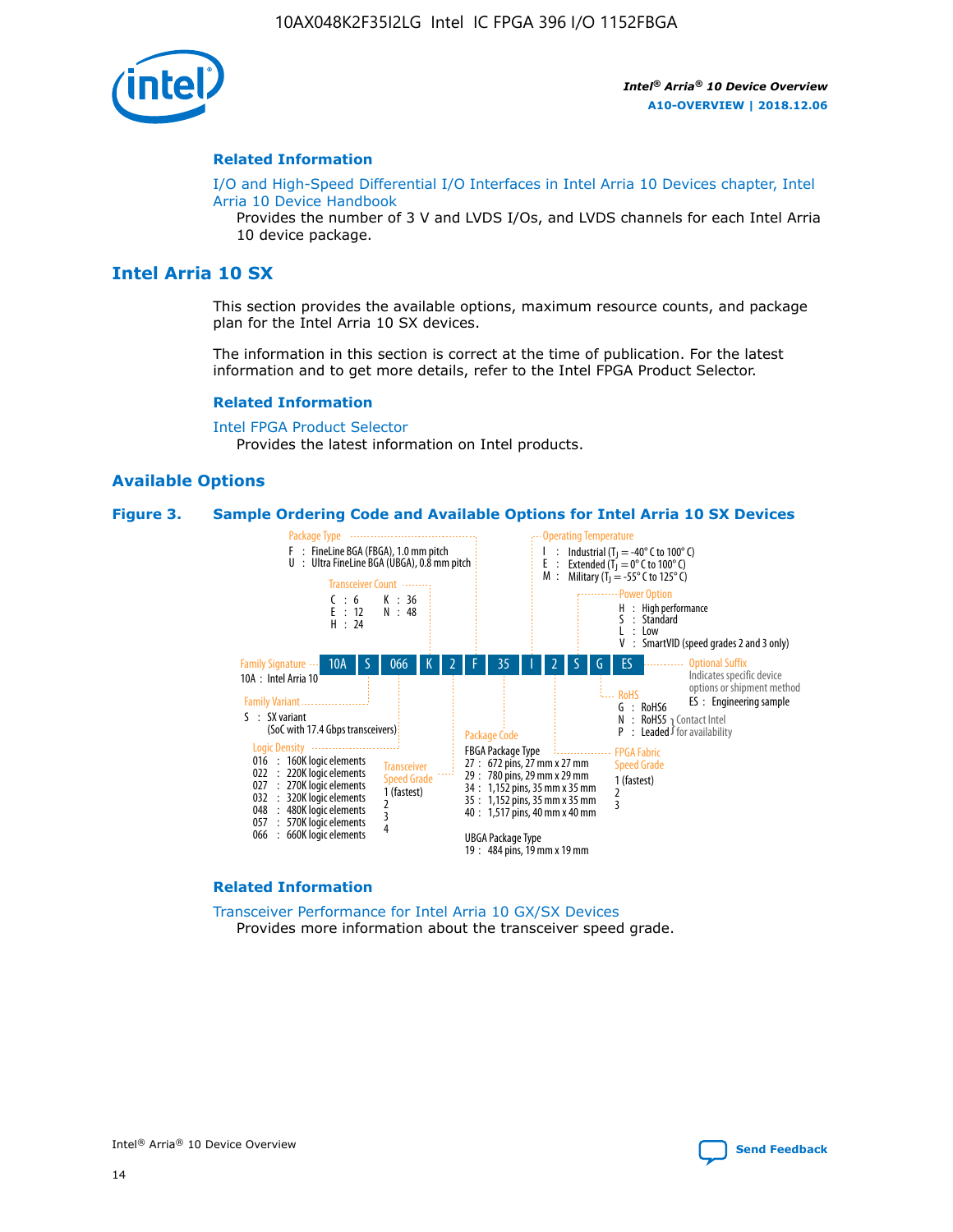## Related Information

I/O and High-Speed Differential I/O Interfaces in Intel Arria 10 Devices chapter, Intel Arria 10 Device Handbook

Provides the number of 3 V and LVDS I/Os, and LVDS channels for each Intel Arria 10 device package.

# Intel Arria 10 SX

This section provides the available options, maximum resource counts, and package plan for the Intel Arria 10 SX devices.

The information in this section is correct at the time of publication. For the latest information and to get more details, refer to the Intel FPGA Product Selector.

## Related Information

Intel FPGA Product Selector

Provides the latest information on Intel products.

## Available Options

**Figure 3. Sample Ordering Code and Available Options for Intel Arria 10 SX Devices**

Sample ordering code: 10A S 066 K 2 F 35 I 2 S G ES

- **Family Signature**
  - 10A : Intel Arria 10
- **Family Variant**
  - S : SX variant (SoC with 17.4 Gbps transceivers)
- **Logic Density**
  - 016 : 160K logic elements
  - 022 : 220K logic elements
  - 027 : 270K logic elements
  - 032 : 320K logic elements
  - 048 : 480K logic elements
  - 057 : 570K logic elements
  - 066 : 660K logic elements
- **Transceiver Count**
  - C : 6
  - E : 12
  - H : 24
  - K : 36
  - N : 48
- **Transceiver Speed Grade**
  - 1 (fastest)
  - 2
  - 3
  - 4
- **Package Type**
  - F : FineLine BGA (FBGA), 1.0 mm pitch
  - U : Ultra FineLine BGA (UBGA), 0.8 mm pitch
- **Package Code**
  - FBGA Package Type
    - 27 : 672 pins, 27 mm x 27 mm
    - 29 : 780 pins, 29 mm x 29 mm
    - 34 : 1,152 pins, 35 mm x 35 mm
    - 35 : 1,152 pins, 35 mm x 35 mm
    - 40 : 1,517 pins, 40 mm x 40 mm
  - UBGA Package Type
    - 19 : 484 pins, 19 mm x 19 mm
- **Operating Temperature**
  - I : Industrial ($T_J$ = -40° C to 100° C)
  - E : Extended ($T_J$ = 0° C to 100° C)
  - M : Military ($T_J$ = -55° C to 125° C)
- **FPGA Fabric Speed Grade**
  - 1 (fastest)
  - 2
  - 3
- **Power Option**
  - H : High performance
  - S : Standard
  - L : Low
  - V : SmartVID (speed grades 2 and 3 only)
- **RoHS**
  - G : RoHS6
  - N : RoHS5 (Contact Intel for availability)
  - P : Leaded (Contact Intel for availability)
- **Optional Suffix**
  - Indicates specific device options or shipment method
  - ES : Engineering sample

## Related Information

Transceiver Performance for Intel Arria 10 GX/SX Devices

Provides more information about the transceiver speed grade.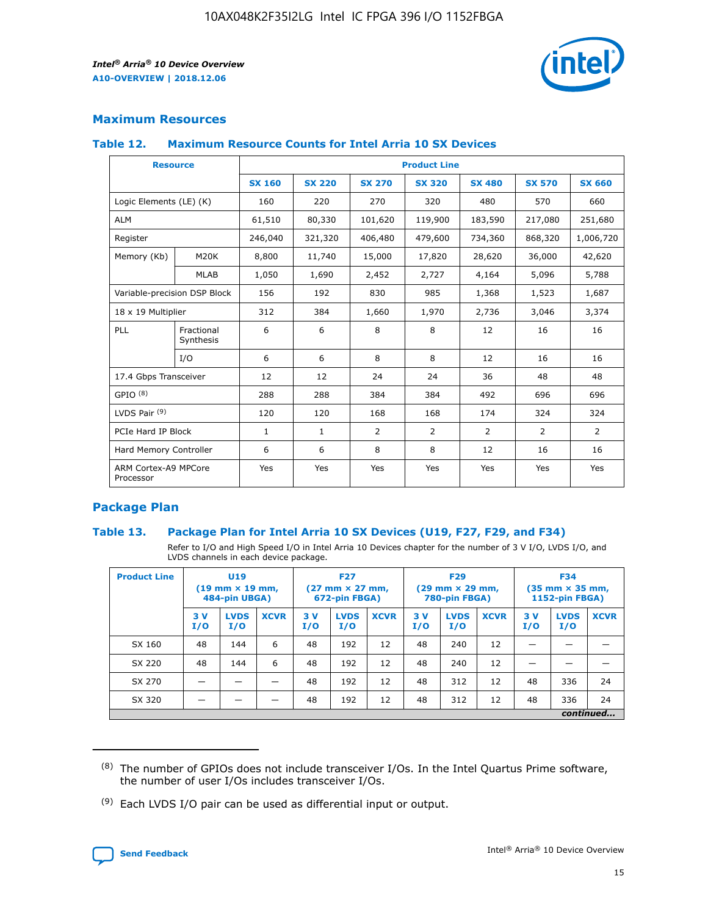## Maximum Resources

### Table 12. Maximum Resource Counts for Intel Arria 10 SX Devices

| Resource | | Product Line | | | | | | |
|---|---|---|---|---|---|---|---|---|
| | | SX 160 | SX 220 | SX 270 | SX 320 | SX 480 | SX 570 | SX 660 |
| Logic Elements (LE) (K) | | 160 | 220 | 270 | 320 | 480 | 570 | 660 |
| ALM | | 61,510 | 80,330 | 101,620 | 119,900 | 183,590 | 217,080 | 251,680 |
| Register | | 246,040 | 321,320 | 406,480 | 479,600 | 734,360 | 868,320 | 1,006,720 |
| Memory (Kb) | M20K | 8,800 | 11,740 | 15,000 | 17,820 | 28,620 | 36,000 | 42,620 |
| | MLAB | 1,050 | 1,690 | 2,452 | 2,727 | 4,164 | 5,096 | 5,788 |
| Variable-precision DSP Block | | 156 | 192 | 830 | 985 | 1,368 | 1,523 | 1,687 |
| 18 x 19 Multiplier | | 312 | 384 | 1,660 | 1,970 | 2,736 | 3,046 | 3,374 |
| PLL | Fractional Synthesis | 6 | 6 | 8 | 8 | 12 | 16 | 16 |
| | I/O | 6 | 6 | 8 | 8 | 12 | 16 | 16 |
| 17.4 Gbps Transceiver | | 12 | 12 | 24 | 24 | 36 | 48 | 48 |
| GPIO [8] | | 288 | 288 | 384 | 384 | 492 | 696 | 696 |
| LVDS Pair [9] | | 120 | 120 | 168 | 168 | 174 | 324 | 324 |
| PCIe Hard IP Block | | 1 | 1 | 2 | 2 | 2 | 2 | 2 |
| Hard Memory Controller | | 6 | 6 | 8 | 8 | 12 | 16 | 16 |
| ARM Cortex-A9 MPCore Processor | | Yes | Yes | Yes | Yes | Yes | Yes | Yes |

## Package Plan

### Table 13. Package Plan for Intel Arria 10 SX Devices (U19, F27, F29, and F34)

Refer to I/O and High Speed I/O in Intel Arria 10 Devices chapter for the number of 3 V I/O, LVDS I/O, and LVDS channels in each device package.

| Product Line | U19 (19 mm × 19 mm, 484-pin UBGA) | | | F27 (27 mm × 27 mm, 672-pin FBGA) | | | F29 (29 mm × 29 mm, 780-pin FBGA) | | | F34 (35 mm × 35 mm, 1152-pin FBGA) | | |
|---|---|---|---|---|---|---|---|---|---|---|---|---|
| | 3 V I/O | LVDS I/O | XCVR | 3 V I/O | LVDS I/O | XCVR | 3 V I/O | LVDS I/O | XCVR | 3 V I/O | LVDS I/O | XCVR |
| SX 160 | 48 | 144 | 6 | 48 | 192 | 12 | 48 | 240 | 12 | — | — | — |
| SX 220 | 48 | 144 | 6 | 48 | 192 | 12 | 48 | 240 | 12 | — | — | — |
| SX 270 | — | — | — | 48 | 192 | 12 | 48 | 312 | 12 | 48 | 336 | 24 |
| SX 320 | — | — | — | 48 | 192 | 12 | 48 | 312 | 12 | 48 | 336 | 24 |

*continued...*

(8) The number of GPIOs does not include transceiver I/Os. In the Intel Quartus Prime software, the number of user I/Os includes transceiver I/Os.

(9) Each LVDS I/O pair can be used as differential input or output.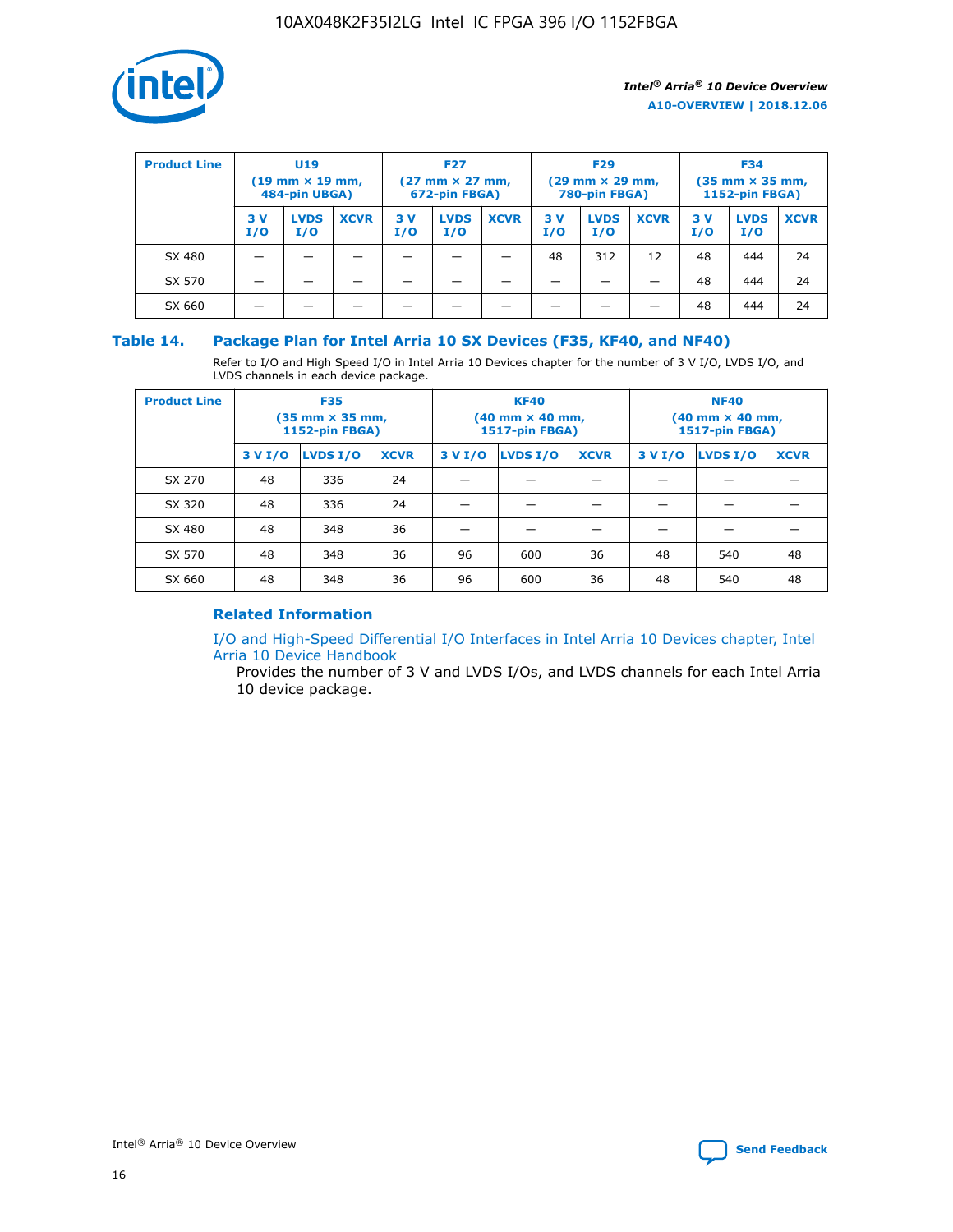| Product Line | U19 (19 mm × 19 mm, 484-pin UBGA) | | | F27 (27 mm × 27 mm, 672-pin FBGA) | | | F29 (29 mm × 29 mm, 780-pin FBGA) | | | F34 (35 mm × 35 mm, 1152-pin FBGA) | | |
|---|---|---|---|---|---|---|---|---|---|---|---|---|
| | 3 V I/O | LVDS I/O | XCVR | 3 V I/O | LVDS I/O | XCVR | 3 V I/O | LVDS I/O | XCVR | 3 V I/O | LVDS I/O | XCVR |
| SX 480 | — | — | — | — | — | — | 48 | 312 | 12 | 48 | 444 | 24 |
| SX 570 | — | — | — | — | — | — | — | — | — | 48 | 444 | 24 |
| SX 660 | — | — | — | — | — | — | — | — | — | 48 | 444 | 24 |

## Table 14. Package Plan for Intel Arria 10 SX Devices (F35, KF40, and NF40)

Refer to I/O and High Speed I/O in Intel Arria 10 Devices chapter for the number of 3 V I/O, LVDS I/O, and LVDS channels in each device package.

| Product Line | F35 (35 mm × 35 mm, 1152-pin FBGA) | | | KF40 (40 mm × 40 mm, 1517-pin FBGA) | | | NF40 (40 mm × 40 mm, 1517-pin FBGA) | | |
|---|---|---|---|---|---|---|---|---|---|
| | 3 V I/O | LVDS I/O | XCVR | 3 V I/O | LVDS I/O | XCVR | 3 V I/O | LVDS I/O | XCVR |
| SX 270 | 48 | 336 | 24 | — | — | — | — | — | — |
| SX 320 | 48 | 336 | 24 | — | — | — | — | — | — |
| SX 480 | 48 | 348 | 36 | — | — | — | — | — | — |
| SX 570 | 48 | 348 | 36 | 96 | 600 | 36 | 48 | 540 | 48 |
| SX 660 | 48 | 348 | 36 | 96 | 600 | 36 | 48 | 540 | 48 |

### Related Information

I/O and High-Speed Differential I/O Interfaces in Intel Arria 10 Devices chapter, Intel Arria 10 Device Handbook

Provides the number of 3 V and LVDS I/Os, and LVDS channels for each Intel Arria 10 device package.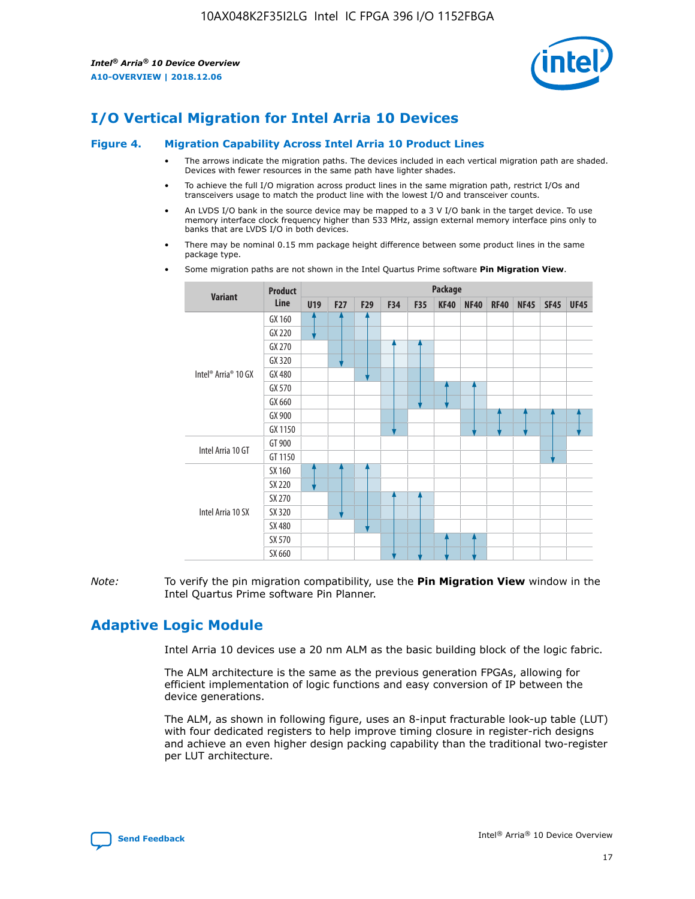## I/O Vertical Migration for Intel Arria 10 Devices

**Figure 4. Migration Capability Across Intel Arria 10 Product Lines**

- The arrows indicate the migration paths. The devices included in each vertical migration path are shaded. Devices with fewer resources in the same path have lighter shades.
- To achieve the full I/O migration across product lines in the same migration path, restrict I/Os and transceivers usage to match the product line with the lowest I/O and transceiver counts.
- An LVDS I/O bank in the source device may be mapped to a 3 V I/O bank in the target device. To use memory interface clock frequency higher than 533 MHz, assign external memory interface pins only to banks that are LVDS I/O in both devices.
- There may be nominal 0.15 mm package height difference between some product lines in the same package type.
- Some migration paths are not shown in the Intel Quartus Prime software **Pin Migration View**.

| Variant | Product Line | U19 | F27 | F29 | F34 | F35 | KF40 | NF40 | RF40 | NF45 | SF45 | UF45 |
|---|---|---|---|---|---|---|---|---|---|---|---|---|
| Intel® Arria® 10 GX | GX 160 | | | | | | | | | | | |
| | GX 220 | | | | | | | | | | | |
| | GX 270 | | | | | | | | | | | |
| | GX 320 | | | | | | | | | | | |
| | GX 480 | | | | | | | | | | | |
| | GX 570 | | | | | | | | | | | |
| | GX 660 | | | | | | | | | | | |
| | GX 900 | | | | | | | | | | | |
| | GX 1150 | | | | | | | | | | | |
| Intel Arria 10 GT | GT 900 | | | | | | | | | | | |
| | GT 1150 | | | | | | | | | | | |
| Intel Arria 10 SX | SX 160 | | | | | | | | | | | |
| | SX 220 | | | | | | | | | | | |
| | SX 270 | | | | | | | | | | | |
| | SX 320 | | | | | | | | | | | |
| | SX 480 | | | | | | | | | | | |
| | SX 570 | | | | | | | | | | | |
| | SX 660 | | | | | | | | | | | |

*Note:* To verify the pin migration compatibility, use the **Pin Migration View** window in the Intel Quartus Prime software Pin Planner.

## Adaptive Logic Module

Intel Arria 10 devices use a 20 nm ALM as the basic building block of the logic fabric.

The ALM architecture is the same as the previous generation FPGAs, allowing for efficient implementation of logic functions and easy conversion of IP between the device generations.

The ALM, as shown in following figure, uses an 8-input fracturable look-up table (LUT) with four dedicated registers to help improve timing closure in register-rich designs and achieve an even higher design packing capability than the traditional two-register per LUT architecture.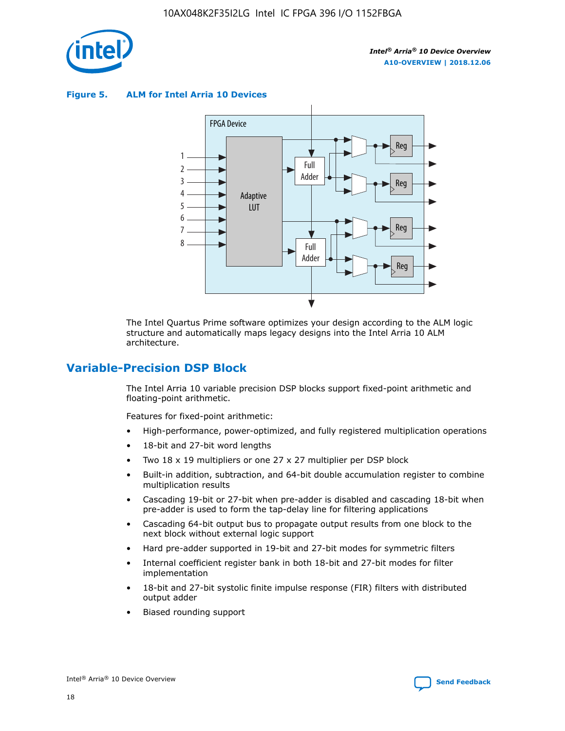**Figure 5. ALM for Intel Arria 10 Devices**

The Intel Quartus Prime software optimizes your design according to the ALM logic structure and automatically maps legacy designs into the Intel Arria 10 ALM architecture.

## Variable-Precision DSP Block

The Intel Arria 10 variable precision DSP blocks support fixed-point arithmetic and floating-point arithmetic.

Features for fixed-point arithmetic:

- High-performance, power-optimized, and fully registered multiplication operations
- 18-bit and 27-bit word lengths
- Two 18 x 19 multipliers or one 27 x 27 multiplier per DSP block
- Built-in addition, subtraction, and 64-bit double accumulation register to combine multiplication results
- Cascading 19-bit or 27-bit when pre-adder is disabled and cascading 18-bit when pre-adder is used to form the tap-delay line for filtering applications
- Cascading 64-bit output bus to propagate output results from one block to the next block without external logic support
- Hard pre-adder supported in 19-bit and 27-bit modes for symmetric filters
- Internal coefficient register bank in both 18-bit and 27-bit modes for filter implementation
- 18-bit and 27-bit systolic finite impulse response (FIR) filters with distributed output adder
- Biased rounding support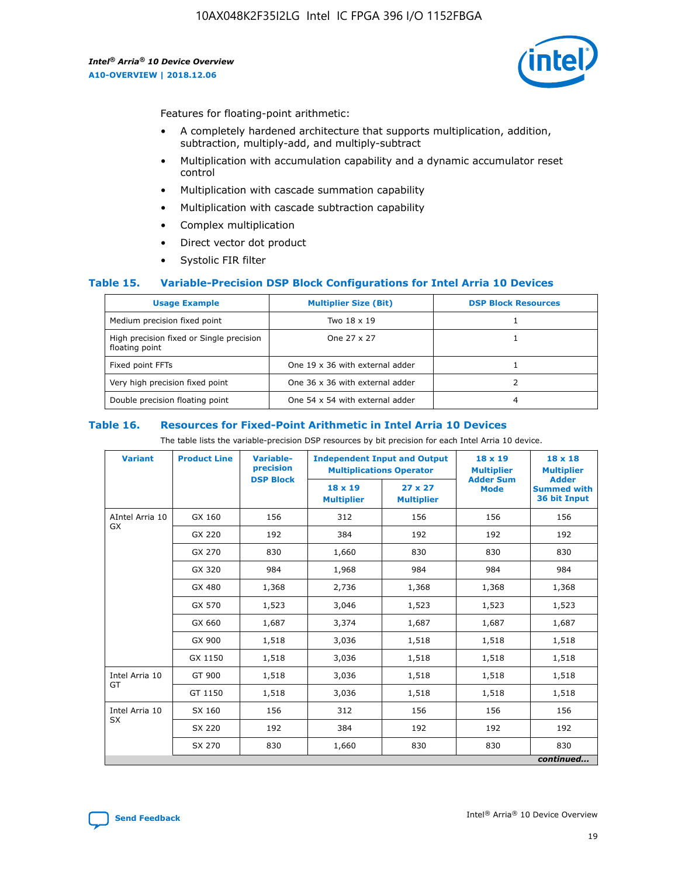Features for floating-point arithmetic:

- A completely hardened architecture that supports multiplication, addition, subtraction, multiply-add, and multiply-subtract
- Multiplication with accumulation capability and a dynamic accumulator reset control
- Multiplication with cascade summation capability
- Multiplication with cascade subtraction capability
- Complex multiplication
- Direct vector dot product
- Systolic FIR filter

### Table 15. Variable-Precision DSP Block Configurations for Intel Arria 10 Devices

| Usage Example | Multiplier Size (Bit) | DSP Block Resources |
|---|---|---|
| Medium precision fixed point | Two 18 x 19 | 1 |
| High precision fixed or Single precision floating point | One 27 x 27 | 1 |
| Fixed point FFTs | One 19 x 36 with external adder | 1 |
| Very high precision fixed point | One 36 x 36 with external adder | 2 |
| Double precision floating point | One 54 x 54 with external adder | 4 |

### Table 16. Resources for Fixed-Point Arithmetic in Intel Arria 10 Devices

The table lists the variable-precision DSP resources by bit precision for each Intel Arria 10 device.

| Variant | Product Line | Variable-precision DSP Block | Independent Input and Output Multiplications Operator | | 18 x 19 Multiplier Adder Sum Mode | 18 x 18 Multiplier Adder Summed with 36 bit Input |
|---|---|---|---|---|---|---|
| | | | 18 x 19 Multiplier | 27 x 27 Multiplier | | |
| AIntel Arria 10 GX | GX 160 | 156 | 312 | 156 | 156 | 156 |
| | GX 220 | 192 | 384 | 192 | 192 | 192 |
| | GX 270 | 830 | 1,660 | 830 | 830 | 830 |
| | GX 320 | 984 | 1,968 | 984 | 984 | 984 |
| | GX 480 | 1,368 | 2,736 | 1,368 | 1,368 | 1,368 |
| | GX 570 | 1,523 | 3,046 | 1,523 | 1,523 | 1,523 |
| | GX 660 | 1,687 | 3,374 | 1,687 | 1,687 | 1,687 |
| | GX 900 | 1,518 | 3,036 | 1,518 | 1,518 | 1,518 |
| | GX 1150 | 1,518 | 3,036 | 1,518 | 1,518 | 1,518 |
| Intel Arria 10 GT | GT 900 | 1,518 | 3,036 | 1,518 | 1,518 | 1,518 |
| | GT 1150 | 1,518 | 3,036 | 1,518 | 1,518 | 1,518 |
| Intel Arria 10 SX | SX 160 | 156 | 312 | 156 | 156 | 156 |
| | SX 220 | 192 | 384 | 192 | 192 | 192 |
| | SX 270 | 830 | 1,660 | 830 | 830 | 830 |

*continued...*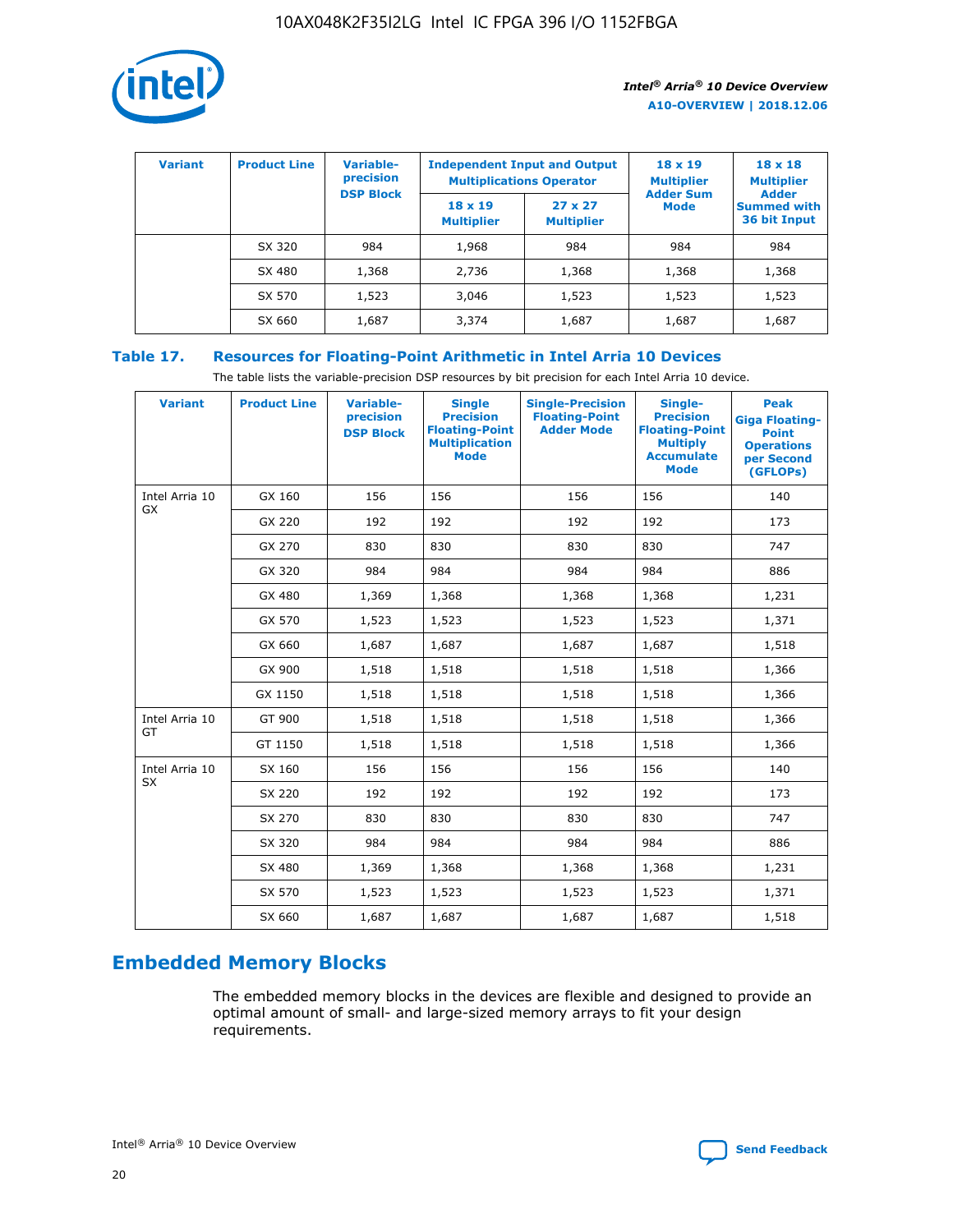| Variant | Product Line | Variable-precision DSP Block | Independent Input and Output Multiplications Operator | | 18 x 19 Multiplier Adder Sum Mode | 18 x 18 Multiplier Adder Summed with 36 bit Input |
|---|---|---|---|---|---|---|
| | | | 18 x 19 Multiplier | 27 x 27 Multiplier | | |
| | SX 320 | 984 | 1,968 | 984 | 984 | 984 |
| | SX 480 | 1,368 | 2,736 | 1,368 | 1,368 | 1,368 |
| | SX 570 | 1,523 | 3,046 | 1,523 | 1,523 | 1,523 |
| | SX 660 | 1,687 | 3,374 | 1,687 | 1,687 | 1,687 |

**Table 17. Resources for Floating-Point Arithmetic in Intel Arria 10 Devices**

The table lists the variable-precision DSP resources by bit precision for each Intel Arria 10 device.

| Variant | Product Line | Variable-precision DSP Block | Single Precision Floating-Point Multiplication Mode | Single-Precision Floating-Point Adder Mode | Single-Precision Floating-Point Multiply Accumulate Mode | Peak Giga Floating-Point Operations per Second (GFLOPs) |
|---|---|---|---|---|---|---|
| Intel Arria 10 GX | GX 160 | 156 | 156 | 156 | 156 | 140 |
| | GX 220 | 192 | 192 | 192 | 192 | 173 |
| | GX 270 | 830 | 830 | 830 | 830 | 747 |
| | GX 320 | 984 | 984 | 984 | 984 | 886 |
| | GX 480 | 1,369 | 1,368 | 1,368 | 1,368 | 1,231 |
| | GX 570 | 1,523 | 1,523 | 1,523 | 1,523 | 1,371 |
| | GX 660 | 1,687 | 1,687 | 1,687 | 1,687 | 1,518 |
| | GX 900 | 1,518 | 1,518 | 1,518 | 1,518 | 1,366 |
| | GX 1150 | 1,518 | 1,518 | 1,518 | 1,518 | 1,366 |
| Intel Arria 10 GT | GT 900 | 1,518 | 1,518 | 1,518 | 1,518 | 1,366 |
| | GT 1150 | 1,518 | 1,518 | 1,518 | 1,518 | 1,366 |
| Intel Arria 10 SX | SX 160 | 156 | 156 | 156 | 156 | 140 |
| | SX 220 | 192 | 192 | 192 | 192 | 173 |
| | SX 270 | 830 | 830 | 830 | 830 | 747 |
| | SX 320 | 984 | 984 | 984 | 984 | 886 |
| | SX 480 | 1,369 | 1,368 | 1,368 | 1,368 | 1,231 |
| | SX 570 | 1,523 | 1,523 | 1,523 | 1,523 | 1,371 |
| | SX 660 | 1,687 | 1,687 | 1,687 | 1,687 | 1,518 |

## Embedded Memory Blocks

The embedded memory blocks in the devices are flexible and designed to provide an optimal amount of small- and large-sized memory arrays to fit your design requirements.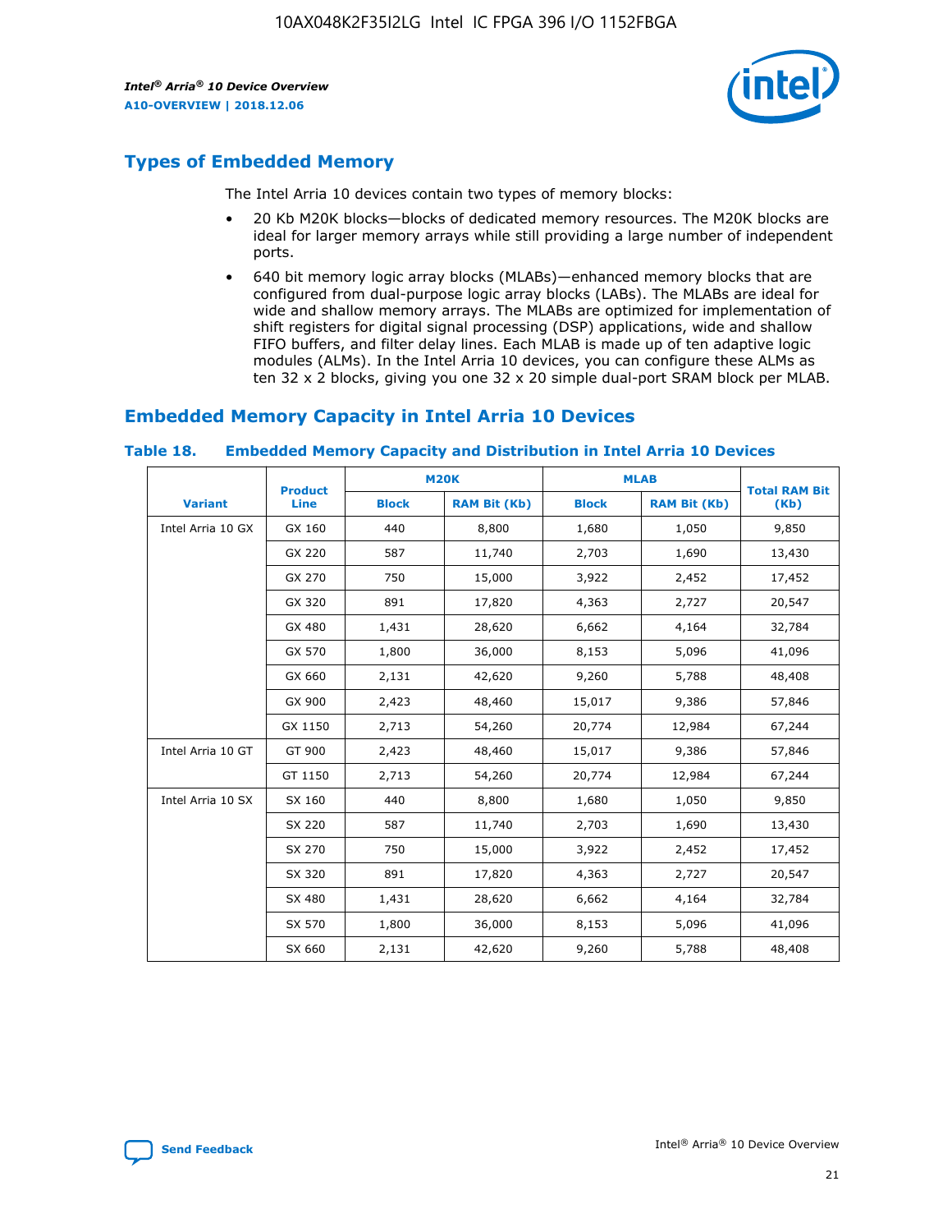## Types of Embedded Memory

The Intel Arria 10 devices contain two types of memory blocks:

- 20 Kb M20K blocks—blocks of dedicated memory resources. The M20K blocks are ideal for larger memory arrays while still providing a large number of independent ports.
- 640 bit memory logic array blocks (MLABs)—enhanced memory blocks that are configured from dual-purpose logic array blocks (LABs). The MLABs are ideal for wide and shallow memory arrays. The MLABs are optimized for implementation of shift registers for digital signal processing (DSP) applications, wide and shallow FIFO buffers, and filter delay lines. Each MLAB is made up of ten adaptive logic modules (ALMs). In the Intel Arria 10 devices, you can configure these ALMs as ten 32 x 2 blocks, giving you one 32 x 20 simple dual-port SRAM block per MLAB.

## Embedded Memory Capacity in Intel Arria 10 Devices

**Table 18. Embedded Memory Capacity and Distribution in Intel Arria 10 Devices**

| Variant | Product Line | M20K | | MLAB | | Total RAM Bit (Kb) |
|---|---|---|---|---|---|---|
| | | Block | RAM Bit (Kb) | Block | RAM Bit (Kb) | |
| Intel Arria 10 GX | GX 160 | 440 | 8,800 | 1,680 | 1,050 | 9,850 |
| | GX 220 | 587 | 11,740 | 2,703 | 1,690 | 13,430 |
| | GX 270 | 750 | 15,000 | 3,922 | 2,452 | 17,452 |
| | GX 320 | 891 | 17,820 | 4,363 | 2,727 | 20,547 |
| | GX 480 | 1,431 | 28,620 | 6,662 | 4,164 | 32,784 |
| | GX 570 | 1,800 | 36,000 | 8,153 | 5,096 | 41,096 |
| | GX 660 | 2,131 | 42,620 | 9,260 | 5,788 | 48,408 |
| | GX 900 | 2,423 | 48,460 | 15,017 | 9,386 | 57,846 |
| | GX 1150 | 2,713 | 54,260 | 20,774 | 12,984 | 67,244 |
| Intel Arria 10 GT | GT 900 | 2,423 | 48,460 | 15,017 | 9,386 | 57,846 |
| | GT 1150 | 2,713 | 54,260 | 20,774 | 12,984 | 67,244 |
| Intel Arria 10 SX | SX 160 | 440 | 8,800 | 1,680 | 1,050 | 9,850 |
| | SX 220 | 587 | 11,740 | 2,703 | 1,690 | 13,430 |
| | SX 270 | 750 | 15,000 | 3,922 | 2,452 | 17,452 |
| | SX 320 | 891 | 17,820 | 4,363 | 2,727 | 20,547 |
| | SX 480 | 1,431 | 28,620 | 6,662 | 4,164 | 32,784 |
| | SX 570 | 1,800 | 36,000 | 8,153 | 5,096 | 41,096 |
| | SX 660 | 2,131 | 42,620 | 9,260 | 5,788 | 48,408 |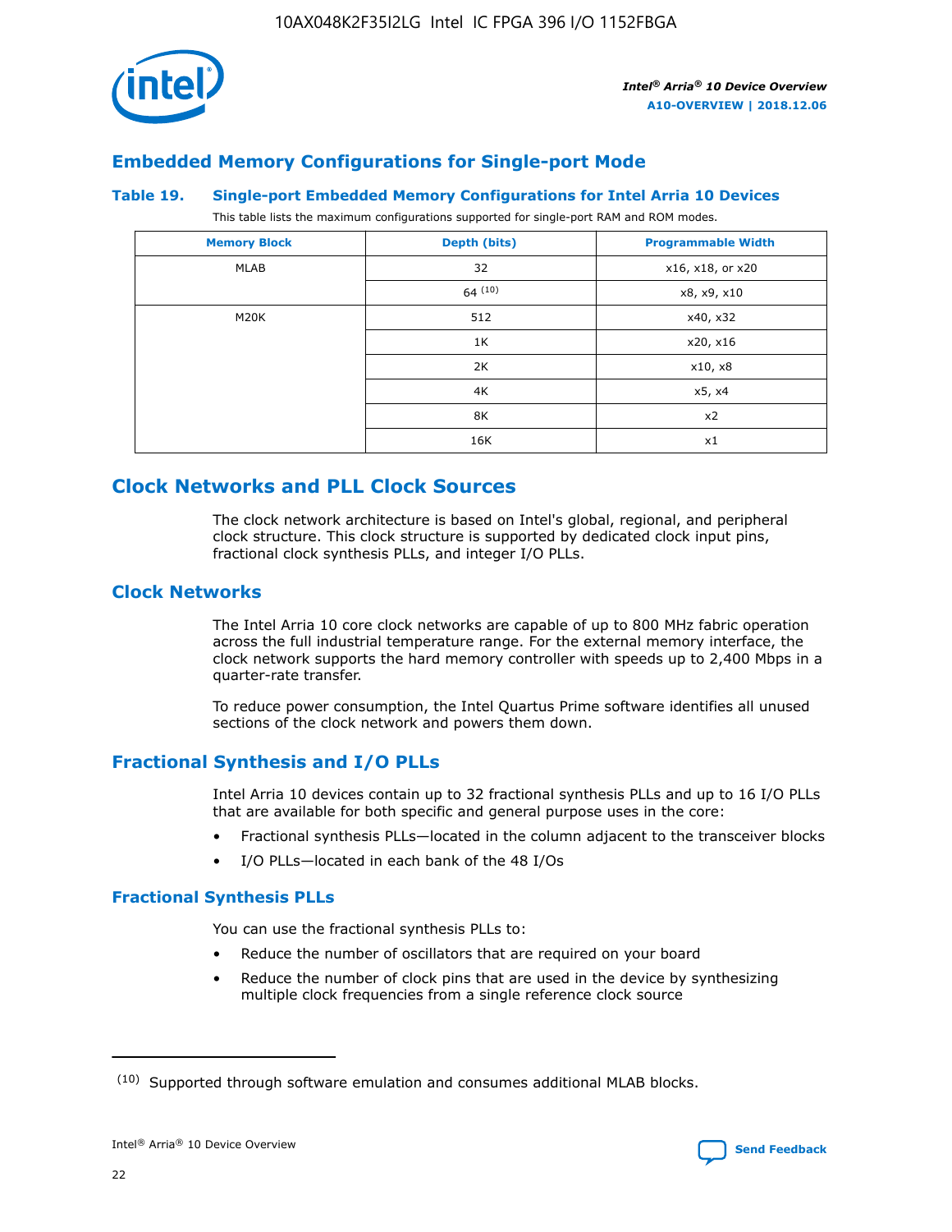## Embedded Memory Configurations for Single-port Mode

### Table 19. Single-port Embedded Memory Configurations for Intel Arria 10 Devices

This table lists the maximum configurations supported for single-port RAM and ROM modes.

| Memory Block | Depth (bits) | Programmable Width |
|---|---|---|
| MLAB | 32 | x16, x18, or x20 |
| | 64 [(10)] | x8, x9, x10 |
| M20K | 512 | x40, x32 |
| | 1K | x20, x16 |
| | 2K | x10, x8 |
| | 4K | x5, x4 |
| | 8K | x2 |
| | 16K | x1 |

## Clock Networks and PLL Clock Sources

The clock network architecture is based on Intel's global, regional, and peripheral clock structure. This clock structure is supported by dedicated clock input pins, fractional clock synthesis PLLs, and integer I/O PLLs.

### Clock Networks

The Intel Arria 10 core clock networks are capable of up to 800 MHz fabric operation across the full industrial temperature range. For the external memory interface, the clock network supports the hard memory controller with speeds up to 2,400 Mbps in a quarter-rate transfer.

To reduce power consumption, the Intel Quartus Prime software identifies all unused sections of the clock network and powers them down.

### Fractional Synthesis and I/O PLLs

Intel Arria 10 devices contain up to 32 fractional synthesis PLLs and up to 16 I/O PLLs that are available for both specific and general purpose uses in the core:

- Fractional synthesis PLLs—located in the column adjacent to the transceiver blocks
- I/O PLLs—located in each bank of the 48 I/Os

#### Fractional Synthesis PLLs

You can use the fractional synthesis PLLs to:

- Reduce the number of oscillators that are required on your board
- Reduce the number of clock pins that are used in the device by synthesizing multiple clock frequencies from a single reference clock source

(10) Supported through software emulation and consumes additional MLAB blocks.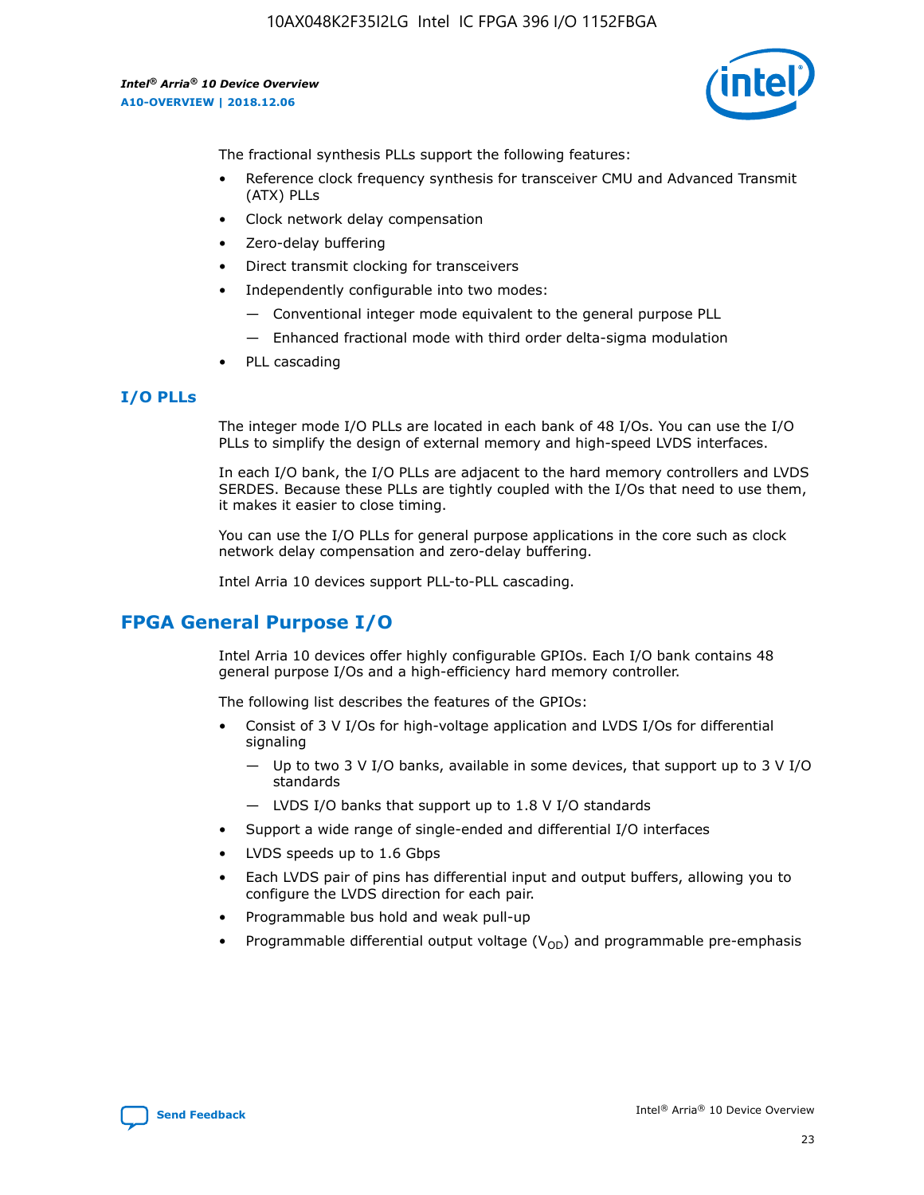The fractional synthesis PLLs support the following features:

- Reference clock frequency synthesis for transceiver CMU and Advanced Transmit (ATX) PLLs
- Clock network delay compensation
- Zero-delay buffering
- Direct transmit clocking for transceivers
- Independently configurable into two modes:
  - Conventional integer mode equivalent to the general purpose PLL
  - Enhanced fractional mode with third order delta-sigma modulation
- PLL cascading

### I/O PLLs

The integer mode I/O PLLs are located in each bank of 48 I/Os. You can use the I/O PLLs to simplify the design of external memory and high-speed LVDS interfaces.

In each I/O bank, the I/O PLLs are adjacent to the hard memory controllers and LVDS SERDES. Because these PLLs are tightly coupled with the I/Os that need to use them, it makes it easier to close timing.

You can use the I/O PLLs for general purpose applications in the core such as clock network delay compensation and zero-delay buffering.

Intel Arria 10 devices support PLL-to-PLL cascading.

## FPGA General Purpose I/O

Intel Arria 10 devices offer highly configurable GPIOs. Each I/O bank contains 48 general purpose I/Os and a high-efficiency hard memory controller.

The following list describes the features of the GPIOs:

- Consist of 3 V I/Os for high-voltage application and LVDS I/Os for differential signaling
  - Up to two 3 V I/O banks, available in some devices, that support up to 3 V I/O standards
  - LVDS I/O banks that support up to 1.8 V I/O standards
- Support a wide range of single-ended and differential I/O interfaces
- LVDS speeds up to 1.6 Gbps
- Each LVDS pair of pins has differential input and output buffers, allowing you to configure the LVDS direction for each pair.
- Programmable bus hold and weak pull-up
- Programmable differential output voltage ($V_{OD}$) and programmable pre-emphasis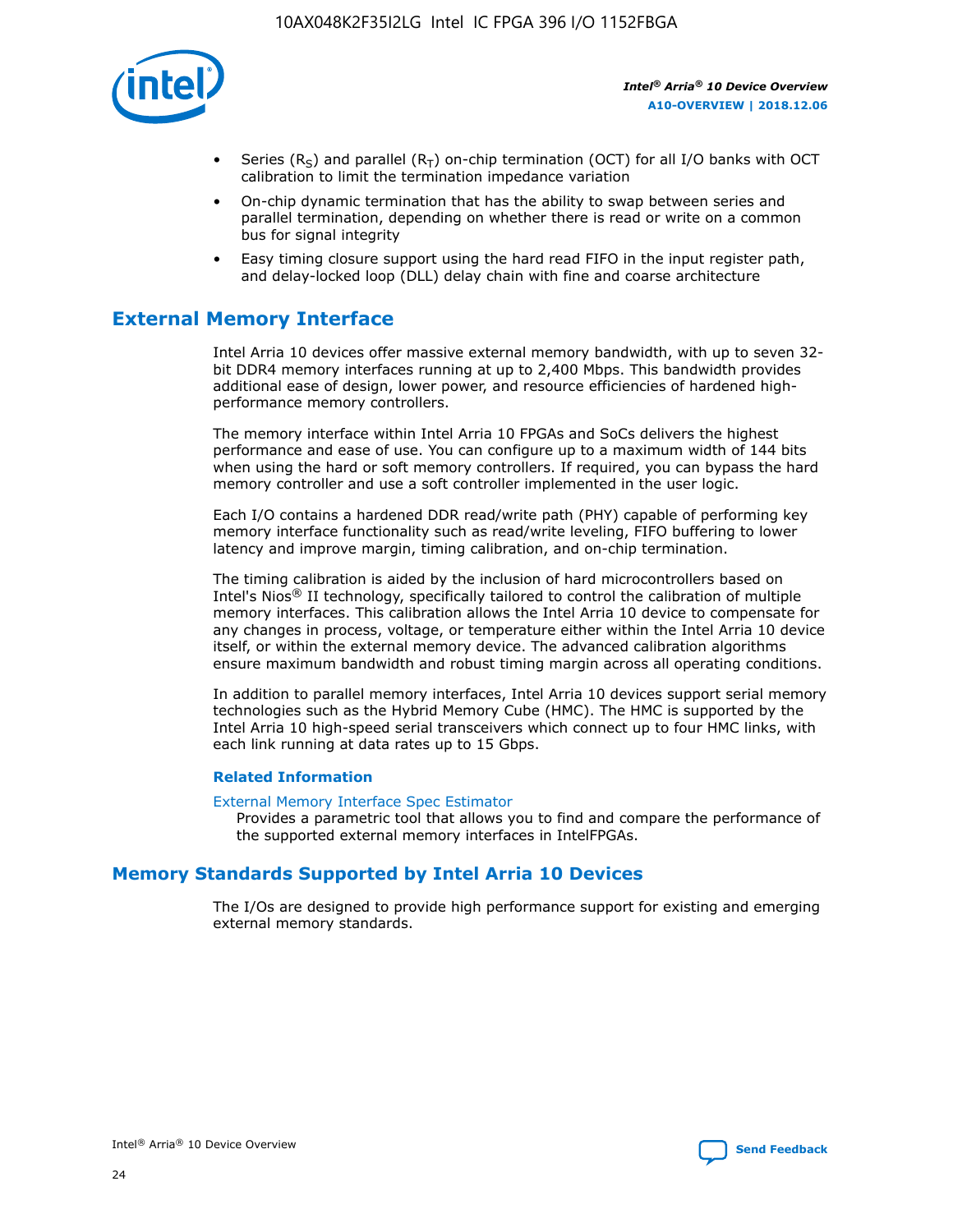- Series ($R_S$) and parallel ($R_T$) on-chip termination (OCT) for all I/O banks with OCT calibration to limit the termination impedance variation
- On-chip dynamic termination that has the ability to swap between series and parallel termination, depending on whether there is read or write on a common bus for signal integrity
- Easy timing closure support using the hard read FIFO in the input register path, and delay-locked loop (DLL) delay chain with fine and coarse architecture

## External Memory Interface

Intel Arria 10 devices offer massive external memory bandwidth, with up to seven 32-bit DDR4 memory interfaces running at up to 2,400 Mbps. This bandwidth provides additional ease of design, lower power, and resource efficiencies of hardened high-performance memory controllers.

The memory interface within Intel Arria 10 FPGAs and SoCs delivers the highest performance and ease of use. You can configure up to a maximum width of 144 bits when using the hard or soft memory controllers. If required, you can bypass the hard memory controller and use a soft controller implemented in the user logic.

Each I/O contains a hardened DDR read/write path (PHY) capable of performing key memory interface functionality such as read/write leveling, FIFO buffering to lower latency and improve margin, timing calibration, and on-chip termination.

The timing calibration is aided by the inclusion of hard microcontrollers based on Intel's Nios® II technology, specifically tailored to control the calibration of multiple memory interfaces. This calibration allows the Intel Arria 10 device to compensate for any changes in process, voltage, or temperature either within the Intel Arria 10 device itself, or within the external memory device. The advanced calibration algorithms ensure maximum bandwidth and robust timing margin across all operating conditions.

In addition to parallel memory interfaces, Intel Arria 10 devices support serial memory technologies such as the Hybrid Memory Cube (HMC). The HMC is supported by the Intel Arria 10 high-speed serial transceivers which connect up to four HMC links, with each link running at data rates up to 15 Gbps.

### Related Information

External Memory Interface Spec Estimator
Provides a parametric tool that allows you to find and compare the performance of the supported external memory interfaces in IntelFPGAs.

## Memory Standards Supported by Intel Arria 10 Devices

The I/Os are designed to provide high performance support for existing and emerging external memory standards.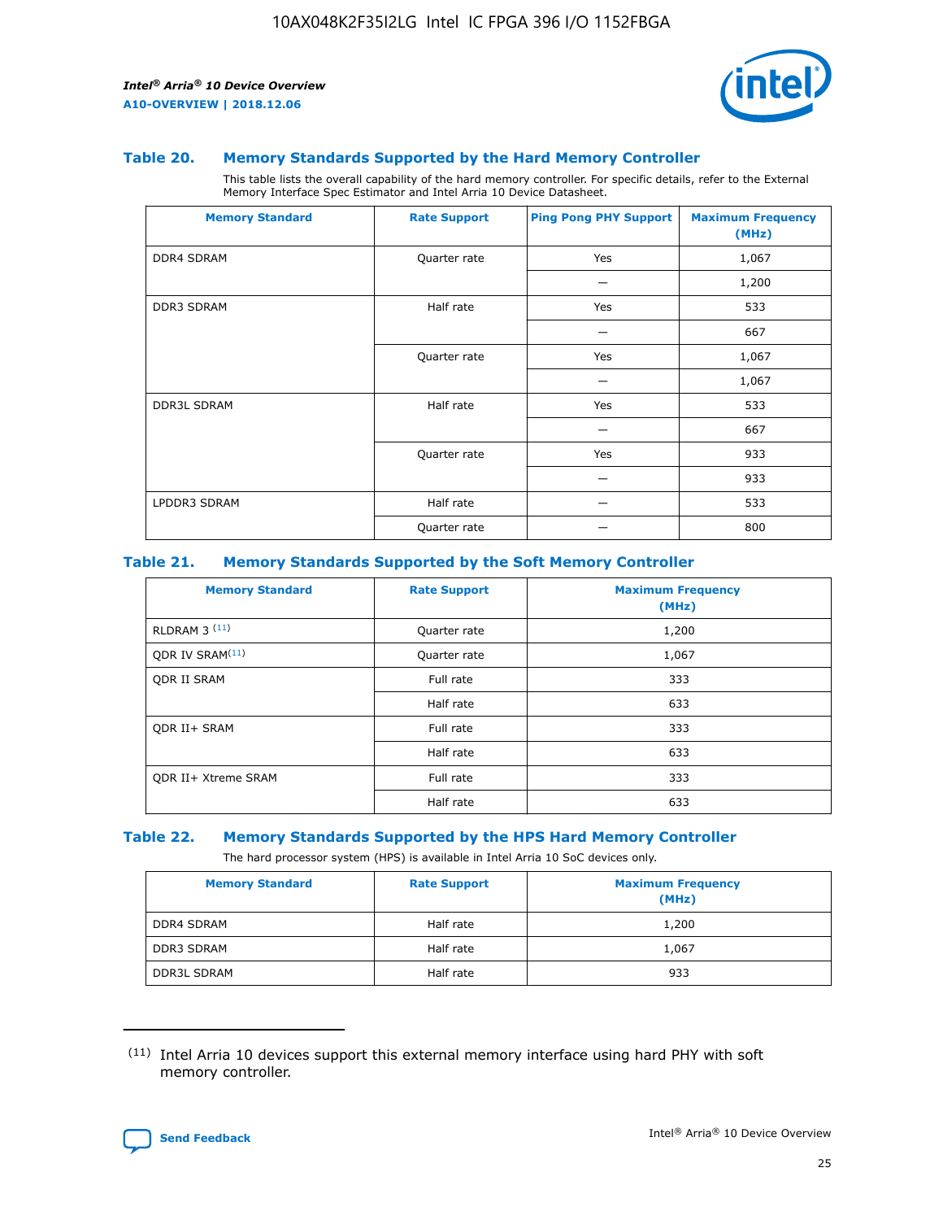### Table 20. Memory Standards Supported by the Hard Memory Controller

This table lists the overall capability of the hard memory controller. For specific details, refer to the External Memory Interface Spec Estimator and Intel Arria 10 Device Datasheet.

| Memory Standard | Rate Support | Ping Pong PHY Support | Maximum Frequency (MHz) |
|---|---|---|---|
| DDR4 SDRAM | Quarter rate | Yes | 1,067 |
| | | — | 1,200 |
| DDR3 SDRAM | Half rate | Yes | 533 |
| | | — | 667 |
| | Quarter rate | Yes | 1,067 |
| | | — | 1,067 |
| DDR3L SDRAM | Half rate | Yes | 533 |
| | | — | 667 |
| | Quarter rate | Yes | 933 |
| | | — | 933 |
| LPDDR3 SDRAM | Half rate | — | 533 |
| | Quarter rate | — | 800 |

### Table 21. Memory Standards Supported by the Soft Memory Controller

| Memory Standard | Rate Support | Maximum Frequency (MHz) |
|---|---|---|
| RLDRAM 3 [(11)] | Quarter rate | 1,200 |
| QDR IV SRAM[(11)] | Quarter rate | 1,067 |
| QDR II SRAM | Full rate | 333 |
| | Half rate | 633 |
| QDR II+ SRAM | Full rate | 333 |
| | Half rate | 633 |
| QDR II+ Xtreme SRAM | Full rate | 333 |
| | Half rate | 633 |

### Table 22. Memory Standards Supported by the HPS Hard Memory Controller

The hard processor system (HPS) is available in Intel Arria 10 SoC devices only.

| Memory Standard | Rate Support | Maximum Frequency (MHz) |
|---|---|---|
| DDR4 SDRAM | Half rate | 1,200 |
| DDR3 SDRAM | Half rate | 1,067 |
| DDR3L SDRAM | Half rate | 933 |

(11) Intel Arria 10 devices support this external memory interface using hard PHY with soft memory controller.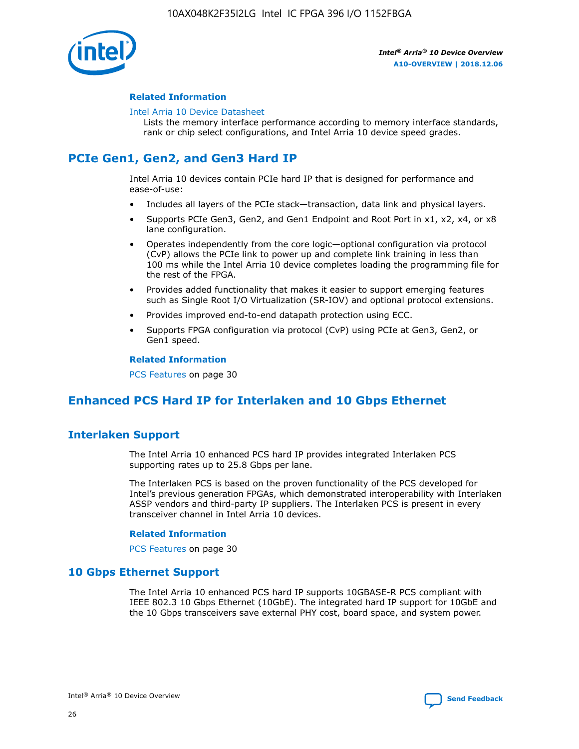### Related Information

Intel Arria 10 Device Datasheet

Lists the memory interface performance according to memory interface standards, rank or chip select configurations, and Intel Arria 10 device speed grades.

## PCIe Gen1, Gen2, and Gen3 Hard IP

Intel Arria 10 devices contain PCIe hard IP that is designed for performance and ease-of-use:

- Includes all layers of the PCIe stack—transaction, data link and physical layers.
- Supports PCIe Gen3, Gen2, and Gen1 Endpoint and Root Port in x1, x2, x4, or x8 lane configuration.
- Operates independently from the core logic—optional configuration via protocol (CvP) allows the PCIe link to power up and complete link training in less than 100 ms while the Intel Arria 10 device completes loading the programming file for the rest of the FPGA.
- Provides added functionality that makes it easier to support emerging features such as Single Root I/O Virtualization (SR-IOV) and optional protocol extensions.
- Provides improved end-to-end datapath protection using ECC.
- Supports FPGA configuration via protocol (CvP) using PCIe at Gen3, Gen2, or Gen1 speed.

### Related Information

PCS Features on page 30

## Enhanced PCS Hard IP for Interlaken and 10 Gbps Ethernet

### Interlaken Support

The Intel Arria 10 enhanced PCS hard IP provides integrated Interlaken PCS supporting rates up to 25.8 Gbps per lane.

The Interlaken PCS is based on the proven functionality of the PCS developed for Intel's previous generation FPGAs, which demonstrated interoperability with Interlaken ASSP vendors and third-party IP suppliers. The Interlaken PCS is present in every transceiver channel in Intel Arria 10 devices.

### Related Information

PCS Features on page 30

### 10 Gbps Ethernet Support

The Intel Arria 10 enhanced PCS hard IP supports 10GBASE-R PCS compliant with IEEE 802.3 10 Gbps Ethernet (10GbE). The integrated hard IP support for 10GbE and the 10 Gbps transceivers save external PHY cost, board space, and system power.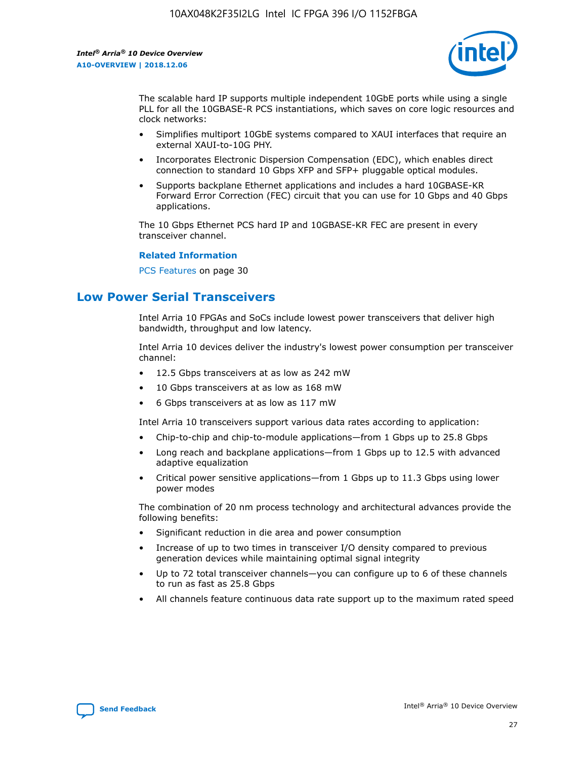The scalable hard IP supports multiple independent 10GbE ports while using a single PLL for all the 10GBASE-R PCS instantiations, which saves on core logic resources and clock networks:

- Simplifies multiport 10GbE systems compared to XAUI interfaces that require an external XAUI-to-10G PHY.
- Incorporates Electronic Dispersion Compensation (EDC), which enables direct connection to standard 10 Gbps XFP and SFP+ pluggable optical modules.
- Supports backplane Ethernet applications and includes a hard 10GBASE-KR Forward Error Correction (FEC) circuit that you can use for 10 Gbps and 40 Gbps applications.

The 10 Gbps Ethernet PCS hard IP and 10GBASE-KR FEC are present in every transceiver channel.

**Related Information**

PCS Features on page 30

## Low Power Serial Transceivers

Intel Arria 10 FPGAs and SoCs include lowest power transceivers that deliver high bandwidth, throughput and low latency.

Intel Arria 10 devices deliver the industry's lowest power consumption per transceiver channel:

- 12.5 Gbps transceivers at as low as 242 mW
- 10 Gbps transceivers at as low as 168 mW
- 6 Gbps transceivers at as low as 117 mW

Intel Arria 10 transceivers support various data rates according to application:

- Chip-to-chip and chip-to-module applications—from 1 Gbps up to 25.8 Gbps
- Long reach and backplane applications—from 1 Gbps up to 12.5 with advanced adaptive equalization
- Critical power sensitive applications—from 1 Gbps up to 11.3 Gbps using lower power modes

The combination of 20 nm process technology and architectural advances provide the following benefits:

- Significant reduction in die area and power consumption
- Increase of up to two times in transceiver I/O density compared to previous generation devices while maintaining optimal signal integrity
- Up to 72 total transceiver channels—you can configure up to 6 of these channels to run as fast as 25.8 Gbps
- All channels feature continuous data rate support up to the maximum rated speed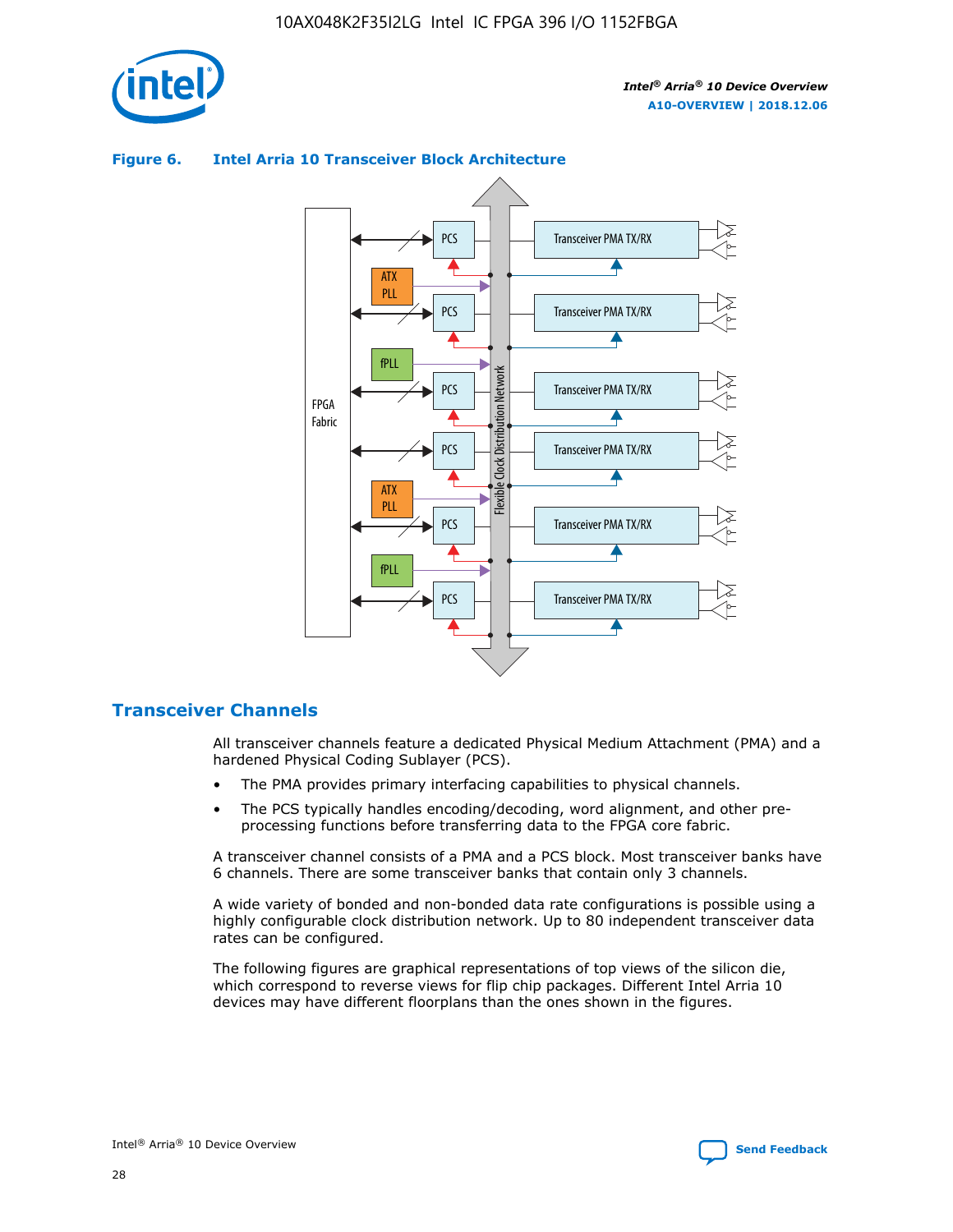**Figure 6. Intel Arria 10 Transceiver Block Architecture**

## Transceiver Channels

All transceiver channels feature a dedicated Physical Medium Attachment (PMA) and a hardened Physical Coding Sublayer (PCS).

- The PMA provides primary interfacing capabilities to physical channels.
- The PCS typically handles encoding/decoding, word alignment, and other pre-processing functions before transferring data to the FPGA core fabric.

A transceiver channel consists of a PMA and a PCS block. Most transceiver banks have 6 channels. There are some transceiver banks that contain only 3 channels.

A wide variety of bonded and non-bonded data rate configurations is possible using a highly configurable clock distribution network. Up to 80 independent transceiver data rates can be configured.

The following figures are graphical representations of top views of the silicon die, which correspond to reverse views for flip chip packages. Different Intel Arria 10 devices may have different floorplans than the ones shown in the figures.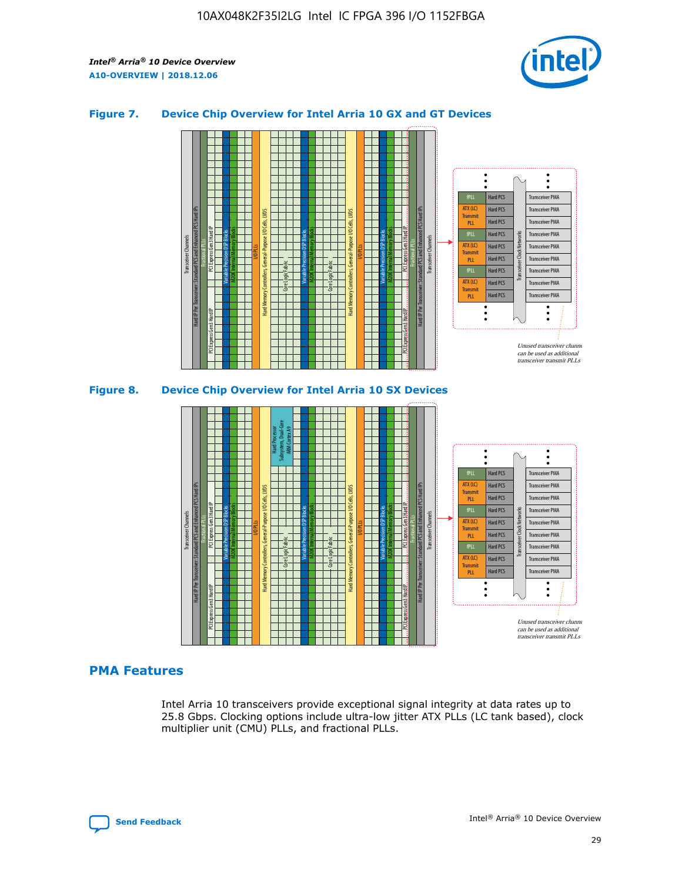## Figure 7. Device Chip Overview for Intel Arria 10 GX and GT Devices

Unused transceiver channels can be used as additional transceiver transmit PLLs

## Figure 8. Device Chip Overview for Intel Arria 10 SX Devices

Unused transceiver channels can be used as additional transceiver transmit PLLs

## PMA Features

Intel Arria 10 transceivers provide exceptional signal integrity at data rates up to 25.8 Gbps. Clocking options include ultra-low jitter ATX PLLs (LC tank based), clock multiplier unit (CMU) PLLs, and fractional PLLs.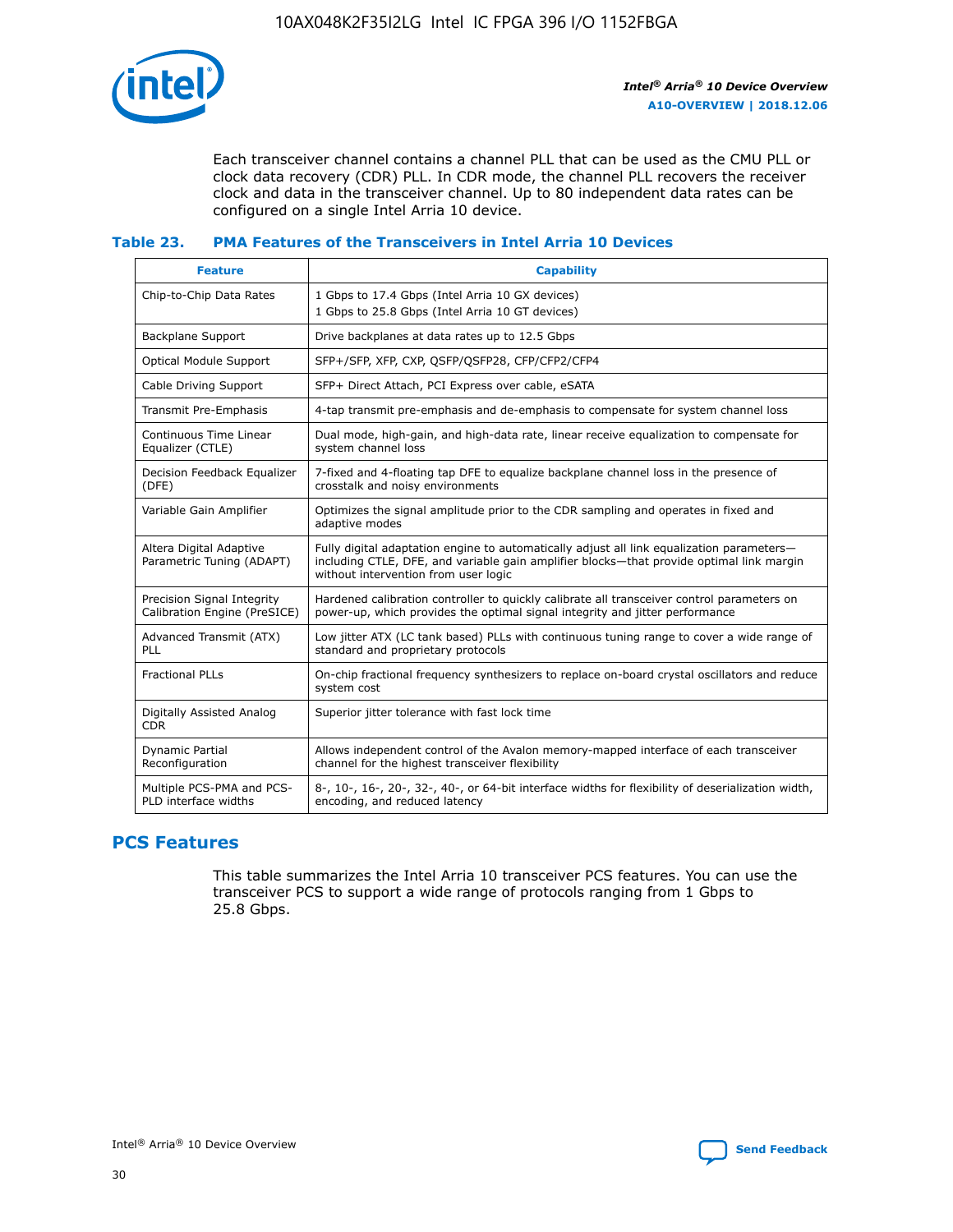Each transceiver channel contains a channel PLL that can be used as the CMU PLL or clock data recovery (CDR) PLL. In CDR mode, the channel PLL recovers the receiver clock and data in the transceiver channel. Up to 80 independent data rates can be configured on a single Intel Arria 10 device.

### Table 23. PMA Features of the Transceivers in Intel Arria 10 Devices

| Feature | Capability |
| --- | --- |
| Chip-to-Chip Data Rates | 1 Gbps to 17.4 Gbps (Intel Arria 10 GX devices)<br>1 Gbps to 25.8 Gbps (Intel Arria 10 GT devices) |
| Backplane Support | Drive backplanes at data rates up to 12.5 Gbps |
| Optical Module Support | SFP+/SFP, XFP, CXP, QSFP/QSFP28, CFP/CFP2/CFP4 |
| Cable Driving Support | SFP+ Direct Attach, PCI Express over cable, eSATA |
| Transmit Pre-Emphasis | 4-tap transmit pre-emphasis and de-emphasis to compensate for system channel loss |
| Continuous Time Linear Equalizer (CTLE) | Dual mode, high-gain, and high-data rate, linear receive equalization to compensate for system channel loss |
| Decision Feedback Equalizer (DFE) | 7-fixed and 4-floating tap DFE to equalize backplane channel loss in the presence of crosstalk and noisy environments |
| Variable Gain Amplifier | Optimizes the signal amplitude prior to the CDR sampling and operates in fixed and adaptive modes |
| Altera Digital Adaptive Parametric Tuning (ADAPT) | Fully digital adaptation engine to automatically adjust all link equalization parameters—including CTLE, DFE, and variable gain amplifier blocks—that provide optimal link margin without intervention from user logic |
| Precision Signal Integrity Calibration Engine (PreSICE) | Hardened calibration controller to quickly calibrate all transceiver control parameters on power-up, which provides the optimal signal integrity and jitter performance |
| Advanced Transmit (ATX) PLL | Low jitter ATX (LC tank based) PLLs with continuous tuning range to cover a wide range of standard and proprietary protocols |
| Fractional PLLs | On-chip fractional frequency synthesizers to replace on-board crystal oscillators and reduce system cost |
| Digitally Assisted Analog CDR | Superior jitter tolerance with fast lock time |
| Dynamic Partial Reconfiguration | Allows independent control of the Avalon memory-mapped interface of each transceiver channel for the highest transceiver flexibility |
| Multiple PCS-PMA and PCS-PLD interface widths | 8-, 10-, 16-, 20-, 32-, 40-, or 64-bit interface widths for flexibility of deserialization width, encoding, and reduced latency |

## PCS Features

This table summarizes the Intel Arria 10 transceiver PCS features. You can use the transceiver PCS to support a wide range of protocols ranging from 1 Gbps to 25.8 Gbps.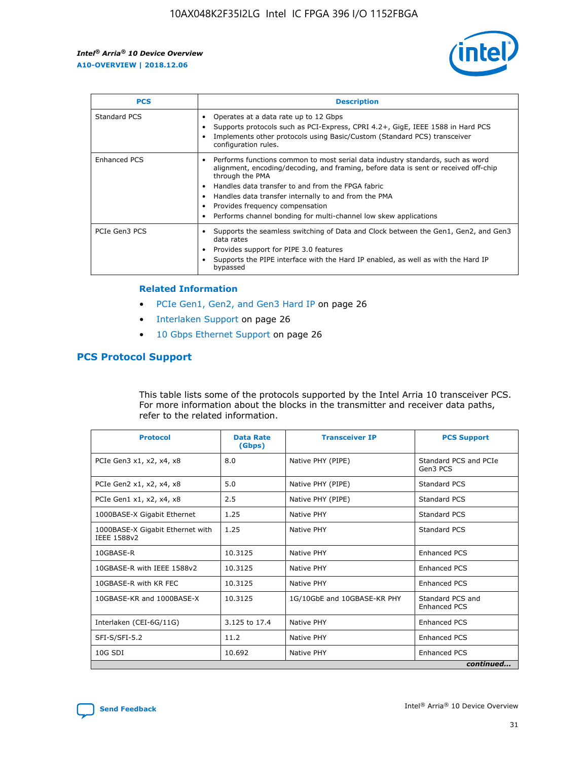| PCS | Description |
| --- | --- |
| Standard PCS | • Operates at a data rate up to 12 Gbps<br>• Supports protocols such as PCI-Express, CPRI 4.2+, GigE, IEEE 1588 in Hard PCS<br>• Implements other protocols using Basic/Custom (Standard PCS) transceiver configuration rules. |
| Enhanced PCS | • Performs functions common to most serial data industry standards, such as word alignment, encoding/decoding, and framing, before data is sent or received off-chip through the PMA<br>• Handles data transfer to and from the FPGA fabric<br>• Handles data transfer internally to and from the PMA<br>• Provides frequency compensation<br>• Performs channel bonding for multi-channel low skew applications |
| PCIe Gen3 PCS | • Supports the seamless switching of Data and Clock between the Gen1, Gen2, and Gen3 data rates<br>• Provides support for PIPE 3.0 features<br>• Supports the PIPE interface with the Hard IP enabled, as well as with the Hard IP bypassed |

### Related Information

- PCIe Gen1, Gen2, and Gen3 Hard IP on page 26
- Interlaken Support on page 26
- 10 Gbps Ethernet Support on page 26

## PCS Protocol Support

This table lists some of the protocols supported by the Intel Arria 10 transceiver PCS. For more information about the blocks in the transmitter and receiver data paths, refer to the related information.

| Protocol | Data Rate (Gbps) | Transceiver IP | PCS Support |
| --- | --- | --- | --- |
| PCIe Gen3 x1, x2, x4, x8 | 8.0 | Native PHY (PIPE) | Standard PCS and PCIe Gen3 PCS |
| PCIe Gen2 x1, x2, x4, x8 | 5.0 | Native PHY (PIPE) | Standard PCS |
| PCIe Gen1 x1, x2, x4, x8 | 2.5 | Native PHY (PIPE) | Standard PCS |
| 1000BASE-X Gigabit Ethernet | 1.25 | Native PHY | Standard PCS |
| 1000BASE-X Gigabit Ethernet with IEEE 1588v2 | 1.25 | Native PHY | Standard PCS |
| 10GBASE-R | 10.3125 | Native PHY | Enhanced PCS |
| 10GBASE-R with IEEE 1588v2 | 10.3125 | Native PHY | Enhanced PCS |
| 10GBASE-R with KR FEC | 10.3125 | Native PHY | Enhanced PCS |
| 10GBASE-KR and 1000BASE-X | 10.3125 | 1G/10GbE and 10GBASE-KR PHY | Standard PCS and Enhanced PCS |
| Interlaken (CEI-6G/11G) | 3.125 to 17.4 | Native PHY | Enhanced PCS |
| SFI-S/SFI-5.2 | 11.2 | Native PHY | Enhanced PCS |
| 10G SDI | 10.692 | Native PHY | Enhanced PCS |

*continued...*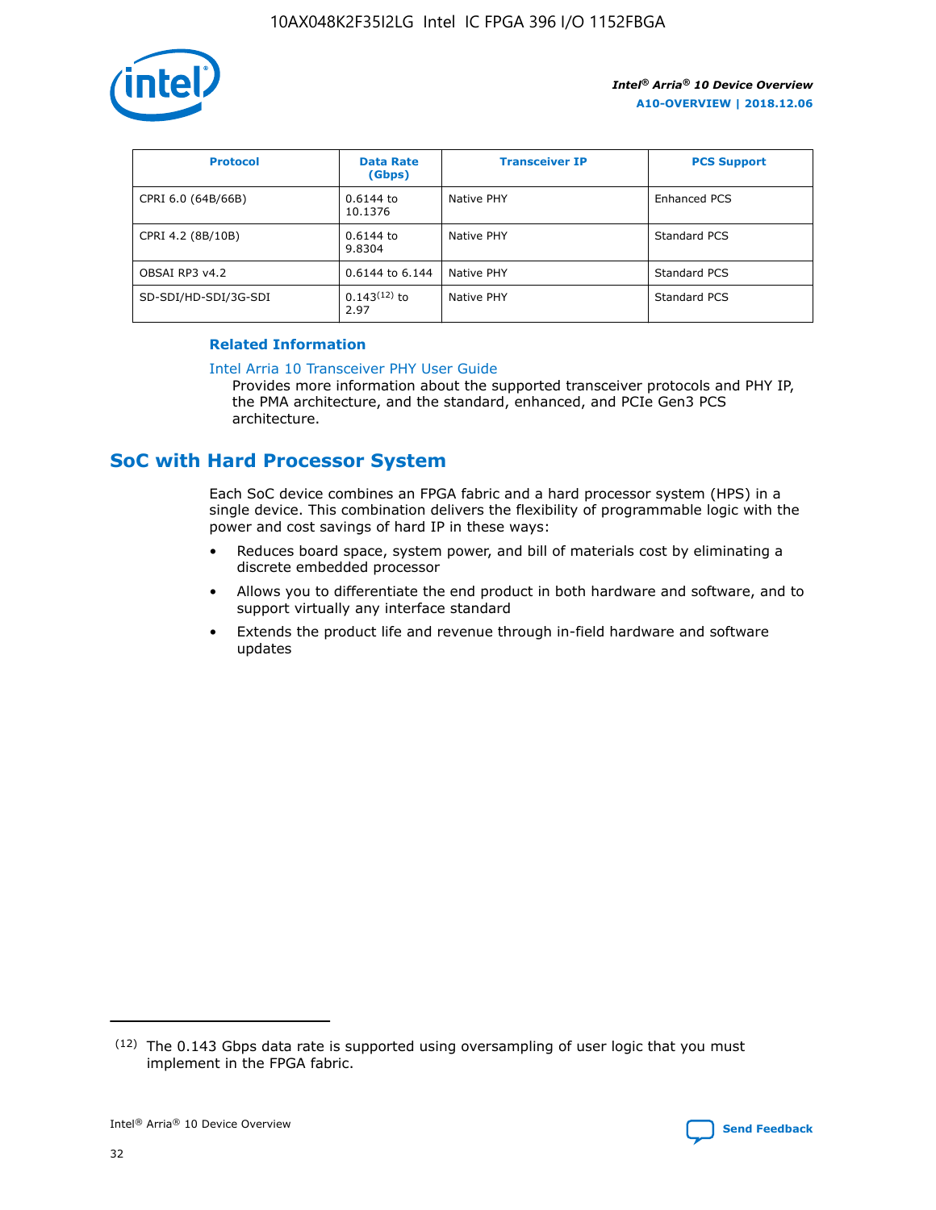| Protocol | Data Rate (Gbps) | Transceiver IP | PCS Support |
| --- | --- | --- | --- |
| CPRI 6.0 (64B/66B) | 0.6144 to 10.1376 | Native PHY | Enhanced PCS |
| CPRI 4.2 (8B/10B) | 0.6144 to 9.8304 | Native PHY | Standard PCS |
| OBSAI RP3 v4.2 | 0.6144 to 6.144 | Native PHY | Standard PCS |
| SD-SDI/HD-SDI/3G-SDI | 0.143[12] to 2.97 | Native PHY | Standard PCS |

**Related Information**

Intel Arria 10 Transceiver PHY User Guide

Provides more information about the supported transceiver protocols and PHY IP, the PMA architecture, and the standard, enhanced, and PCIe Gen3 PCS architecture.

## SoC with Hard Processor System

Each SoC device combines an FPGA fabric and a hard processor system (HPS) in a single device. This combination delivers the flexibility of programmable logic with the power and cost savings of hard IP in these ways:

- Reduces board space, system power, and bill of materials cost by eliminating a discrete embedded processor
- Allows you to differentiate the end product in both hardware and software, and to support virtually any interface standard
- Extends the product life and revenue through in-field hardware and software updates

[12] The 0.143 Gbps data rate is supported using oversampling of user logic that you must implement in the FPGA fabric.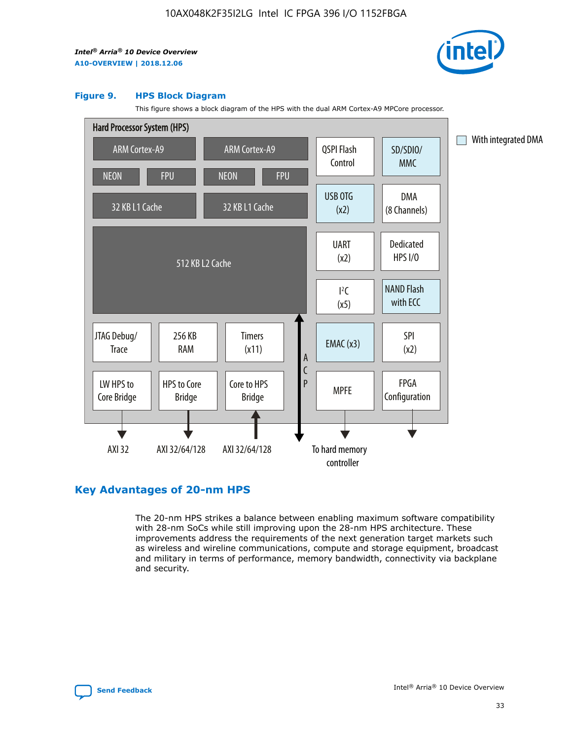**Figure 9. HPS Block Diagram**

This figure shows a block diagram of the HPS with the dual ARM Cortex-A9 MPCore processor.

Hard Processor System (HPS)

- ARM Cortex-A9 (NEON, FPU, 32 KB L1 Cache)
- ARM Cortex-A9 (NEON, FPU, 32 KB L1 Cache)
- 512 KB L2 Cache
- QSPI Flash Control
- SD/SDIO/MMC
- USB OTG (x2)
- DMA (8 Channels)
- UART (x2)
- Dedicated HPS I/O
- I²C (x5)
- NAND Flash with ECC
- JTAG Debug/Trace
- 256 KB RAM
- Timers (x11)
- EMAC (x3)
- SPI (x2)
- LW HPS to Core Bridge — AXI 32
- HPS to Core Bridge — AXI 32/64/128
- Core to HPS Bridge — AXI 32/64/128
- ACP
- MPFE — To hard memory controller
- FPGA Configuration

With integrated DMA: SD/SDIO/MMC, USB OTG (x2), NAND Flash with ECC, EMAC (x3)

## Key Advantages of 20-nm HPS

The 20-nm HPS strikes a balance between enabling maximum software compatibility with 28-nm SoCs while still improving upon the 28-nm HPS architecture. These improvements address the requirements of the next generation target markets such as wireless and wireline communications, compute and storage equipment, broadcast and military in terms of performance, memory bandwidth, connectivity via backplane and security.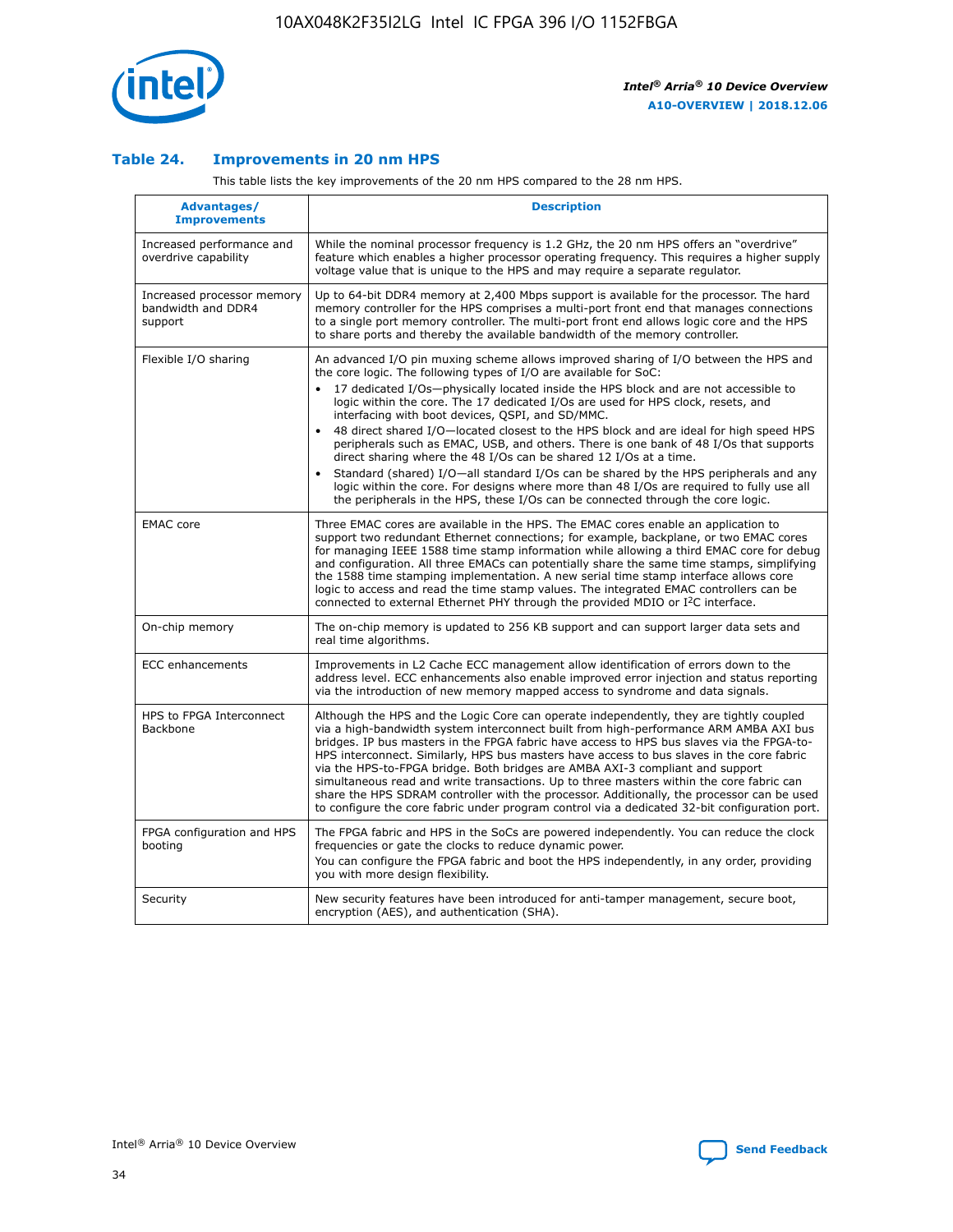### Table 24. Improvements in 20 nm HPS

This table lists the key improvements of the 20 nm HPS compared to the 28 nm HPS.

| Advantages/ Improvements | Description |
| --- | --- |
| Increased performance and overdrive capability | While the nominal processor frequency is 1.2 GHz, the 20 nm HPS offers an "overdrive" feature which enables a higher processor operating frequency. This requires a higher supply voltage value that is unique to the HPS and may require a separate regulator. |
| Increased processor memory bandwidth and DDR4 support | Up to 64-bit DDR4 memory at 2,400 Mbps support is available for the processor. The hard memory controller for the HPS comprises a multi-port front end that manages connections to a single port memory controller. The multi-port front end allows logic core and the HPS to share ports and thereby the available bandwidth of the memory controller. |
| Flexible I/O sharing | An advanced I/O pin muxing scheme allows improved sharing of I/O between the HPS and the core logic. The following types of I/O are available for SoC:<br>• 17 dedicated I/Os—physically located inside the HPS block and are not accessible to logic within the core. The 17 dedicated I/Os are used for HPS clock, resets, and interfacing with boot devices, QSPI, and SD/MMC.<br>• 48 direct shared I/O—located closest to the HPS block and are ideal for high speed HPS peripherals such as EMAC, USB, and others. There is one bank of 48 I/Os that supports direct sharing where the 48 I/Os can be shared 12 I/Os at a time.<br>• Standard (shared) I/O—all standard I/Os can be shared by the HPS peripherals and any logic within the core. For designs where more than 48 I/Os are required to fully use all the peripherals in the HPS, these I/Os can be connected through the core logic. |
| EMAC core | Three EMAC cores are available in the HPS. The EMAC cores enable an application to support two redundant Ethernet connections; for example, backplane, or two EMAC cores for managing IEEE 1588 time stamp information while allowing a third EMAC core for debug and configuration. All three EMACs can potentially share the same time stamps, simplifying the 1588 time stamping implementation. A new serial time stamp interface allows core logic to access and read the time stamp values. The integrated EMAC controllers can be connected to external Ethernet PHY through the provided MDIO or I²C interface. |
| On-chip memory | The on-chip memory is updated to 256 KB support and can support larger data sets and real time algorithms. |
| ECC enhancements | Improvements in L2 Cache ECC management allow identification of errors down to the address level. ECC enhancements also enable improved error injection and status reporting via the introduction of new memory mapped access to syndrome and data signals. |
| HPS to FPGA Interconnect Backbone | Although the HPS and the Logic Core can operate independently, they are tightly coupled via a high-bandwidth system interconnect built from high-performance ARM AMBA AXI bus bridges. IP bus masters in the FPGA fabric have access to HPS bus slaves via the FPGA-to-HPS interconnect. Similarly, HPS bus masters have access to bus slaves in the core fabric via the HPS-to-FPGA bridge. Both bridges are AMBA AXI-3 compliant and support simultaneous read and write transactions. Up to three masters within the core fabric can share the HPS SDRAM controller with the processor. Additionally, the processor can be used to configure the core fabric under program control via a dedicated 32-bit configuration port. |
| FPGA configuration and HPS booting | The FPGA fabric and HPS in the SoCs are powered independently. You can reduce the clock frequencies or gate the clocks to reduce dynamic power.<br>You can configure the FPGA fabric and boot the HPS independently, in any order, providing you with more design flexibility. |
| Security | New security features have been introduced for anti-tamper management, secure boot, encryption (AES), and authentication (SHA). |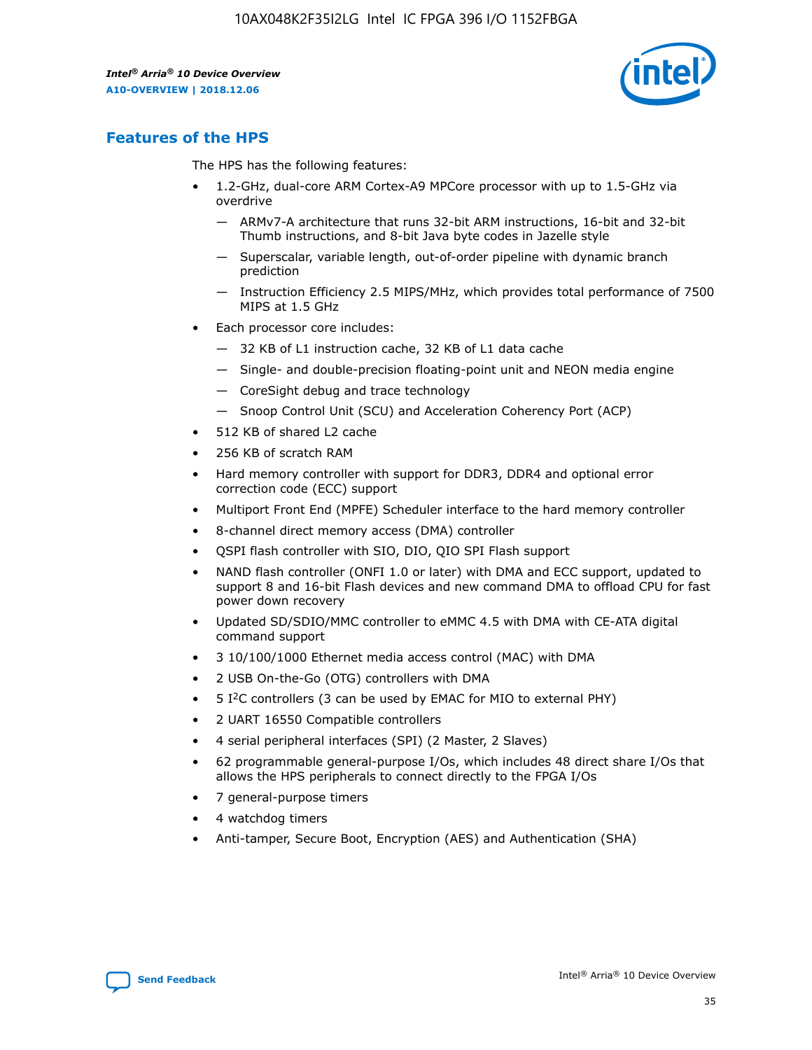## Features of the HPS

The HPS has the following features:

- 1.2-GHz, dual-core ARM Cortex-A9 MPCore processor with up to 1.5-GHz via overdrive
  - — ARMv7-A architecture that runs 32-bit ARM instructions, 16-bit and 32-bit Thumb instructions, and 8-bit Java byte codes in Jazelle style
  - — Superscalar, variable length, out-of-order pipeline with dynamic branch prediction
  - — Instruction Efficiency 2.5 MIPS/MHz, which provides total performance of 7500 MIPS at 1.5 GHz
- Each processor core includes:
  - — 32 KB of L1 instruction cache, 32 KB of L1 data cache
  - — Single- and double-precision floating-point unit and NEON media engine
  - — CoreSight debug and trace technology
  - — Snoop Control Unit (SCU) and Acceleration Coherency Port (ACP)
- 512 KB of shared L2 cache
- 256 KB of scratch RAM
- Hard memory controller with support for DDR3, DDR4 and optional error correction code (ECC) support
- Multiport Front End (MPFE) Scheduler interface to the hard memory controller
- 8-channel direct memory access (DMA) controller
- QSPI flash controller with SIO, DIO, QIO SPI Flash support
- NAND flash controller (ONFI 1.0 or later) with DMA and ECC support, updated to support 8 and 16-bit Flash devices and new command DMA to offload CPU for fast power down recovery
- Updated SD/SDIO/MMC controller to eMMC 4.5 with DMA with CE-ATA digital command support
- 3 10/100/1000 Ethernet media access control (MAC) with DMA
- 2 USB On-the-Go (OTG) controllers with DMA
- 5 I²C controllers (3 can be used by EMAC for MIO to external PHY)
- 2 UART 16550 Compatible controllers
- 4 serial peripheral interfaces (SPI) (2 Master, 2 Slaves)
- 62 programmable general-purpose I/Os, which includes 48 direct share I/Os that allows the HPS peripherals to connect directly to the FPGA I/Os
- 7 general-purpose timers
- 4 watchdog timers
- Anti-tamper, Secure Boot, Encryption (AES) and Authentication (SHA)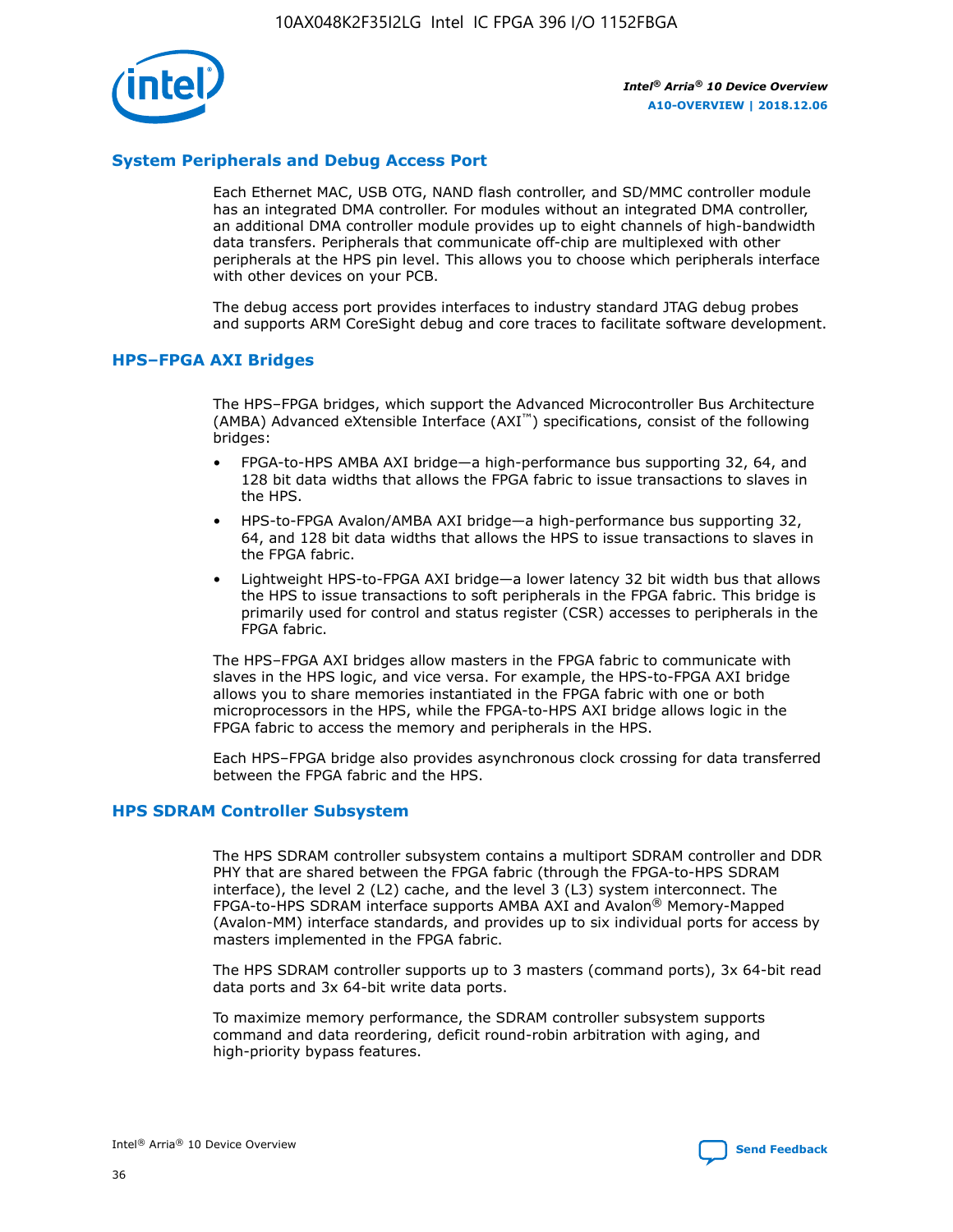## System Peripherals and Debug Access Port

Each Ethernet MAC, USB OTG, NAND flash controller, and SD/MMC controller module has an integrated DMA controller. For modules without an integrated DMA controller, an additional DMA controller module provides up to eight channels of high-bandwidth data transfers. Peripherals that communicate off-chip are multiplexed with other peripherals at the HPS pin level. This allows you to choose which peripherals interface with other devices on your PCB.

The debug access port provides interfaces to industry standard JTAG debug probes and supports ARM CoreSight debug and core traces to facilitate software development.

## HPS–FPGA AXI Bridges

The HPS–FPGA bridges, which support the Advanced Microcontroller Bus Architecture (AMBA) Advanced eXtensible Interface (AXI™) specifications, consist of the following bridges:

- FPGA-to-HPS AMBA AXI bridge—a high-performance bus supporting 32, 64, and 128 bit data widths that allows the FPGA fabric to issue transactions to slaves in the HPS.
- HPS-to-FPGA Avalon/AMBA AXI bridge—a high-performance bus supporting 32, 64, and 128 bit data widths that allows the HPS to issue transactions to slaves in the FPGA fabric.
- Lightweight HPS-to-FPGA AXI bridge—a lower latency 32 bit width bus that allows the HPS to issue transactions to soft peripherals in the FPGA fabric. This bridge is primarily used for control and status register (CSR) accesses to peripherals in the FPGA fabric.

The HPS–FPGA AXI bridges allow masters in the FPGA fabric to communicate with slaves in the HPS logic, and vice versa. For example, the HPS-to-FPGA AXI bridge allows you to share memories instantiated in the FPGA fabric with one or both microprocessors in the HPS, while the FPGA-to-HPS AXI bridge allows logic in the FPGA fabric to access the memory and peripherals in the HPS.

Each HPS–FPGA bridge also provides asynchronous clock crossing for data transferred between the FPGA fabric and the HPS.

## HPS SDRAM Controller Subsystem

The HPS SDRAM controller subsystem contains a multiport SDRAM controller and DDR PHY that are shared between the FPGA fabric (through the FPGA-to-HPS SDRAM interface), the level 2 (L2) cache, and the level 3 (L3) system interconnect. The FPGA-to-HPS SDRAM interface supports AMBA AXI and Avalon® Memory-Mapped (Avalon-MM) interface standards, and provides up to six individual ports for access by masters implemented in the FPGA fabric.

The HPS SDRAM controller supports up to 3 masters (command ports), 3x 64-bit read data ports and 3x 64-bit write data ports.

To maximize memory performance, the SDRAM controller subsystem supports command and data reordering, deficit round-robin arbitration with aging, and high-priority bypass features.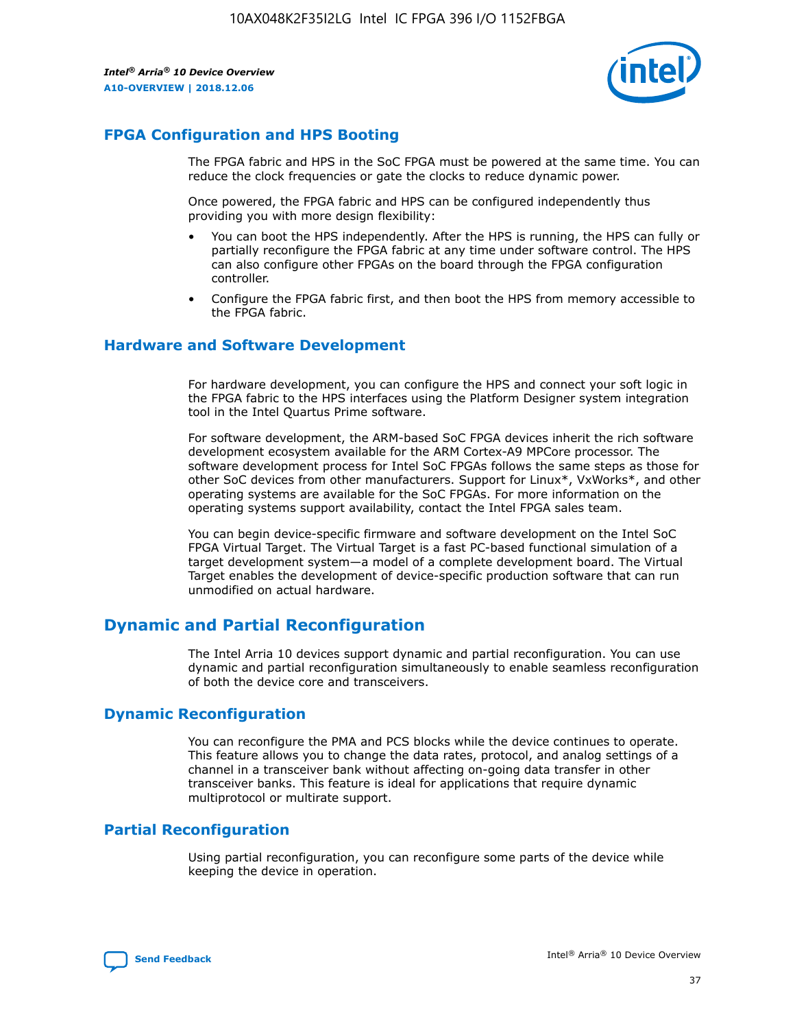## FPGA Configuration and HPS Booting

The FPGA fabric and HPS in the SoC FPGA must be powered at the same time. You can reduce the clock frequencies or gate the clocks to reduce dynamic power.

Once powered, the FPGA fabric and HPS can be configured independently thus providing you with more design flexibility:

- You can boot the HPS independently. After the HPS is running, the HPS can fully or partially reconfigure the FPGA fabric at any time under software control. The HPS can also configure other FPGAs on the board through the FPGA configuration controller.
- Configure the FPGA fabric first, and then boot the HPS from memory accessible to the FPGA fabric.

## Hardware and Software Development

For hardware development, you can configure the HPS and connect your soft logic in the FPGA fabric to the HPS interfaces using the Platform Designer system integration tool in the Intel Quartus Prime software.

For software development, the ARM-based SoC FPGA devices inherit the rich software development ecosystem available for the ARM Cortex-A9 MPCore processor. The software development process for Intel SoC FPGAs follows the same steps as those for other SoC devices from other manufacturers. Support for Linux*, VxWorks*, and other operating systems are available for the SoC FPGAs. For more information on the operating systems support availability, contact the Intel FPGA sales team.

You can begin device-specific firmware and software development on the Intel SoC FPGA Virtual Target. The Virtual Target is a fast PC-based functional simulation of a target development system—a model of a complete development board. The Virtual Target enables the development of device-specific production software that can run unmodified on actual hardware.

# Dynamic and Partial Reconfiguration

The Intel Arria 10 devices support dynamic and partial reconfiguration. You can use dynamic and partial reconfiguration simultaneously to enable seamless reconfiguration of both the device core and transceivers.

## Dynamic Reconfiguration

You can reconfigure the PMA and PCS blocks while the device continues to operate. This feature allows you to change the data rates, protocol, and analog settings of a channel in a transceiver bank without affecting on-going data transfer in other transceiver banks. This feature is ideal for applications that require dynamic multiprotocol or multirate support.

## Partial Reconfiguration

Using partial reconfiguration, you can reconfigure some parts of the device while keeping the device in operation.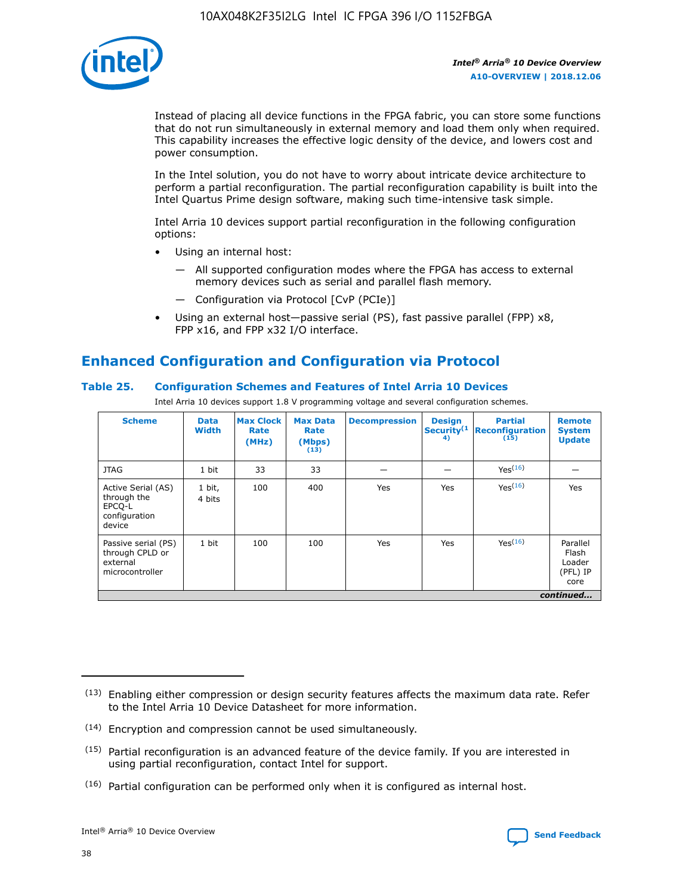Instead of placing all device functions in the FPGA fabric, you can store some functions that do not run simultaneously in external memory and load them only when required. This capability increases the effective logic density of the device, and lowers cost and power consumption.

In the Intel solution, you do not have to worry about intricate device architecture to perform a partial reconfiguration. The partial reconfiguration capability is built into the Intel Quartus Prime design software, making such time-intensive task simple.

Intel Arria 10 devices support partial reconfiguration in the following configuration options:

- Using an internal host:
  - — All supported configuration modes where the FPGA has access to external memory devices such as serial and parallel flash memory.
  - — Configuration via Protocol [CvP (PCIe)]
- Using an external host—passive serial (PS), fast passive parallel (FPP) x8, FPP x16, and FPP x32 I/O interface.

## Enhanced Configuration and Configuration via Protocol

### Table 25. Configuration Schemes and Features of Intel Arria 10 Devices

Intel Arria 10 devices support 1.8 V programming voltage and several configuration schemes.

| Scheme | Data Width | Max Clock Rate (MHz) | Max Data Rate (Mbps) (13) | Decompression | Design Security(14) | Partial Reconfiguration (15) | Remote System Update |
|---|---|---|---|---|---|---|---|
| JTAG | 1 bit | 33 | 33 | — | — | Yes(16) | — |
| Active Serial (AS) through the EPCQ-L configuration device | 1 bit, 4 bits | 100 | 400 | Yes | Yes | Yes(16) | Yes |
| Passive serial (PS) through CPLD or external microcontroller | 1 bit | 100 | 100 | Yes | Yes | Yes(16) | Parallel Flash Loader (PFL) IP core |

*continued...*

(13) Enabling either compression or design security features affects the maximum data rate. Refer to the Intel Arria 10 Device Datasheet for more information.

(14) Encryption and compression cannot be used simultaneously.

(15) Partial reconfiguration is an advanced feature of the device family. If you are interested in using partial reconfiguration, contact Intel for support.

(16) Partial configuration can be performed only when it is configured as internal host.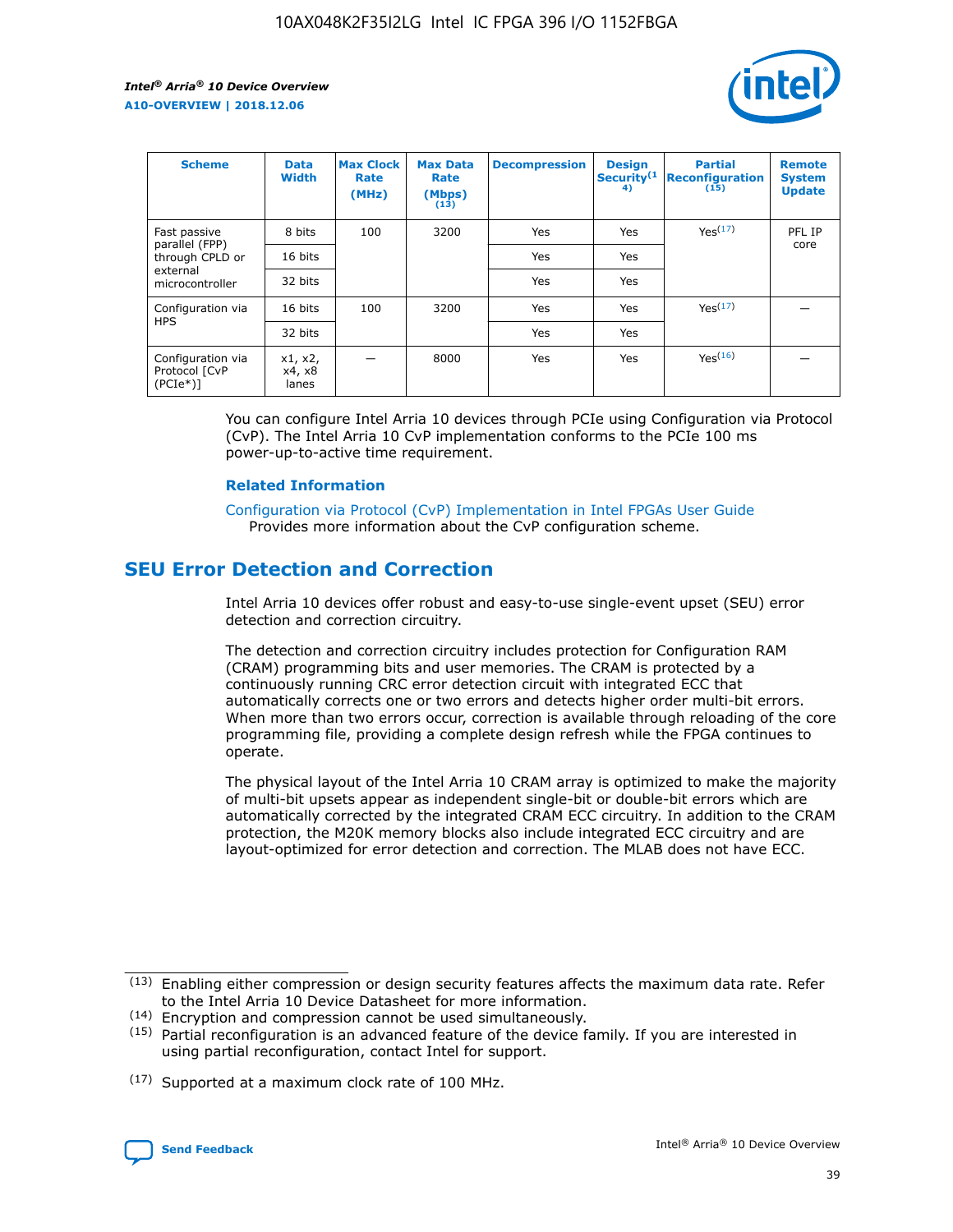| Scheme | Data Width | Max Clock Rate (MHz) | Max Data Rate (Mbps) (13) | Decompression | Design Security (14) | Partial Reconfiguration (15) | Remote System Update |
| --- | --- | --- | --- | --- | --- | --- | --- |
| Fast passive parallel (FPP) through CPLD or external microcontroller | 8 bits | 100 | 3200 | Yes | Yes | Yes (17) | PFL IP core |
| | 16 bits | | | Yes | Yes | | |
| | 32 bits | | | Yes | Yes | | |
| Configuration via HPS | 16 bits | 100 | 3200 | Yes | Yes | Yes (17) | — |
| | 32 bits | | | Yes | Yes | | |
| Configuration via Protocol [CvP (PCIe*)] | x1, x2, x4, x8 lanes | — | 8000 | Yes | Yes | Yes (16) | — |

You can configure Intel Arria 10 devices through PCIe using Configuration via Protocol (CvP). The Intel Arria 10 CvP implementation conforms to the PCIe 100 ms power-up-to-active time requirement.

### Related Information

Configuration via Protocol (CvP) Implementation in Intel FPGAs User Guide
Provides more information about the CvP configuration scheme.

## SEU Error Detection and Correction

Intel Arria 10 devices offer robust and easy-to-use single-event upset (SEU) error detection and correction circuitry.

The detection and correction circuitry includes protection for Configuration RAM (CRAM) programming bits and user memories. The CRAM is protected by a continuously running CRC error detection circuit with integrated ECC that automatically corrects one or two errors and detects higher order multi-bit errors. When more than two errors occur, correction is available through reloading of the core programming file, providing a complete design refresh while the FPGA continues to operate.

The physical layout of the Intel Arria 10 CRAM array is optimized to make the majority of multi-bit upsets appear as independent single-bit or double-bit errors which are automatically corrected by the integrated CRAM ECC circuitry. In addition to the CRAM protection, the M20K memory blocks also include integrated ECC circuitry and are layout-optimized for error detection and correction. The MLAB does not have ECC.

(13) Enabling either compression or design security features affects the maximum data rate. Refer to the Intel Arria 10 Device Datasheet for more information.

(14) Encryption and compression cannot be used simultaneously.

(15) Partial reconfiguration is an advanced feature of the device family. If you are interested in using partial reconfiguration, contact Intel for support.

(17) Supported at a maximum clock rate of 100 MHz.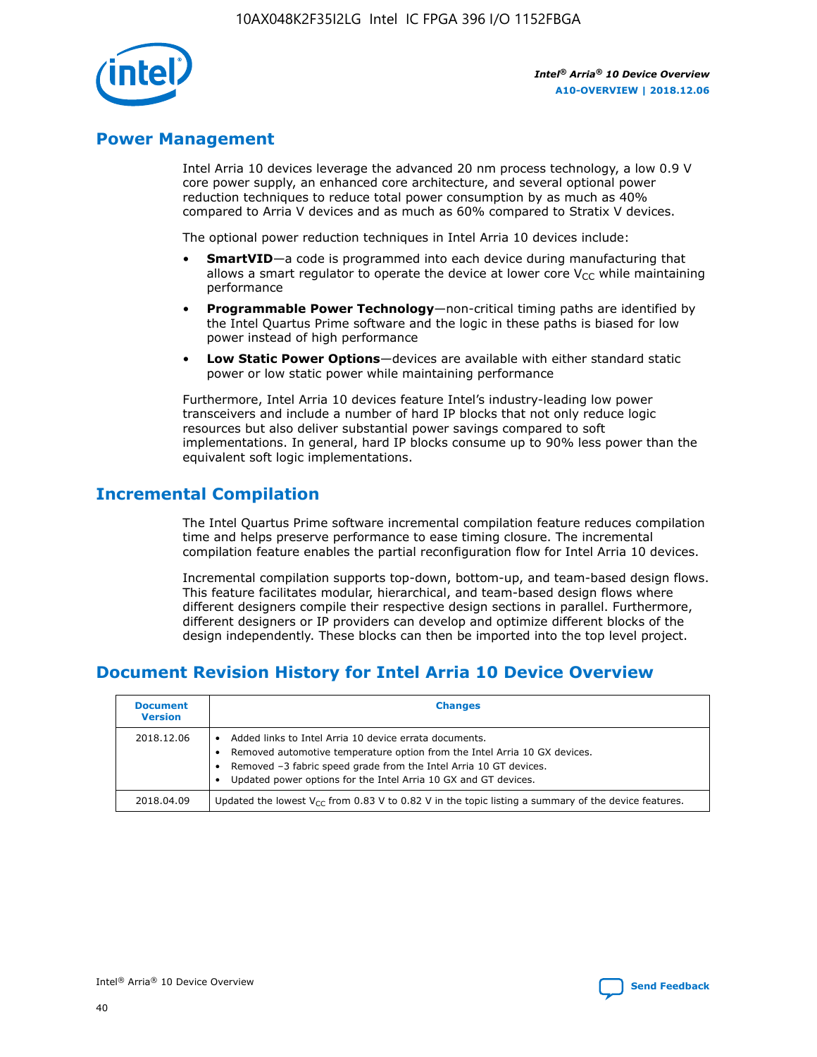## Power Management

Intel Arria 10 devices leverage the advanced 20 nm process technology, a low 0.9 V core power supply, an enhanced core architecture, and several optional power reduction techniques to reduce total power consumption by as much as 40% compared to Arria V devices and as much as 60% compared to Stratix V devices.

The optional power reduction techniques in Intel Arria 10 devices include:

- **SmartVID**—a code is programmed into each device during manufacturing that allows a smart regulator to operate the device at lower core $V_{CC}$ while maintaining performance
- **Programmable Power Technology**—non-critical timing paths are identified by the Intel Quartus Prime software and the logic in these paths is biased for low power instead of high performance
- **Low Static Power Options**—devices are available with either standard static power or low static power while maintaining performance

Furthermore, Intel Arria 10 devices feature Intel's industry-leading low power transceivers and include a number of hard IP blocks that not only reduce logic resources but also deliver substantial power savings compared to soft implementations. In general, hard IP blocks consume up to 90% less power than the equivalent soft logic implementations.

## Incremental Compilation

The Intel Quartus Prime software incremental compilation feature reduces compilation time and helps preserve performance to ease timing closure. The incremental compilation feature enables the partial reconfiguration flow for Intel Arria 10 devices.

Incremental compilation supports top-down, bottom-up, and team-based design flows. This feature facilitates modular, hierarchical, and team-based design flows where different designers compile their respective design sections in parallel. Furthermore, different designers or IP providers can develop and optimize different blocks of the design independently. These blocks can then be imported into the top level project.

## Document Revision History for Intel Arria 10 Device Overview

| Document Version | Changes |
| --- | --- |
| 2018.12.06 | • Added links to Intel Arria 10 device errata documents.<br>• Removed automotive temperature option from the Intel Arria 10 GX devices.<br>• Removed –3 fabric speed grade from the Intel Arria 10 GT devices.<br>• Updated power options for the Intel Arria 10 GX and GT devices. |
| 2018.04.09 | Updated the lowest $V_{CC}$ from 0.83 V to 0.82 V in the topic listing a summary of the device features. |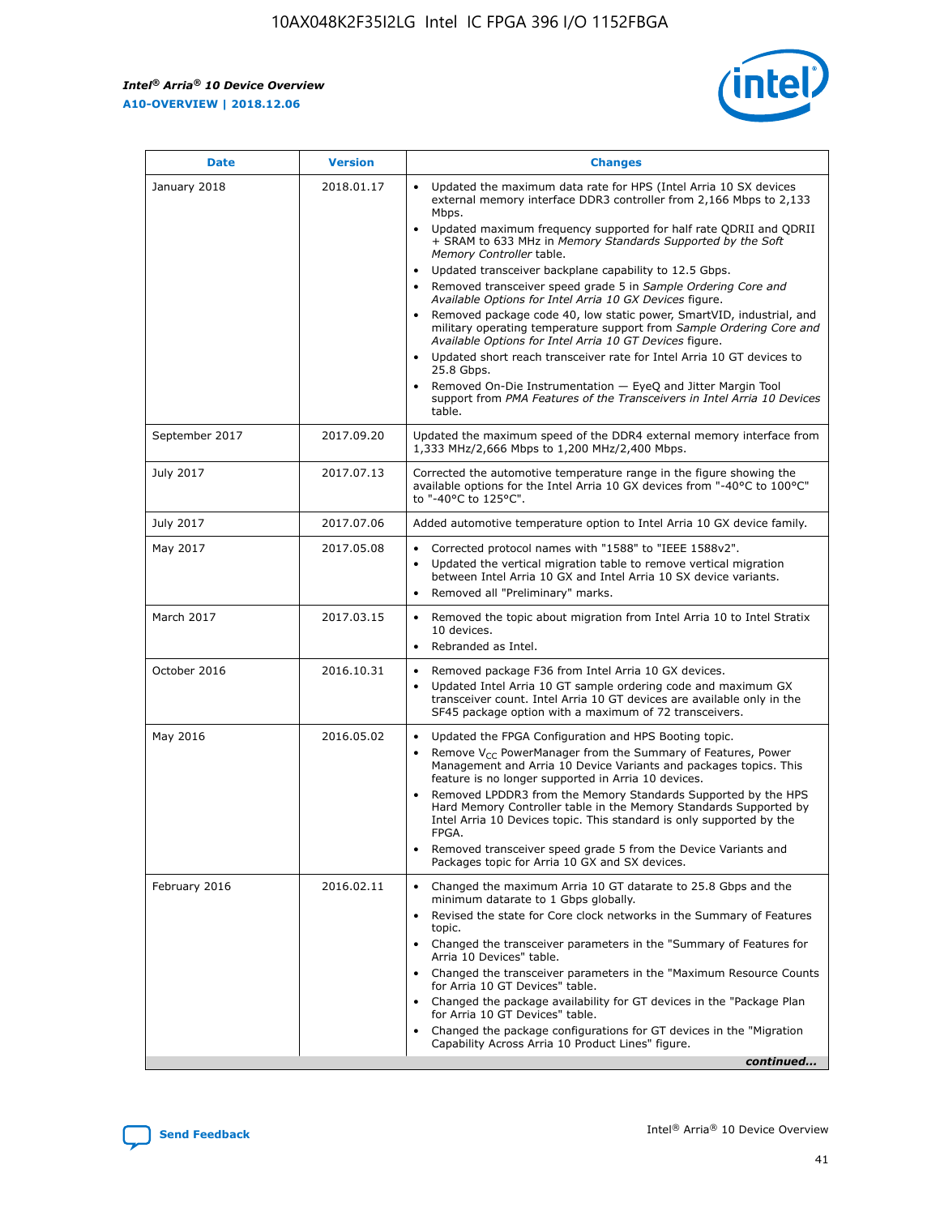| Date | Version | Changes |
| --- | --- | --- |
| January 2018 | 2018.01.17 | • Updated the maximum data rate for HPS (Intel Arria 10 SX devices external memory interface DDR3 controller from 2,166 Mbps to 2,133 Mbps.<br>• Updated maximum frequency supported for half rate QDRII and QDRII + SRAM to 633 MHz in *Memory Standards Supported by the Soft Memory Controller* table.<br>• Updated transceiver backplane capability to 12.5 Gbps.<br>• Removed transceiver speed grade 5 in *Sample Ordering Core and Available Options for Intel Arria 10 GX Devices* figure.<br>• Removed package code 40, low static power, SmartVID, industrial, and military operating temperature support from *Sample Ordering Core and Available Options for Intel Arria 10 GT Devices* figure.<br>• Updated short reach transceiver rate for Intel Arria 10 GT devices to 25.8 Gbps.<br>• Removed On-Die Instrumentation — EyeQ and Jitter Margin Tool support from *PMA Features of the Transceivers in Intel Arria 10 Devices* table. |
| September 2017 | 2017.09.20 | Updated the maximum speed of the DDR4 external memory interface from 1,333 MHz/2,666 Mbps to 1,200 MHz/2,400 Mbps. |
| July 2017 | 2017.07.13 | Corrected the automotive temperature range in the figure showing the available options for the Intel Arria 10 GX devices from "-40°C to 100°C" to "-40°C to 125°C". |
| July 2017 | 2017.07.06 | Added automotive temperature option to Intel Arria 10 GX device family. |
| May 2017 | 2017.05.08 | • Corrected protocol names with "1588" to "IEEE 1588v2".<br>• Updated the vertical migration table to remove vertical migration between Intel Arria 10 GX and Intel Arria 10 SX device variants.<br>• Removed all "Preliminary" marks. |
| March 2017 | 2017.03.15 | • Removed the topic about migration from Intel Arria 10 to Intel Stratix 10 devices.<br>• Rebranded as Intel. |
| October 2016 | 2016.10.31 | • Removed package F36 from Intel Arria 10 GX devices.<br>• Updated Intel Arria 10 GT sample ordering code and maximum GX transceiver count. Intel Arria 10 GT devices are available only in the SF45 package option with a maximum of 72 transceivers. |
| May 2016 | 2016.05.02 | • Updated the FPGA Configuration and HPS Booting topic.<br>• Remove $V_{CC}$ PowerManager from the Summary of Features, Power Management and Arria 10 Device Variants and packages topics. This feature is no longer supported in Arria 10 devices.<br>• Removed LPDDR3 from the Memory Standards Supported by the HPS Hard Memory Controller table in the Memory Standards Supported by Intel Arria 10 Devices topic. This standard is only supported by the FPGA.<br>• Removed transceiver speed grade 5 from the Device Variants and Packages topic for Arria 10 GX and SX devices. |
| February 2016 | 2016.02.11 | • Changed the maximum Arria 10 GT datarate to 25.8 Gbps and the minimum datarate to 1 Gbps globally.<br>• Revised the state for Core clock networks in the Summary of Features topic.<br>• Changed the transceiver parameters in the "Summary of Features for Arria 10 Devices" table.<br>• Changed the transceiver parameters in the "Maximum Resource Counts for Arria 10 GT Devices" table.<br>• Changed the package availability for GT devices in the "Package Plan for Arria 10 GT Devices" table.<br>• Changed the package configurations for GT devices in the "Migration Capability Across Arria 10 Product Lines" figure. |

*continued...*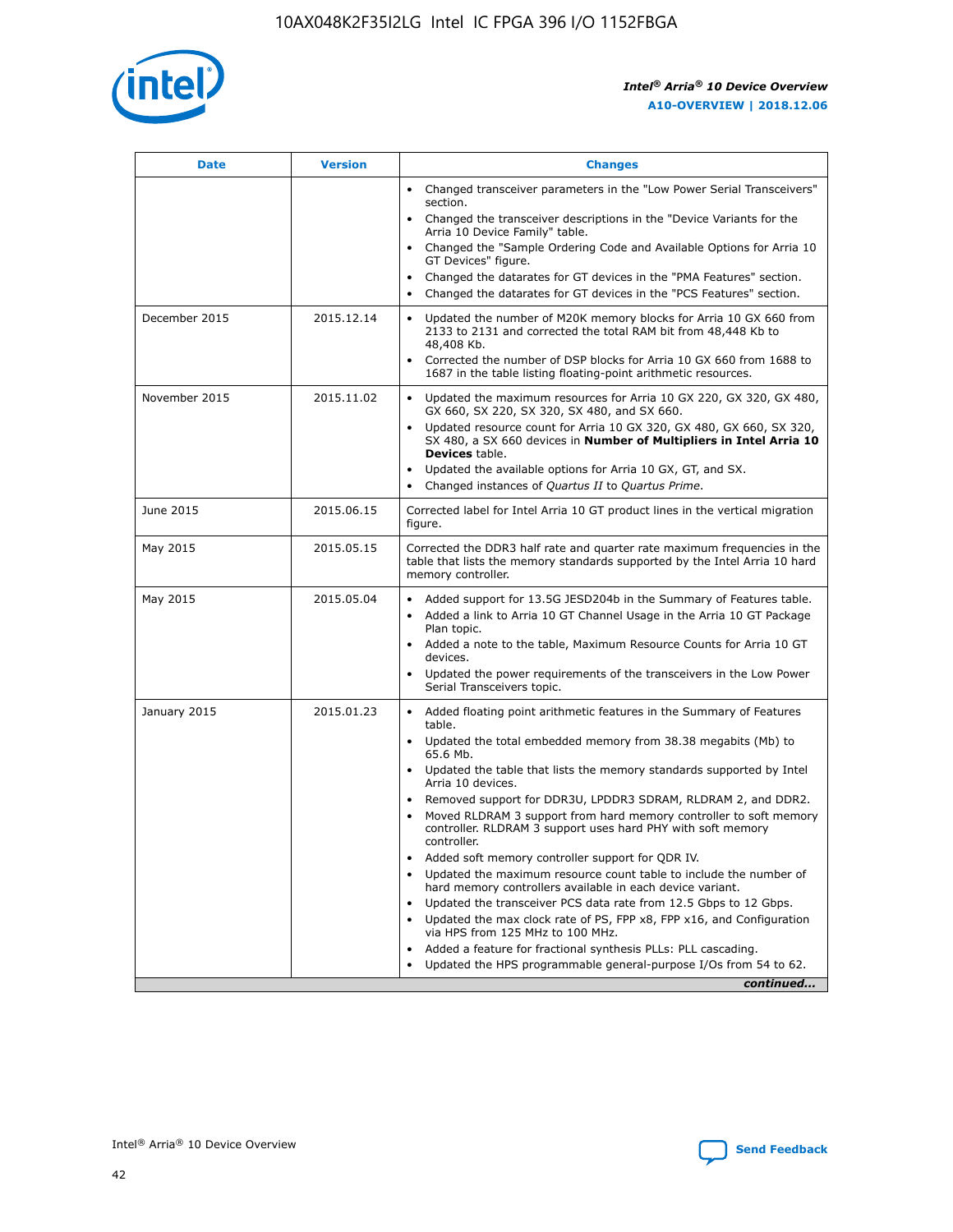| Date | Version | Changes |
| --- | --- | --- |
|  |  | • Changed transceiver parameters in the "Low Power Serial Transceivers" section.<br>• Changed the transceiver descriptions in the "Device Variants for the Arria 10 Device Family" table.<br>• Changed the "Sample Ordering Code and Available Options for Arria 10 GT Devices" figure.<br>• Changed the datarates for GT devices in the "PMA Features" section.<br>• Changed the datarates for GT devices in the "PCS Features" section. |
| December 2015 | 2015.12.14 | • Updated the number of M20K memory blocks for Arria 10 GX 660 from 2133 to 2131 and corrected the total RAM bit from 48,448 Kb to 48,408 Kb.<br>• Corrected the number of DSP blocks for Arria 10 GX 660 from 1688 to 1687 in the table listing floating-point arithmetic resources. |
| November 2015 | 2015.11.02 | • Updated the maximum resources for Arria 10 GX 220, GX 320, GX 480, GX 660, SX 220, SX 320, SX 480, and SX 660.<br>• Updated resource count for Arria 10 GX 320, GX 480, GX 660, SX 320, SX 480, a SX 660 devices in **Number of Multipliers in Intel Arria 10 Devices** table.<br>• Updated the available options for Arria 10 GX, GT, and SX.<br>• Changed instances of *Quartus II* to *Quartus Prime*. |
| June 2015 | 2015.06.15 | Corrected label for Intel Arria 10 GT product lines in the vertical migration figure. |
| May 2015 | 2015.05.15 | Corrected the DDR3 half rate and quarter rate maximum frequencies in the table that lists the memory standards supported by the Intel Arria 10 hard memory controller. |
| May 2015 | 2015.05.04 | • Added support for 13.5G JESD204b in the Summary of Features table.<br>• Added a link to Arria 10 GT Channel Usage in the Arria 10 GT Package Plan topic.<br>• Added a note to the table, Maximum Resource Counts for Arria 10 GT devices.<br>• Updated the power requirements of the transceivers in the Low Power Serial Transceivers topic. |
| January 2015 | 2015.01.23 | • Added floating point arithmetic features in the Summary of Features table.<br>• Updated the total embedded memory from 38.38 megabits (Mb) to 65.6 Mb.<br>• Updated the table that lists the memory standards supported by Intel Arria 10 devices.<br>• Removed support for DDR3U, LPDDR3 SDRAM, RLDRAM 2, and DDR2.<br>• Moved RLDRAM 3 support from hard memory controller to soft memory controller. RLDRAM 3 support uses hard PHY with soft memory controller.<br>• Added soft memory controller support for QDR IV.<br>• Updated the maximum resource count table to include the number of hard memory controllers available in each device variant.<br>• Updated the transceiver PCS data rate from 12.5 Gbps to 12 Gbps.<br>• Updated the max clock rate of PS, FPP x8, FPP x16, and Configuration via HPS from 125 MHz to 100 MHz.<br>• Added a feature for fractional synthesis PLLs: PLL cascading.<br>• Updated the HPS programmable general-purpose I/Os from 54 to 62. |

*continued...*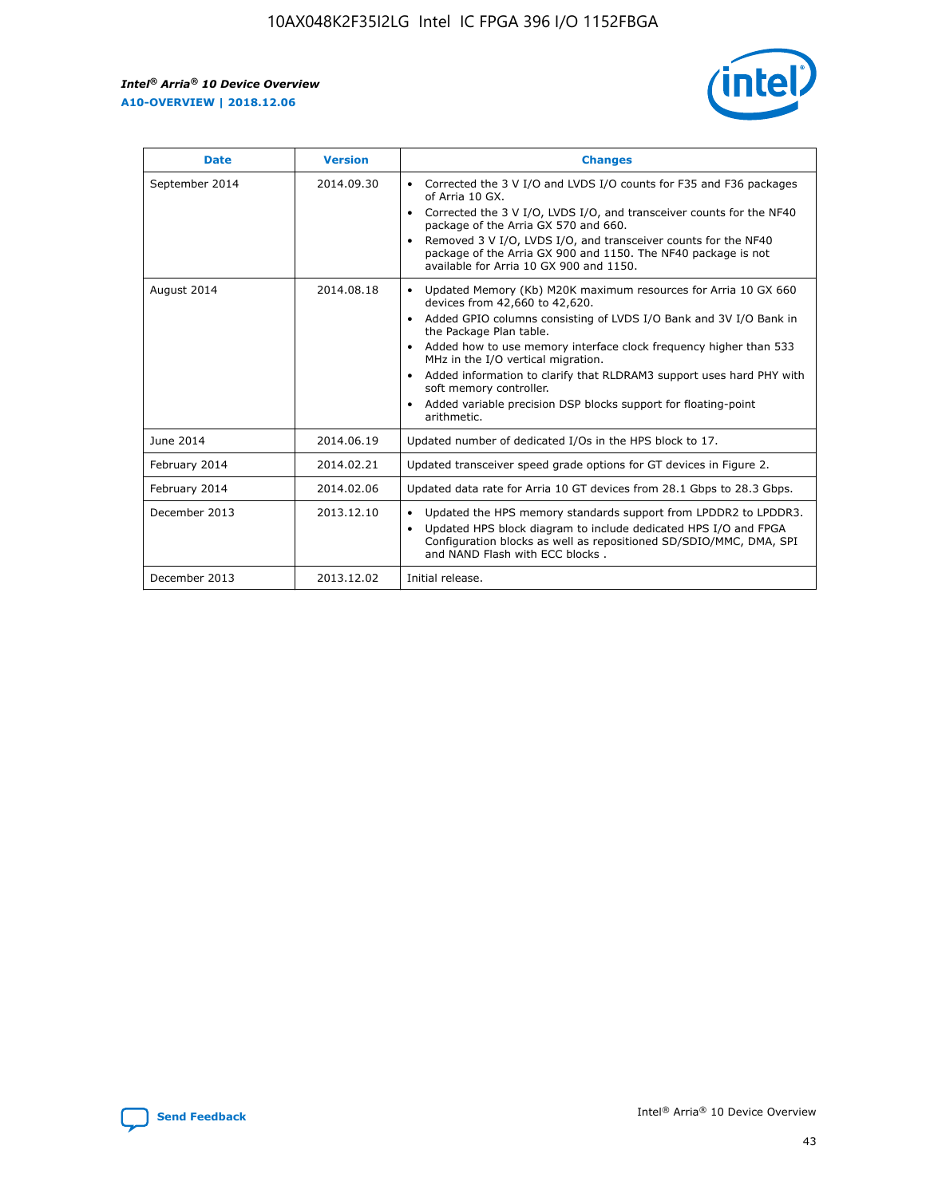| Date | Version | Changes |
| --- | --- | --- |
| September 2014 | 2014.09.30 | • Corrected the 3 V I/O and LVDS I/O counts for F35 and F36 packages of Arria 10 GX.<br>• Corrected the 3 V I/O, LVDS I/O, and transceiver counts for the NF40 package of the Arria GX 570 and 660.<br>• Removed 3 V I/O, LVDS I/O, and transceiver counts for the NF40 package of the Arria GX 900 and 1150. The NF40 package is not available for Arria 10 GX 900 and 1150. |
| August 2014 | 2014.08.18 | • Updated Memory (Kb) M20K maximum resources for Arria 10 GX 660 devices from 42,660 to 42,620.<br>• Added GPIO columns consisting of LVDS I/O Bank and 3V I/O Bank in the Package Plan table.<br>• Added how to use memory interface clock frequency higher than 533 MHz in the I/O vertical migration.<br>• Added information to clarify that RLDRAM3 support uses hard PHY with soft memory controller.<br>• Added variable precision DSP blocks support for floating-point arithmetic. |
| June 2014 | 2014.06.19 | Updated number of dedicated I/Os in the HPS block to 17. |
| February 2014 | 2014.02.21 | Updated transceiver speed grade options for GT devices in Figure 2. |
| February 2014 | 2014.02.06 | Updated data rate for Arria 10 GT devices from 28.1 Gbps to 28.3 Gbps. |
| December 2013 | 2013.12.10 | • Updated the HPS memory standards support from LPDDR2 to LPDDR3.<br>• Updated HPS block diagram to include dedicated HPS I/O and FPGA Configuration blocks as well as repositioned SD/SDIO/MMC, DMA, SPI and NAND Flash with ECC blocks . |
| December 2013 | 2013.12.02 | Initial release. |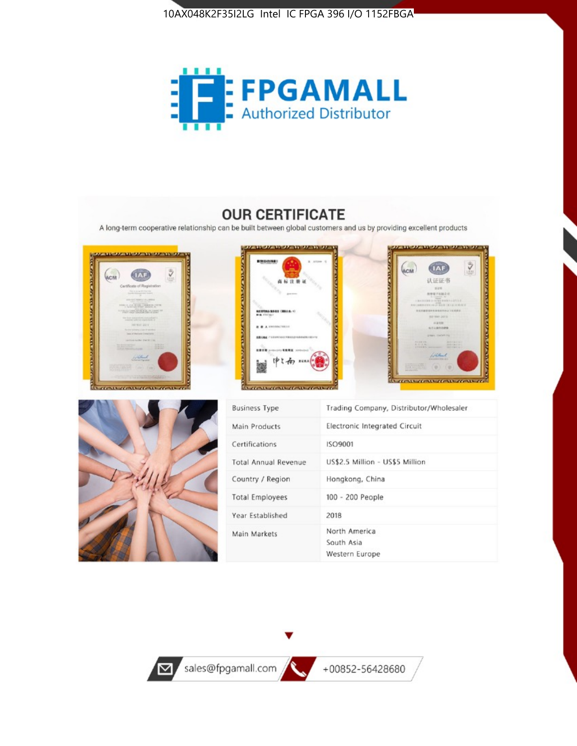FPGAMALL
Authorized Distributor

## OUR CERTIFICATE

A long-term cooperative relationship can be built between global customers and us by providing excellent products

| | |
|---|---|
| Business Type | Trading Company, Distributor/Wholesaler |
| Main Products | Electronic Integrated Circuit |
| Certifications | ISO9001 |
| Total Annual Revenue | US$2.5 Million - US$5 Million |
| Country / Region | Hongkong, China |
| Total Employees | 100 - 200 People |
| Year Established | 2018 |
| Main Markets | North America<br>South Asia<br>Western Europe |

sales@fpgamall.com

+00852-56428680